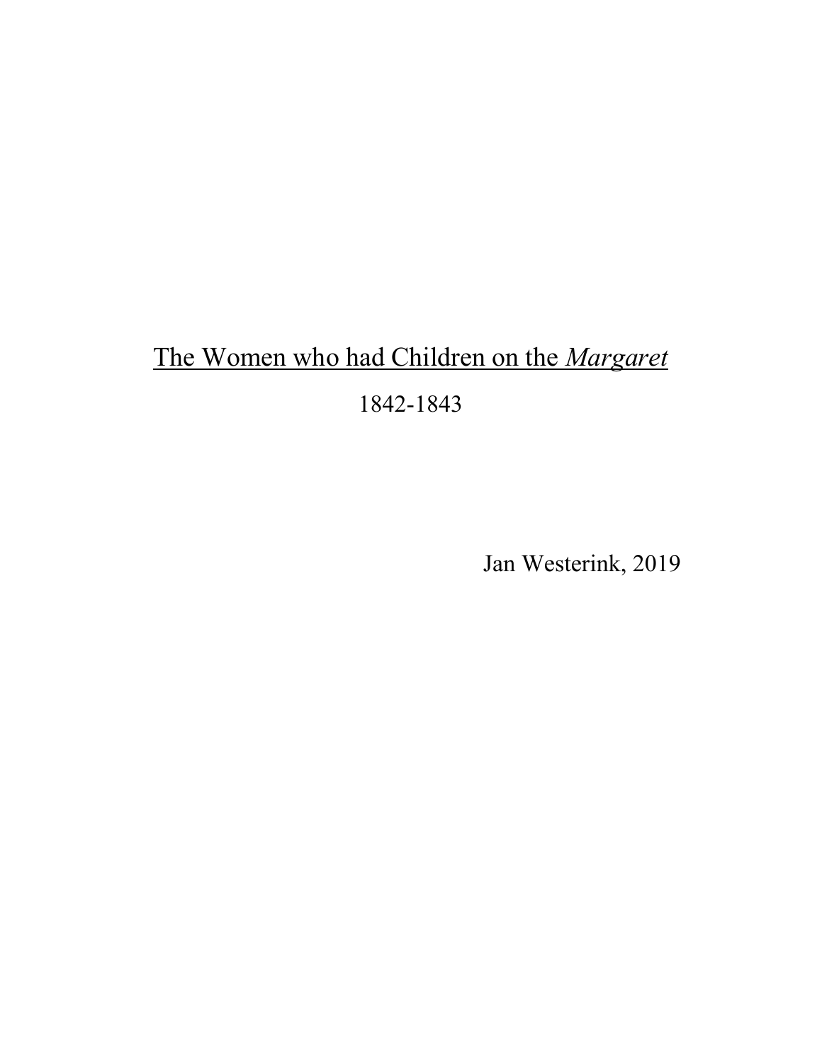# The Women who had Children on the *Margaret*

1842-1843

Jan Westerink, 2019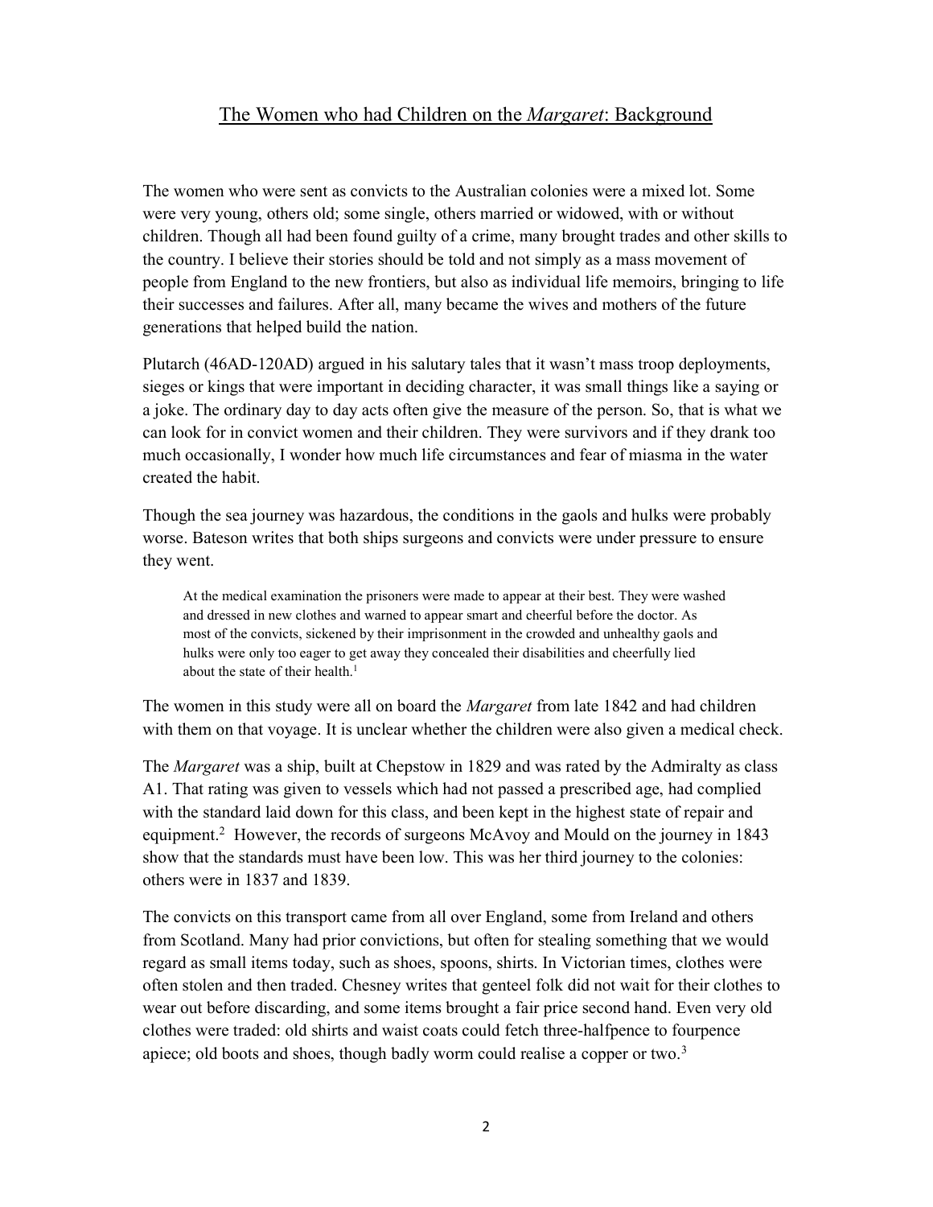## The Women who had Children on the *Margaret*: Background

The women who were sent as convicts to the Australian colonies were a mixed lot. Some were very young, others old; some single, others married or widowed, with or without children. Though all had been found guilty of a crime, many brought trades and other skills to the country. I believe their stories should be told and not simply as a mass movement of people from England to the new frontiers, but also as individual life memoirs, bringing to life their successes and failures. After all, many became the wives and mothers of the future generations that helped build the nation.

Plutarch (46AD-120AD) argued in his salutary tales that it wasn't mass troop deployments, sieges or kings that were important in deciding character, it was small things like a saying or a joke. The ordinary day to day acts often give the measure of the person. So, that is what we can look for in convict women and their children. They were survivors and if they drank too much occasionally, I wonder how much life circumstances and fear of miasma in the water created the habit.

Though the sea journey was hazardous, the conditions in the gaols and hulks were probably worse. Bateson writes that both ships surgeons and convicts were under pressure to ensure they went.

> At the medical examination the prisoners were made to appear at their best. They were washed and dressed in new clothes and warned to appear smart and cheerful before the doctor. As most of the convicts, sickened by their imprisonment in the crowded and unhealthy gaols and hulks were only too eager to get away they concealed their disabilities and cheerfully lied about the state of their health.[1]

The women in this study were all on board the *Margaret* from late 1842 and had children with them on that voyage. It is unclear whether the children were also given a medical check.

The *Margaret* was a ship, built at Chepstow in 1829 and was rated by the Admiralty as class A1. That rating was given to vessels which had not passed a prescribed age, had complied with the standard laid down for this class, and been kept in the highest state of repair and equipment.[2] However, the records of surgeons McAvoy and Mould on the journey in 1843 show that the standards must have been low. This was her third journey to the colonies: others were in 1837 and 1839.

The convicts on this transport came from all over England, some from Ireland and others from Scotland. Many had prior convictions, but often for stealing something that we would regard as small items today, such as shoes, spoons, shirts. In Victorian times, clothes were often stolen and then traded. Chesney writes that genteel folk did not wait for their clothes to wear out before discarding, and some items brought a fair price second hand. Even very old clothes were traded: old shirts and waist coats could fetch three-halfpence to fourpence apiece; old boots and shoes, though badly worm could realise a copper or two.[3]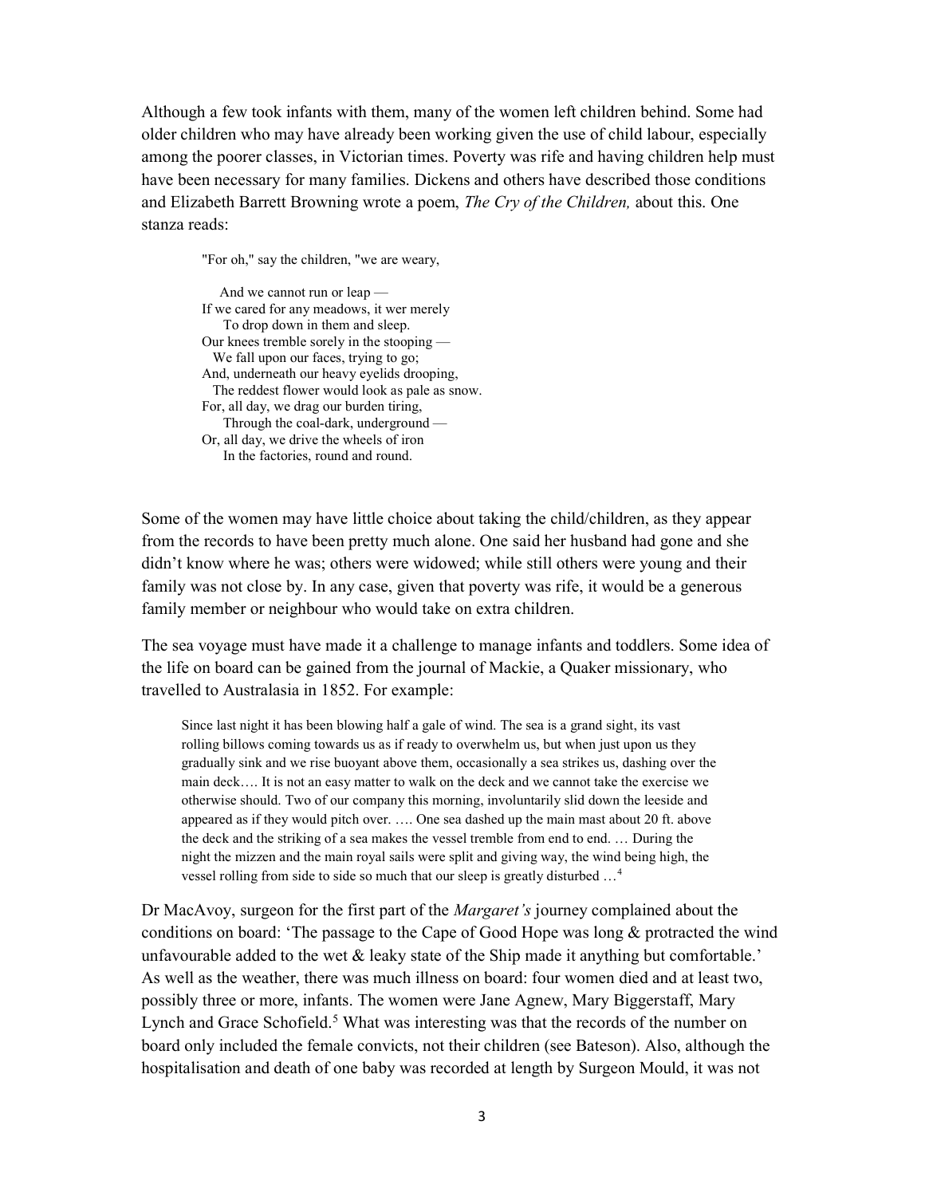Although a few took infants with them, many of the women left children behind. Some had older children who may have already been working given the use of child labour, especially among the poorer classes, in Victorian times. Poverty was rife and having children help must have been necessary for many families. Dickens and others have described those conditions and Elizabeth Barrett Browning wrote a poem, *The Cry of the Children,* about this. One stanza reads:

> "For oh," say the children, "we are weary,
>
> And we cannot run or leap —
> If we cared for any meadows, it wer merely
> To drop down in them and sleep.
> Our knees tremble sorely in the stooping —
> We fall upon our faces, trying to go;
> And, underneath our heavy eyelids drooping,
> The reddest flower would look as pale as snow.
> For, all day, we drag our burden tiring,
> Through the coal-dark, underground —
> Or, all day, we drive the wheels of iron
> In the factories, round and round.

Some of the women may have little choice about taking the child/children, as they appear from the records to have been pretty much alone. One said her husband had gone and she didn't know where he was; others were widowed; while still others were young and their family was not close by. In any case, given that poverty was rife, it would be a generous family member or neighbour who would take on extra children.

The sea voyage must have made it a challenge to manage infants and toddlers. Some idea of the life on board can be gained from the journal of Mackie, a Quaker missionary, who travelled to Australasia in 1852. For example:

> Since last night it has been blowing half a gale of wind. The sea is a grand sight, its vast rolling billows coming towards us as if ready to overwhelm us, but when just upon us they gradually sink and we rise buoyant above them, occasionally a sea strikes us, dashing over the main deck…. It is not an easy matter to walk on the deck and we cannot take the exercise we otherwise should. Two of our company this morning, involuntarily slid down the leeside and appeared as if they would pitch over. …. One sea dashed up the main mast about 20 ft. above the deck and the striking of a sea makes the vessel tremble from end to end. … During the night the mizzen and the main royal sails were split and giving way, the wind being high, the vessel rolling from side to side so much that our sleep is greatly disturbed …[4]

Dr MacAvoy, surgeon for the first part of the *Margaret's* journey complained about the conditions on board: 'The passage to the Cape of Good Hope was long & protracted the wind unfavourable added to the wet & leaky state of the Ship made it anything but comfortable.' As well as the weather, there was much illness on board: four women died and at least two, possibly three or more, infants. The women were Jane Agnew, Mary Biggerstaff, Mary Lynch and Grace Schofield.[5] What was interesting was that the records of the number on board only included the female convicts, not their children (see Bateson). Also, although the hospitalisation and death of one baby was recorded at length by Surgeon Mould, it was not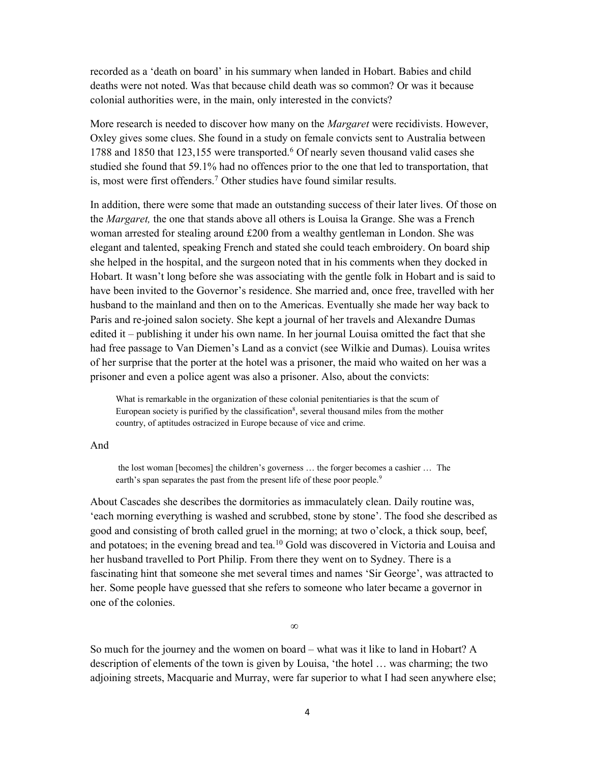recorded as a 'death on board' in his summary when landed in Hobart. Babies and child deaths were not noted. Was that because child death was so common? Or was it because colonial authorities were, in the main, only interested in the convicts?

More research is needed to discover how many on the *Margaret* were recidivists. However, Oxley gives some clues. She found in a study on female convicts sent to Australia between 1788 and 1850 that 123,155 were transported.[6] Of nearly seven thousand valid cases she studied she found that 59.1% had no offences prior to the one that led to transportation, that is, most were first offenders.[7] Other studies have found similar results.

In addition, there were some that made an outstanding success of their later lives. Of those on the *Margaret,* the one that stands above all others is Louisa la Grange. She was a French woman arrested for stealing around £200 from a wealthy gentleman in London. She was elegant and talented, speaking French and stated she could teach embroidery. On board ship she helped in the hospital, and the surgeon noted that in his comments when they docked in Hobart. It wasn't long before she was associating with the gentle folk in Hobart and is said to have been invited to the Governor's residence. She married and, once free, travelled with her husband to the mainland and then on to the Americas. Eventually she made her way back to Paris and re-joined salon society. She kept a journal of her travels and Alexandre Dumas edited it – publishing it under his own name. In her journal Louisa omitted the fact that she had free passage to Van Diemen's Land as a convict (see Wilkie and Dumas). Louisa writes of her surprise that the porter at the hotel was a prisoner, the maid who waited on her was a prisoner and even a police agent was also a prisoner. Also, about the convicts:

> What is remarkable in the organization of these colonial penitentiaries is that the scum of European society is purified by the classification[8], several thousand miles from the mother country, of aptitudes ostracized in Europe because of vice and crime.

And

> the lost woman [becomes] the children's governess … the forger becomes a cashier … The earth's span separates the past from the present life of these poor people.[9]

About Cascades she describes the dormitories as immaculately clean. Daily routine was, 'each morning everything is washed and scrubbed, stone by stone'. The food she described as good and consisting of broth called gruel in the morning; at two o'clock, a thick soup, beef, and potatoes; in the evening bread and tea.[10] Gold was discovered in Victoria and Louisa and her husband travelled to Port Philip. From there they went on to Sydney. There is a fascinating hint that someone she met several times and names 'Sir George', was attracted to her. Some people have guessed that she refers to someone who later became a governor in one of the colonies.

∞

So much for the journey and the women on board – what was it like to land in Hobart? A description of elements of the town is given by Louisa, 'the hotel … was charming; the two adjoining streets, Macquarie and Murray, were far superior to what I had seen anywhere else;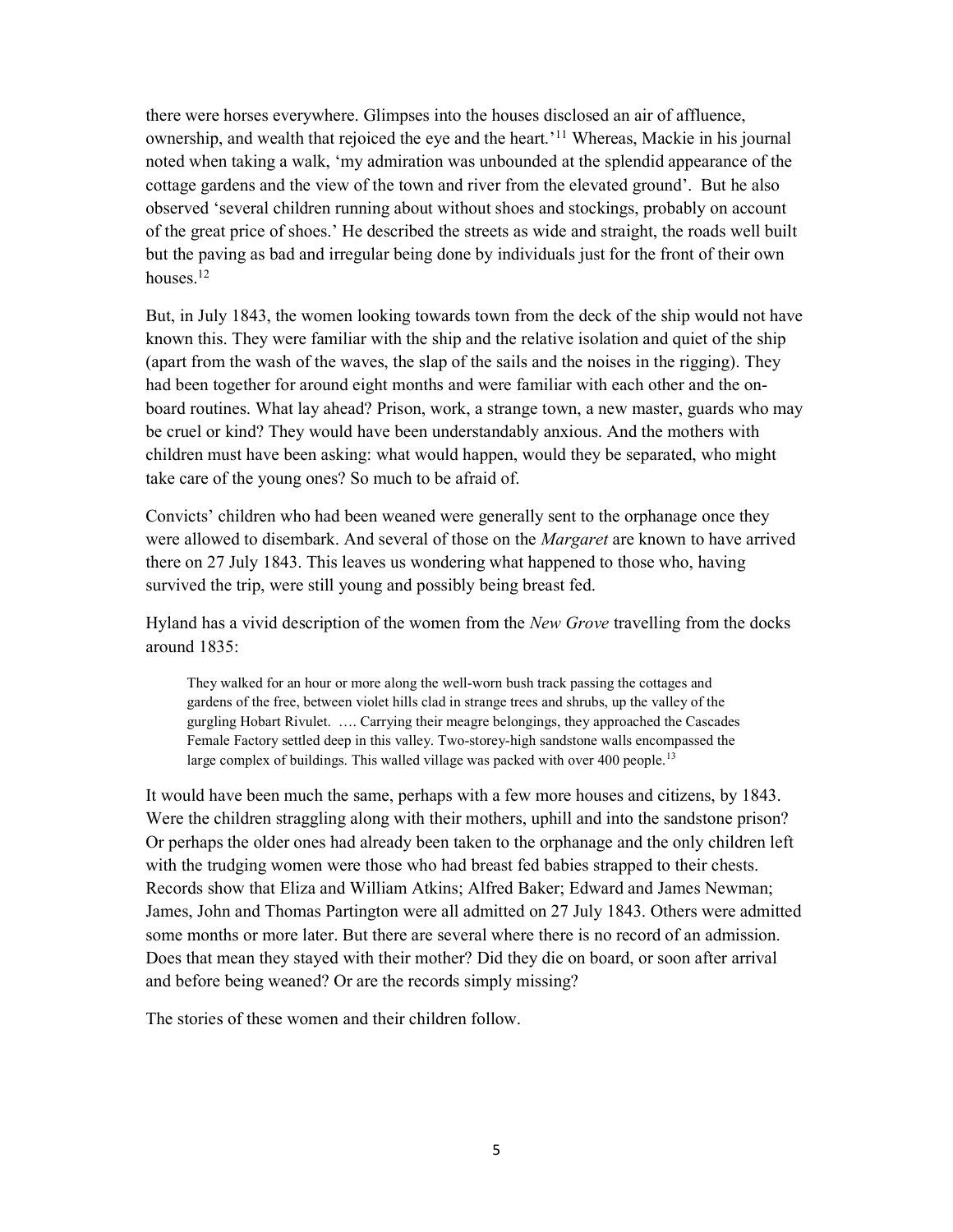there were horses everywhere. Glimpses into the houses disclosed an air of affluence, ownership, and wealth that rejoiced the eye and the heart.'[11] Whereas, Mackie in his journal noted when taking a walk, 'my admiration was unbounded at the splendid appearance of the cottage gardens and the view of the town and river from the elevated ground'. But he also observed 'several children running about without shoes and stockings, probably on account of the great price of shoes.' He described the streets as wide and straight, the roads well built but the paving as bad and irregular being done by individuals just for the front of their own houses.[12]

But, in July 1843, the women looking towards town from the deck of the ship would not have known this. They were familiar with the ship and the relative isolation and quiet of the ship (apart from the wash of the waves, the slap of the sails and the noises in the rigging). They had been together for around eight months and were familiar with each other and the on-board routines. What lay ahead? Prison, work, a strange town, a new master, guards who may be cruel or kind? They would have been understandably anxious. And the mothers with children must have been asking: what would happen, would they be separated, who might take care of the young ones? So much to be afraid of.

Convicts' children who had been weaned were generally sent to the orphanage once they were allowed to disembark. And several of those on the *Margaret* are known to have arrived there on 27 July 1843. This leaves us wondering what happened to those who, having survived the trip, were still young and possibly being breast fed.

Hyland has a vivid description of the women from the *New Grove* travelling from the docks around 1835:

> They walked for an hour or more along the well-worn bush track passing the cottages and gardens of the free, between violet hills clad in strange trees and shrubs, up the valley of the gurgling Hobart Rivulet. …. Carrying their meagre belongings, they approached the Cascades Female Factory settled deep in this valley. Two-storey-high sandstone walls encompassed the large complex of buildings. This walled village was packed with over 400 people.[13]

It would have been much the same, perhaps with a few more houses and citizens, by 1843. Were the children straggling along with their mothers, uphill and into the sandstone prison? Or perhaps the older ones had already been taken to the orphanage and the only children left with the trudging women were those who had breast fed babies strapped to their chests. Records show that Eliza and William Atkins; Alfred Baker; Edward and James Newman; James, John and Thomas Partington were all admitted on 27 July 1843. Others were admitted some months or more later. But there are several where there is no record of an admission. Does that mean they stayed with their mother? Did they die on board, or soon after arrival and before being weaned? Or are the records simply missing?

The stories of these women and their children follow.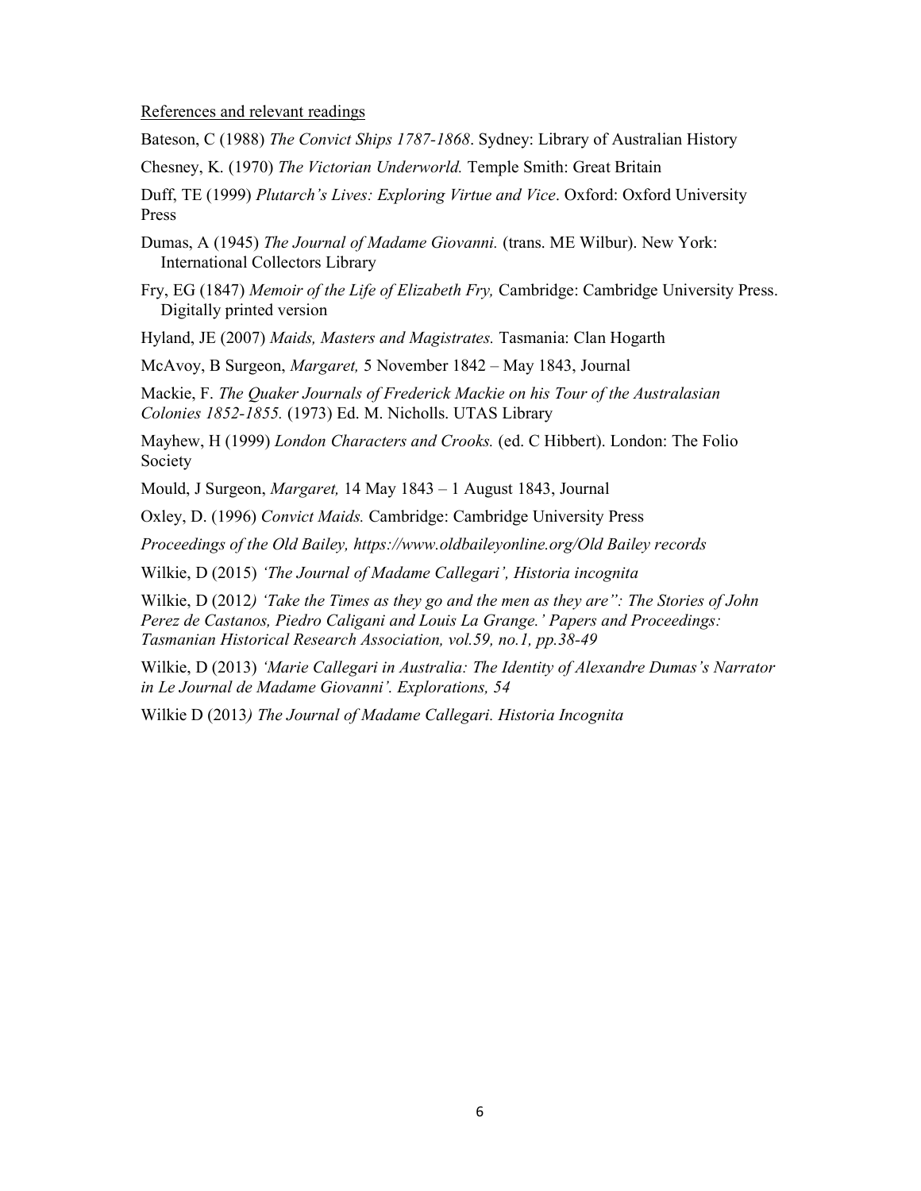References and relevant readings

Bateson, C (1988) *The Convict Ships 1787-1868*. Sydney: Library of Australian History

Chesney, K. (1970) *The Victorian Underworld.* Temple Smith: Great Britain

Duff, TE (1999) *Plutarch's Lives: Exploring Virtue and Vice*. Oxford: Oxford University Press

Dumas, A (1945) *The Journal of Madame Giovanni.* (trans. ME Wilbur). New York: International Collectors Library

Fry, EG (1847) *Memoir of the Life of Elizabeth Fry,* Cambridge: Cambridge University Press. Digitally printed version

Hyland, JE (2007) *Maids, Masters and Magistrates.* Tasmania: Clan Hogarth

McAvoy, B Surgeon, *Margaret,* 5 November 1842 – May 1843, Journal

Mackie, F. *The Quaker Journals of Frederick Mackie on his Tour of the Australasian Colonies 1852-1855.* (1973) Ed. M. Nicholls. UTAS Library

Mayhew, H (1999) *London Characters and Crooks.* (ed. C Hibbert). London: The Folio Society

Mould, J Surgeon, *Margaret,* 14 May 1843 – 1 August 1843, Journal

Oxley, D. (1996) *Convict Maids.* Cambridge: Cambridge University Press

*Proceedings of the Old Bailey, https://www.oldbaileyonline.org/Old Bailey records*

Wilkie, D (2015) *'The Journal of Madame Callegari', Historia incognita*

Wilkie, D (2012*) 'Take the Times as they go and the men as they are": The Stories of John Perez de Castanos, Piedro Caligani and Louis La Grange.' Papers and Proceedings: Tasmanian Historical Research Association, vol.59, no.1, pp.38-49*

Wilkie, D (2013) *'Marie Callegari in Australia: The Identity of Alexandre Dumas's Narrator in Le Journal de Madame Giovanni'. Explorations, 54*

Wilkie D (2013*) The Journal of Madame Callegari. Historia Incognita*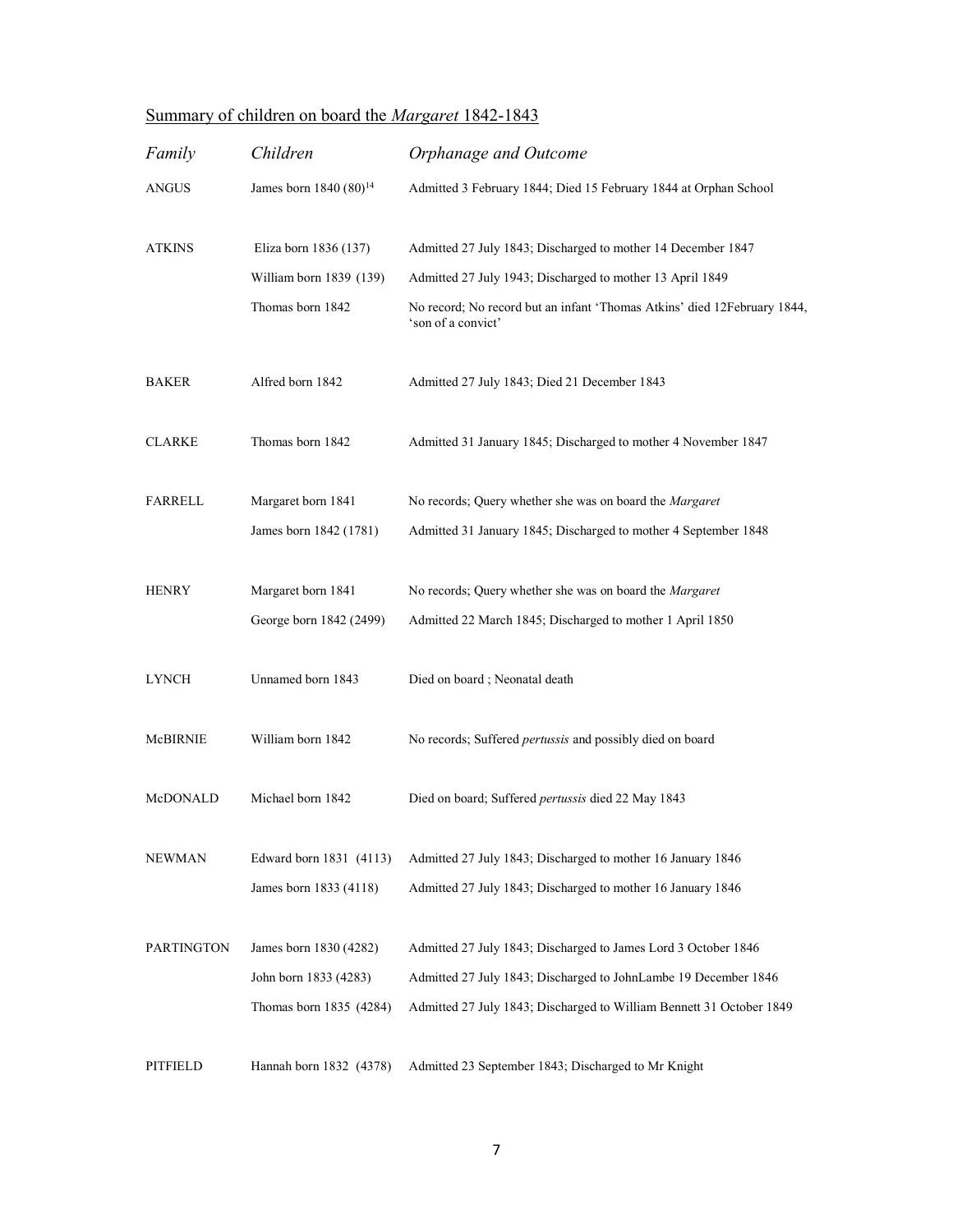<u>Summary of children on board the *Margaret* 1842-1843</u>

| *Family* | *Children* | *Orphanage and Outcome* |
|---|---|---|
| ANGUS | James born 1840 (80)[14] | Admitted 3 February 1844; Died 15 February 1844 at Orphan School |
| ATKINS | Eliza born 1836 (137) | Admitted 27 July 1843; Discharged to mother 14 December 1847 |
| | William born 1839 (139) | Admitted 27 July 1943; Discharged to mother 13 April 1849 |
| | Thomas born 1842 | No record; No record but an infant 'Thomas Atkins' died 12February 1844, 'son of a convict' |
| BAKER | Alfred born 1842 | Admitted 27 July 1843; Died 21 December 1843 |
| CLARKE | Thomas born 1842 | Admitted 31 January 1845; Discharged to mother 4 November 1847 |
| FARRELL | Margaret born 1841 | No records; Query whether she was on board the *Margaret* |
| | James born 1842 (1781) | Admitted 31 January 1845; Discharged to mother 4 September 1848 |
| HENRY | Margaret born 1841 | No records; Query whether she was on board the *Margaret* |
| | George born 1842 (2499) | Admitted 22 March 1845; Discharged to mother 1 April 1850 |
| LYNCH | Unnamed born 1843 | Died on board ; Neonatal death |
| McBIRNIE | William born 1842 | No records; Suffered *pertussis* and possibly died on board |
| McDONALD | Michael born 1842 | Died on board; Suffered *pertussis* died 22 May 1843 |
| NEWMAN | Edward born 1831 (4113) | Admitted 27 July 1843; Discharged to mother 16 January 1846 |
| | James born 1833 (4118) | Admitted 27 July 1843; Discharged to mother 16 January 1846 |
| PARTINGTON | James born 1830 (4282) | Admitted 27 July 1843; Discharged to James Lord 3 October 1846 |
| | John born 1833 (4283) | Admitted 27 July 1843; Discharged to JohnLambe 19 December 1846 |
| | Thomas born 1835 (4284) | Admitted 27 July 1843; Discharged to William Bennett 31 October 1849 |
| PITFIELD | Hannah born 1832 (4378) | Admitted 23 September 1843; Discharged to Mr Knight |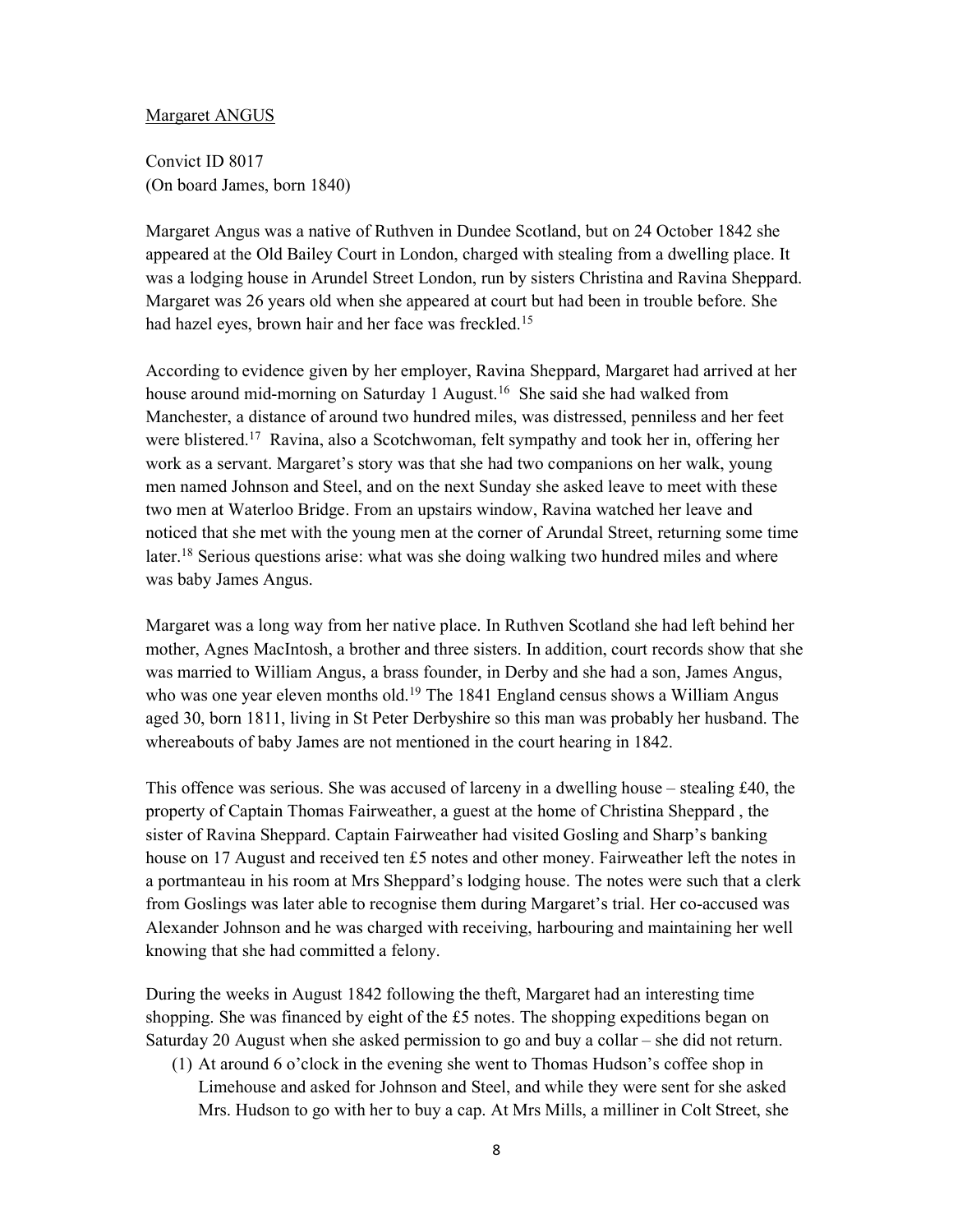Margaret ANGUS

Convict ID 8017
(On board James, born 1840)

Margaret Angus was a native of Ruthven in Dundee Scotland, but on 24 October 1842 she appeared at the Old Bailey Court in London, charged with stealing from a dwelling place. It was a lodging house in Arundel Street London, run by sisters Christina and Ravina Sheppard. Margaret was 26 years old when she appeared at court but had been in trouble before. She had hazel eyes, brown hair and her face was freckled.[15]

According to evidence given by her employer, Ravina Sheppard, Margaret had arrived at her house around mid-morning on Saturday 1 August.[16] She said she had walked from Manchester, a distance of around two hundred miles, was distressed, penniless and her feet were blistered.[17] Ravina, also a Scotchwoman, felt sympathy and took her in, offering her work as a servant. Margaret's story was that she had two companions on her walk, young men named Johnson and Steel, and on the next Sunday she asked leave to meet with these two men at Waterloo Bridge. From an upstairs window, Ravina watched her leave and noticed that she met with the young men at the corner of Arundal Street, returning some time later.[18] Serious questions arise: what was she doing walking two hundred miles and where was baby James Angus.

Margaret was a long way from her native place. In Ruthven Scotland she had left behind her mother, Agnes MacIntosh, a brother and three sisters. In addition, court records show that she was married to William Angus, a brass founder, in Derby and she had a son, James Angus, who was one year eleven months old.[19] The 1841 England census shows a William Angus aged 30, born 1811, living in St Peter Derbyshire so this man was probably her husband. The whereabouts of baby James are not mentioned in the court hearing in 1842.

This offence was serious. She was accused of larceny in a dwelling house – stealing £40, the property of Captain Thomas Fairweather, a guest at the home of Christina Sheppard , the sister of Ravina Sheppard. Captain Fairweather had visited Gosling and Sharp's banking house on 17 August and received ten £5 notes and other money. Fairweather left the notes in a portmanteau in his room at Mrs Sheppard's lodging house. The notes were such that a clerk from Goslings was later able to recognise them during Margaret's trial. Her co-accused was Alexander Johnson and he was charged with receiving, harbouring and maintaining her well knowing that she had committed a felony.

During the weeks in August 1842 following the theft, Margaret had an interesting time shopping. She was financed by eight of the £5 notes. The shopping expeditions began on Saturday 20 August when she asked permission to go and buy a collar – she did not return.

(1) At around 6 o'clock in the evening she went to Thomas Hudson's coffee shop in Limehouse and asked for Johnson and Steel, and while they were sent for she asked Mrs. Hudson to go with her to buy a cap. At Mrs Mills, a milliner in Colt Street, she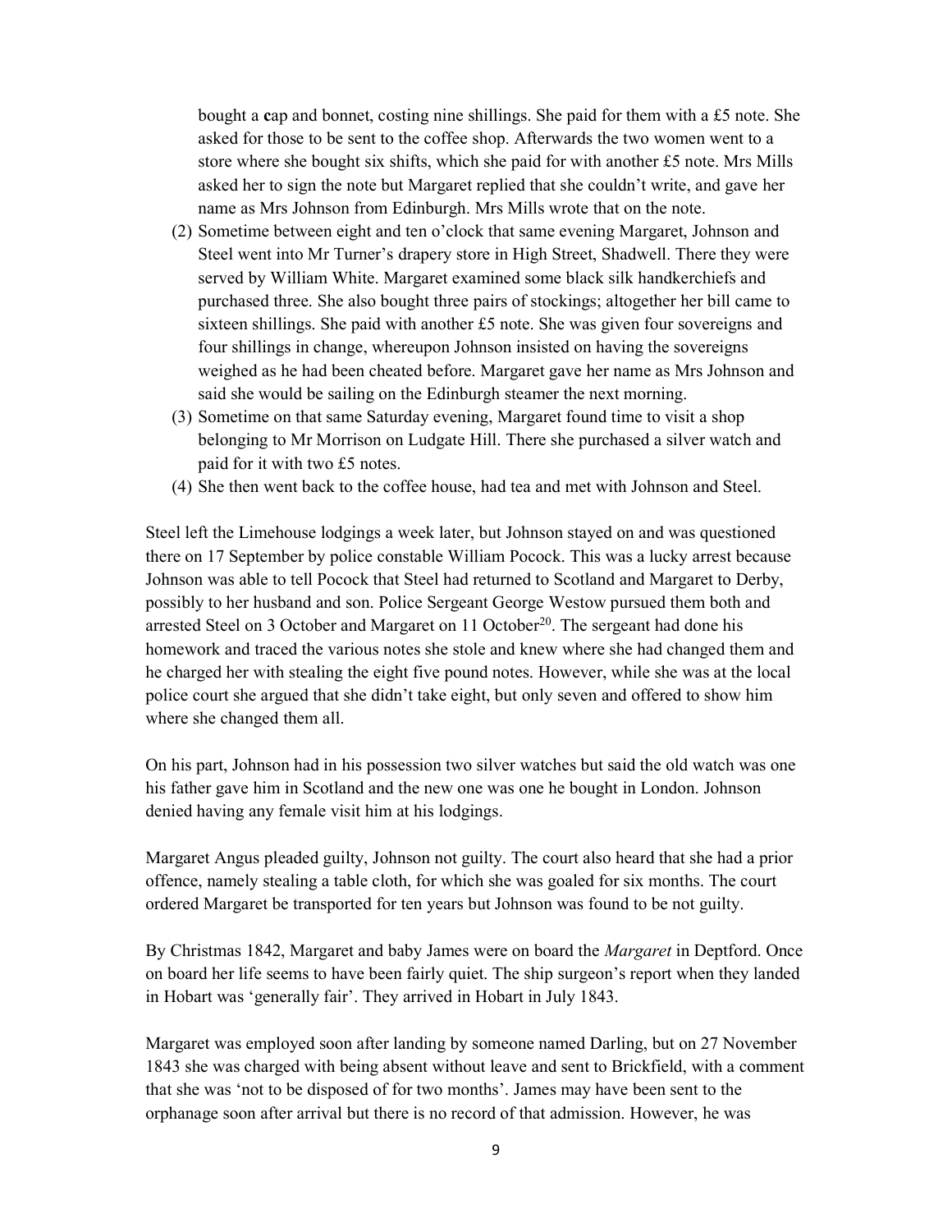bought a **c**ap and bonnet, costing nine shillings. She paid for them with a £5 note. She asked for those to be sent to the coffee shop. Afterwards the two women went to a store where she bought six shifts, which she paid for with another £5 note. Mrs Mills asked her to sign the note but Margaret replied that she couldn't write, and gave her name as Mrs Johnson from Edinburgh. Mrs Mills wrote that on the note.

(2) Sometime between eight and ten o'clock that same evening Margaret, Johnson and Steel went into Mr Turner's drapery store in High Street, Shadwell. There they were served by William White. Margaret examined some black silk handkerchiefs and purchased three. She also bought three pairs of stockings; altogether her bill came to sixteen shillings. She paid with another £5 note. She was given four sovereigns and four shillings in change, whereupon Johnson insisted on having the sovereigns weighed as he had been cheated before. Margaret gave her name as Mrs Johnson and said she would be sailing on the Edinburgh steamer the next morning.

(3) Sometime on that same Saturday evening, Margaret found time to visit a shop belonging to Mr Morrison on Ludgate Hill. There she purchased a silver watch and paid for it with two £5 notes.

(4) She then went back to the coffee house, had tea and met with Johnson and Steel.

Steel left the Limehouse lodgings a week later, but Johnson stayed on and was questioned there on 17 September by police constable William Pocock. This was a lucky arrest because Johnson was able to tell Pocock that Steel had returned to Scotland and Margaret to Derby, possibly to her husband and son. Police Sergeant George Westow pursued them both and arrested Steel on 3 October and Margaret on 11 October[20]. The sergeant had done his homework and traced the various notes she stole and knew where she had changed them and he charged her with stealing the eight five pound notes. However, while she was at the local police court she argued that she didn't take eight, but only seven and offered to show him where she changed them all.

On his part, Johnson had in his possession two silver watches but said the old watch was one his father gave him in Scotland and the new one was one he bought in London. Johnson denied having any female visit him at his lodgings.

Margaret Angus pleaded guilty, Johnson not guilty. The court also heard that she had a prior offence, namely stealing a table cloth, for which she was goaled for six months. The court ordered Margaret be transported for ten years but Johnson was found to be not guilty.

By Christmas 1842, Margaret and baby James were on board the *Margaret* in Deptford. Once on board her life seems to have been fairly quiet. The ship surgeon's report when they landed in Hobart was 'generally fair'. They arrived in Hobart in July 1843.

Margaret was employed soon after landing by someone named Darling, but on 27 November 1843 she was charged with being absent without leave and sent to Brickfield, with a comment that she was 'not to be disposed of for two months'. James may have been sent to the orphanage soon after arrival but there is no record of that admission. However, he was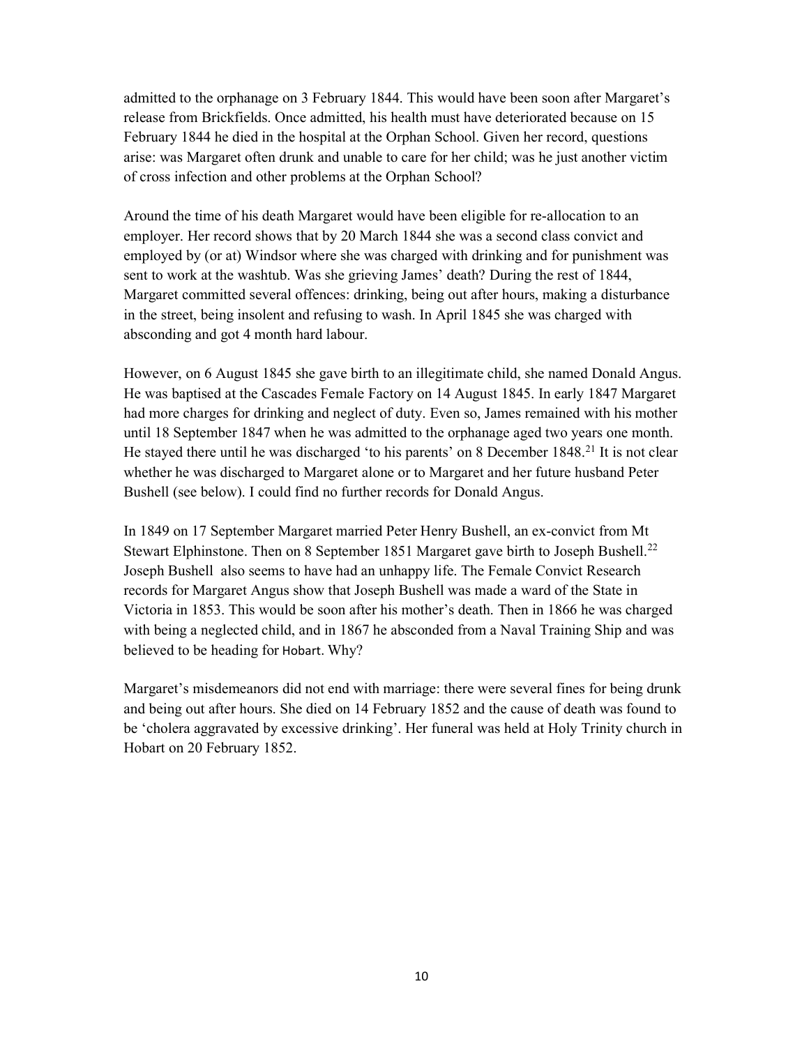admitted to the orphanage on 3 February 1844. This would have been soon after Margaret's release from Brickfields. Once admitted, his health must have deteriorated because on 15 February 1844 he died in the hospital at the Orphan School. Given her record, questions arise: was Margaret often drunk and unable to care for her child; was he just another victim of cross infection and other problems at the Orphan School?

Around the time of his death Margaret would have been eligible for re-allocation to an employer. Her record shows that by 20 March 1844 she was a second class convict and employed by (or at) Windsor where she was charged with drinking and for punishment was sent to work at the washtub. Was she grieving James' death? During the rest of 1844, Margaret committed several offences: drinking, being out after hours, making a disturbance in the street, being insolent and refusing to wash. In April 1845 she was charged with absconding and got 4 month hard labour.

However, on 6 August 1845 she gave birth to an illegitimate child, she named Donald Angus. He was baptised at the Cascades Female Factory on 14 August 1845. In early 1847 Margaret had more charges for drinking and neglect of duty. Even so, James remained with his mother until 18 September 1847 when he was admitted to the orphanage aged two years one month. He stayed there until he was discharged 'to his parents' on 8 December 1848.[21] It is not clear whether he was discharged to Margaret alone or to Margaret and her future husband Peter Bushell (see below). I could find no further records for Donald Angus.

In 1849 on 17 September Margaret married Peter Henry Bushell, an ex-convict from Mt Stewart Elphinstone. Then on 8 September 1851 Margaret gave birth to Joseph Bushell.[22] Joseph Bushell also seems to have had an unhappy life. The Female Convict Research records for Margaret Angus show that Joseph Bushell was made a ward of the State in Victoria in 1853. This would be soon after his mother's death. Then in 1866 he was charged with being a neglected child, and in 1867 he absconded from a Naval Training Ship and was believed to be heading for Hobart. Why?

Margaret's misdemeanors did not end with marriage: there were several fines for being drunk and being out after hours. She died on 14 February 1852 and the cause of death was found to be 'cholera aggravated by excessive drinking'. Her funeral was held at Holy Trinity church in Hobart on 20 February 1852.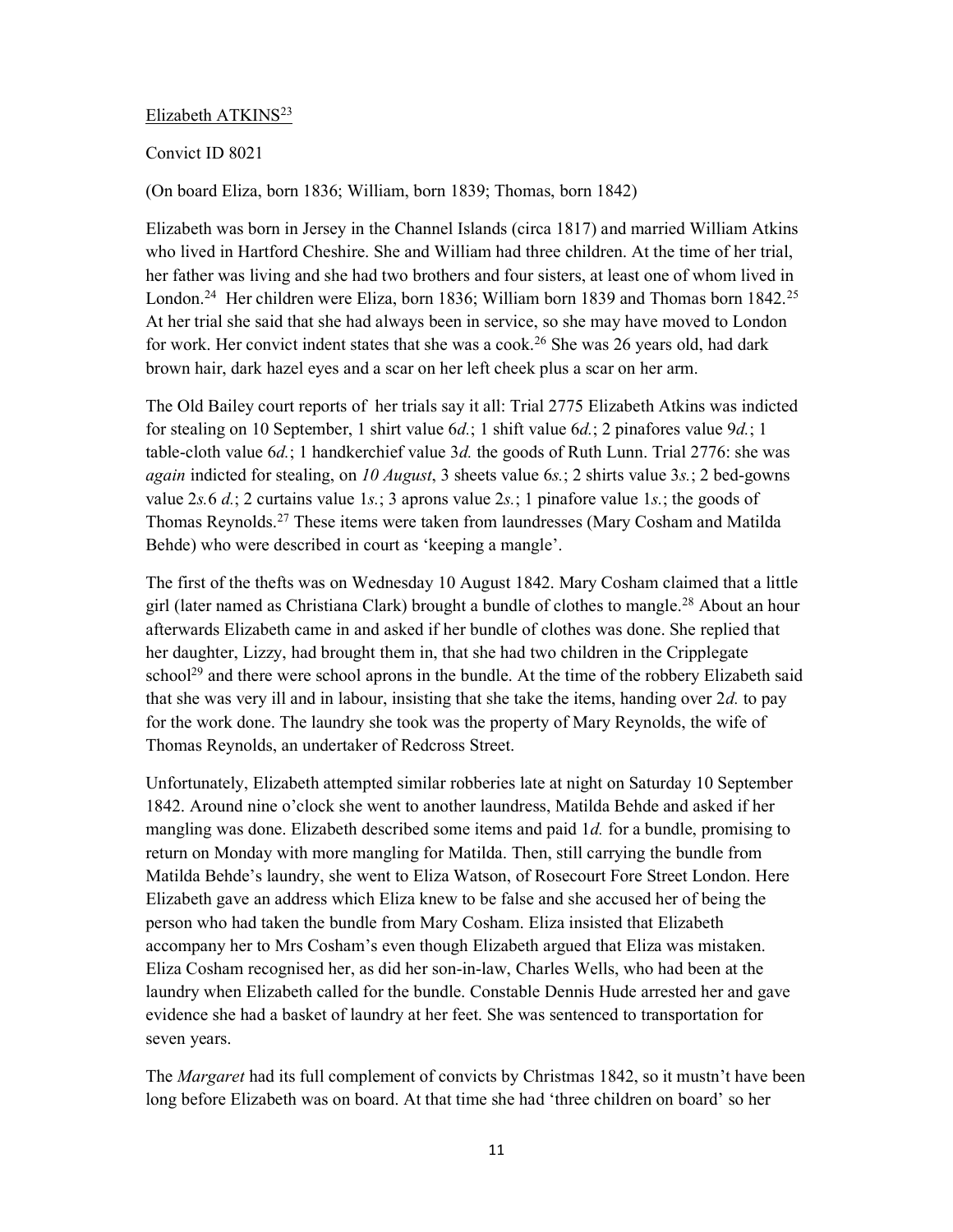Elizabeth ATKINS[23]

Convict ID 8021

(On board Eliza, born 1836; William, born 1839; Thomas, born 1842)

Elizabeth was born in Jersey in the Channel Islands (circa 1817) and married William Atkins who lived in Hartford Cheshire. She and William had three children. At the time of her trial, her father was living and she had two brothers and four sisters, at least one of whom lived in London.[24] Her children were Eliza, born 1836; William born 1839 and Thomas born 1842.[25] At her trial she said that she had always been in service, so she may have moved to London for work. Her convict indent states that she was a cook.[26] She was 26 years old, had dark brown hair, dark hazel eyes and a scar on her left cheek plus a scar on her arm.

The Old Bailey court reports of her trials say it all: Trial 2775 Elizabeth Atkins was indicted for stealing on 10 September, 1 shirt value 6*d.*; 1 shift value 6*d.*; 2 pinafores value 9*d.*; 1 table-cloth value 6*d.*; 1 handkerchief value 3*d.* the goods of Ruth Lunn. Trial 2776: she was *again* indicted for stealing, on *10 August*, 3 sheets value 6*s.*; 2 shirts value 3*s.*; 2 bed-gowns value 2*s.*6 *d.*; 2 curtains value 1*s.*; 3 aprons value 2*s.*; 1 pinafore value 1*s.*; the goods of Thomas Reynolds.[27] These items were taken from laundresses (Mary Cosham and Matilda Behde) who were described in court as 'keeping a mangle'.

The first of the thefts was on Wednesday 10 August 1842. Mary Cosham claimed that a little girl (later named as Christiana Clark) brought a bundle of clothes to mangle.[28] About an hour afterwards Elizabeth came in and asked if her bundle of clothes was done. She replied that her daughter, Lizzy, had brought them in, that she had two children in the Cripplegate school[29] and there were school aprons in the bundle. At the time of the robbery Elizabeth said that she was very ill and in labour, insisting that she take the items, handing over 2*d.* to pay for the work done. The laundry she took was the property of Mary Reynolds, the wife of Thomas Reynolds, an undertaker of Redcross Street.

Unfortunately, Elizabeth attempted similar robberies late at night on Saturday 10 September 1842. Around nine o'clock she went to another laundress, Matilda Behde and asked if her mangling was done. Elizabeth described some items and paid 1*d.* for a bundle, promising to return on Monday with more mangling for Matilda. Then, still carrying the bundle from Matilda Behde's laundry, she went to Eliza Watson, of Rosecourt Fore Street London. Here Elizabeth gave an address which Eliza knew to be false and she accused her of being the person who had taken the bundle from Mary Cosham. Eliza insisted that Elizabeth accompany her to Mrs Cosham's even though Elizabeth argued that Eliza was mistaken. Eliza Cosham recognised her, as did her son-in-law, Charles Wells, who had been at the laundry when Elizabeth called for the bundle. Constable Dennis Hude arrested her and gave evidence she had a basket of laundry at her feet. She was sentenced to transportation for seven years.

The *Margaret* had its full complement of convicts by Christmas 1842, so it mustn't have been long before Elizabeth was on board. At that time she had 'three children on board' so her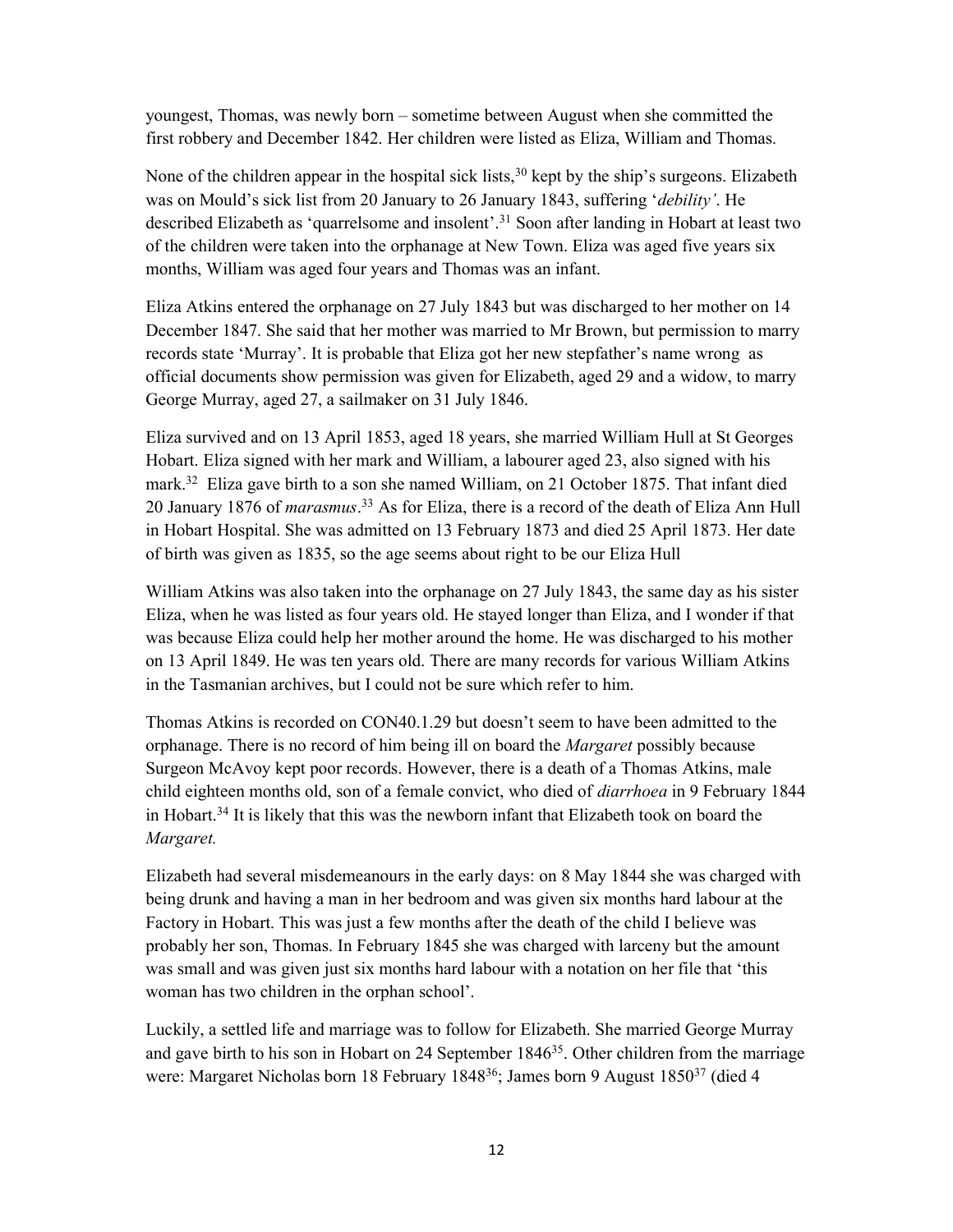youngest, Thomas, was newly born – sometime between August when she committed the first robbery and December 1842. Her children were listed as Eliza, William and Thomas.

None of the children appear in the hospital sick lists,[30] kept by the ship's surgeons. Elizabeth was on Mould's sick list from 20 January to 26 January 1843, suffering '*debility'*. He described Elizabeth as 'quarrelsome and insolent'.[31] Soon after landing in Hobart at least two of the children were taken into the orphanage at New Town. Eliza was aged five years six months, William was aged four years and Thomas was an infant.

Eliza Atkins entered the orphanage on 27 July 1843 but was discharged to her mother on 14 December 1847. She said that her mother was married to Mr Brown, but permission to marry records state 'Murray'. It is probable that Eliza got her new stepfather's name wrong as official documents show permission was given for Elizabeth, aged 29 and a widow, to marry George Murray, aged 27, a sailmaker on 31 July 1846.

Eliza survived and on 13 April 1853, aged 18 years, she married William Hull at St Georges Hobart. Eliza signed with her mark and William, a labourer aged 23, also signed with his mark.[32] Eliza gave birth to a son she named William, on 21 October 1875. That infant died 20 January 1876 of *marasmus*.[33] As for Eliza, there is a record of the death of Eliza Ann Hull in Hobart Hospital. She was admitted on 13 February 1873 and died 25 April 1873. Her date of birth was given as 1835, so the age seems about right to be our Eliza Hull

William Atkins was also taken into the orphanage on 27 July 1843, the same day as his sister Eliza, when he was listed as four years old. He stayed longer than Eliza, and I wonder if that was because Eliza could help her mother around the home. He was discharged to his mother on 13 April 1849. He was ten years old. There are many records for various William Atkins in the Tasmanian archives, but I could not be sure which refer to him.

Thomas Atkins is recorded on CON40.1.29 but doesn't seem to have been admitted to the orphanage. There is no record of him being ill on board the *Margaret* possibly because Surgeon McAvoy kept poor records. However, there is a death of a Thomas Atkins, male child eighteen months old, son of a female convict, who died of *diarrhoea* in 9 February 1844 in Hobart.[34] It is likely that this was the newborn infant that Elizabeth took on board the *Margaret.*

Elizabeth had several misdemeanours in the early days: on 8 May 1844 she was charged with being drunk and having a man in her bedroom and was given six months hard labour at the Factory in Hobart. This was just a few months after the death of the child I believe was probably her son, Thomas. In February 1845 she was charged with larceny but the amount was small and was given just six months hard labour with a notation on her file that 'this woman has two children in the orphan school'.

Luckily, a settled life and marriage was to follow for Elizabeth. She married George Murray and gave birth to his son in Hobart on 24 September 1846[35]. Other children from the marriage were: Margaret Nicholas born 18 February 1848[36]; James born 9 August 1850[37] (died 4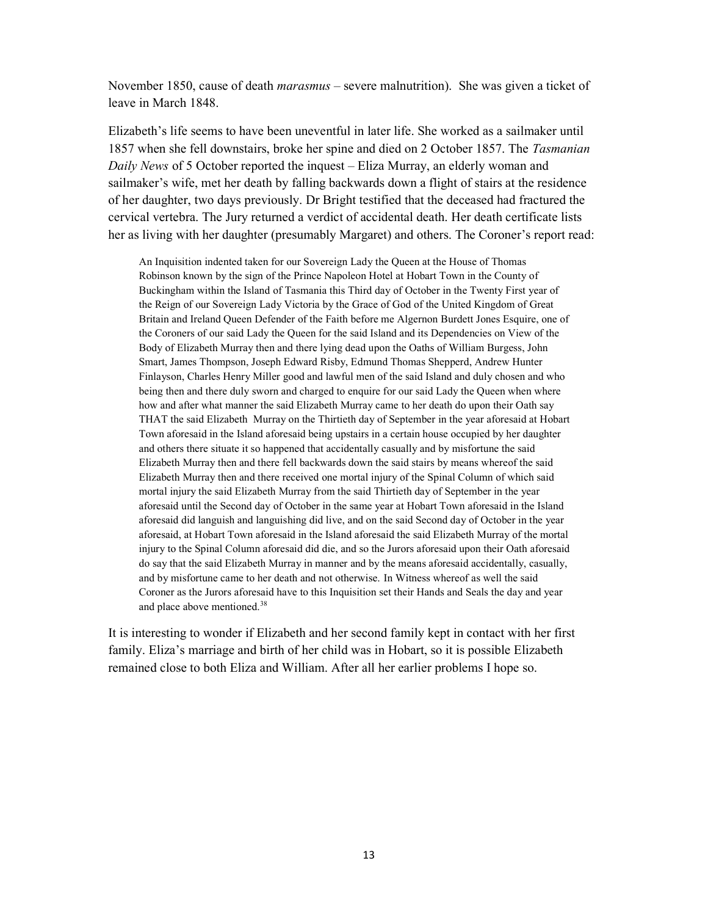November 1850, cause of death *marasmus* – severe malnutrition). She was given a ticket of leave in March 1848.

Elizabeth's life seems to have been uneventful in later life. She worked as a sailmaker until 1857 when she fell downstairs, broke her spine and died on 2 October 1857. The *Tasmanian Daily News* of 5 October reported the inquest – Eliza Murray, an elderly woman and sailmaker's wife, met her death by falling backwards down a flight of stairs at the residence of her daughter, two days previously. Dr Bright testified that the deceased had fractured the cervical vertebra. The Jury returned a verdict of accidental death. Her death certificate lists her as living with her daughter (presumably Margaret) and others. The Coroner's report read:

> An Inquisition indented taken for our Sovereign Lady the Queen at the House of Thomas Robinson known by the sign of the Prince Napoleon Hotel at Hobart Town in the County of Buckingham within the Island of Tasmania this Third day of October in the Twenty First year of the Reign of our Sovereign Lady Victoria by the Grace of God of the United Kingdom of Great Britain and Ireland Queen Defender of the Faith before me Algernon Burdett Jones Esquire, one of the Coroners of our said Lady the Queen for the said Island and its Dependencies on View of the Body of Elizabeth Murray then and there lying dead upon the Oaths of William Burgess, John Smart, James Thompson, Joseph Edward Risby, Edmund Thomas Shepperd, Andrew Hunter Finlayson, Charles Henry Miller good and lawful men of the said Island and duly chosen and who being then and there duly sworn and charged to enquire for our said Lady the Queen when where how and after what manner the said Elizabeth Murray came to her death do upon their Oath say THAT the said Elizabeth Murray on the Thirtieth day of September in the year aforesaid at Hobart Town aforesaid in the Island aforesaid being upstairs in a certain house occupied by her daughter and others there situate it so happened that accidentally casually and by misfortune the said Elizabeth Murray then and there fell backwards down the said stairs by means whereof the said Elizabeth Murray then and there received one mortal injury of the Spinal Column of which said mortal injury the said Elizabeth Murray from the said Thirtieth day of September in the year aforesaid until the Second day of October in the same year at Hobart Town aforesaid in the Island aforesaid did languish and languishing did live, and on the said Second day of October in the year aforesaid, at Hobart Town aforesaid in the Island aforesaid the said Elizabeth Murray of the mortal injury to the Spinal Column aforesaid did die, and so the Jurors aforesaid upon their Oath aforesaid do say that the said Elizabeth Murray in manner and by the means aforesaid accidentally, casually, and by misfortune came to her death and not otherwise. In Witness whereof as well the said Coroner as the Jurors aforesaid have to this Inquisition set their Hands and Seals the day and year and place above mentioned.[38]

It is interesting to wonder if Elizabeth and her second family kept in contact with her first family. Eliza's marriage and birth of her child was in Hobart, so it is possible Elizabeth remained close to both Eliza and William. After all her earlier problems I hope so.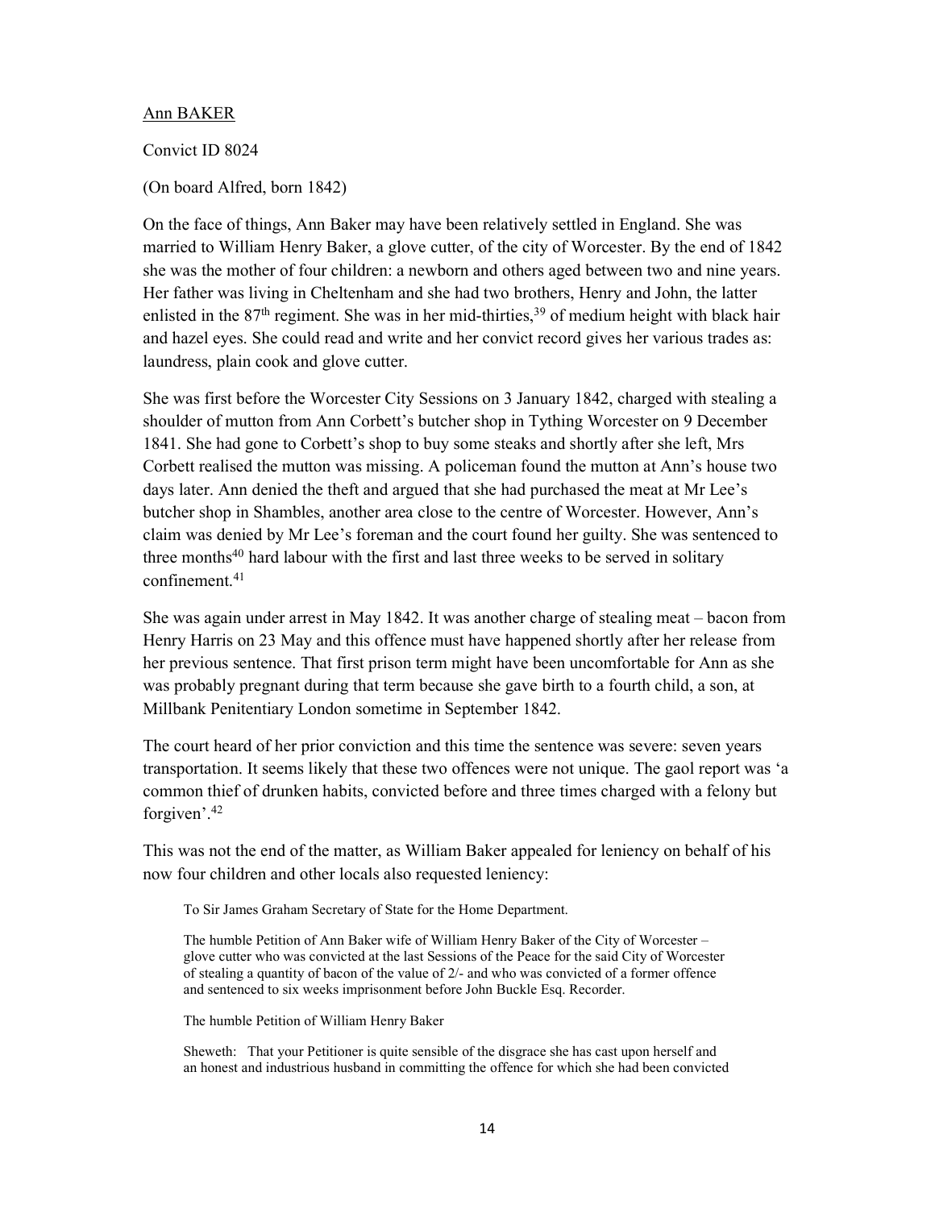Ann BAKER

Convict ID 8024

(On board Alfred, born 1842)

On the face of things, Ann Baker may have been relatively settled in England. She was married to William Henry Baker, a glove cutter, of the city of Worcester. By the end of 1842 she was the mother of four children: a newborn and others aged between two and nine years. Her father was living in Cheltenham and she had two brothers, Henry and John, the latter enlisted in the 87th regiment. She was in her mid-thirties,[39] of medium height with black hair and hazel eyes. She could read and write and her convict record gives her various trades as: laundress, plain cook and glove cutter.

She was first before the Worcester City Sessions on 3 January 1842, charged with stealing a shoulder of mutton from Ann Corbett's butcher shop in Tything Worcester on 9 December 1841. She had gone to Corbett's shop to buy some steaks and shortly after she left, Mrs Corbett realised the mutton was missing. A policeman found the mutton at Ann's house two days later. Ann denied the theft and argued that she had purchased the meat at Mr Lee's butcher shop in Shambles, another area close to the centre of Worcester. However, Ann's claim was denied by Mr Lee's foreman and the court found her guilty. She was sentenced to three months[40] hard labour with the first and last three weeks to be served in solitary confinement.[41]

She was again under arrest in May 1842. It was another charge of stealing meat – bacon from Henry Harris on 23 May and this offence must have happened shortly after her release from her previous sentence. That first prison term might have been uncomfortable for Ann as she was probably pregnant during that term because she gave birth to a fourth child, a son, at Millbank Penitentiary London sometime in September 1842.

The court heard of her prior conviction and this time the sentence was severe: seven years transportation. It seems likely that these two offences were not unique. The gaol report was 'a common thief of drunken habits, convicted before and three times charged with a felony but forgiven'.[42]

This was not the end of the matter, as William Baker appealed for leniency on behalf of his now four children and other locals also requested leniency:

> To Sir James Graham Secretary of State for the Home Department.
>
> The humble Petition of Ann Baker wife of William Henry Baker of the City of Worcester – glove cutter who was convicted at the last Sessions of the Peace for the said City of Worcester of stealing a quantity of bacon of the value of 2/- and who was convicted of a former offence and sentenced to six weeks imprisonment before John Buckle Esq. Recorder.
>
> The humble Petition of William Henry Baker
>
> Sheweth: That your Petitioner is quite sensible of the disgrace she has cast upon herself and an honest and industrious husband in committing the offence for which she had been convicted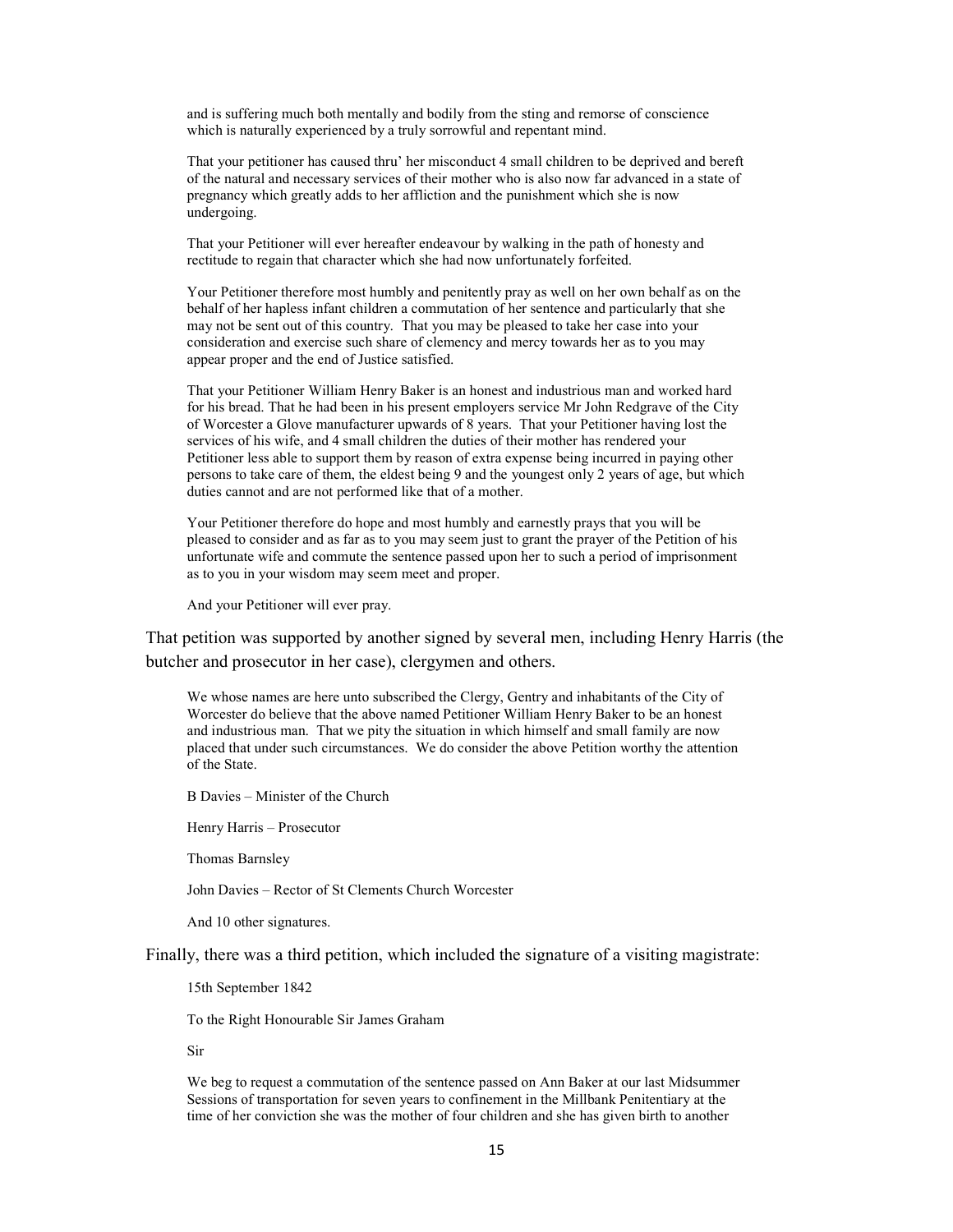> and is suffering much both mentally and bodily from the sting and remorse of conscience which is naturally experienced by a truly sorrowful and repentant mind.
>
> That your petitioner has caused thru' her misconduct 4 small children to be deprived and bereft of the natural and necessary services of their mother who is also now far advanced in a state of pregnancy which greatly adds to her affliction and the punishment which she is now undergoing.
>
> That your Petitioner will ever hereafter endeavour by walking in the path of honesty and rectitude to regain that character which she had now unfortunately forfeited.
>
> Your Petitioner therefore most humbly and penitently pray as well on her own behalf as on the behalf of her hapless infant children a commutation of her sentence and particularly that she may not be sent out of this country. That you may be pleased to take her case into your consideration and exercise such share of clemency and mercy towards her as to you may appear proper and the end of Justice satisfied.
>
> That your Petitioner William Henry Baker is an honest and industrious man and worked hard for his bread. That he had been in his present employers service Mr John Redgrave of the City of Worcester a Glove manufacturer upwards of 8 years. That your Petitioner having lost the services of his wife, and 4 small children the duties of their mother has rendered your Petitioner less able to support them by reason of extra expense being incurred in paying other persons to take care of them, the eldest being 9 and the youngest only 2 years of age, but which duties cannot and are not performed like that of a mother.
>
> Your Petitioner therefore do hope and most humbly and earnestly prays that you will be pleased to consider and as far as to you may seem just to grant the prayer of the Petition of his unfortunate wife and commute the sentence passed upon her to such a period of imprisonment as to you in your wisdom may seem meet and proper.
>
> And your Petitioner will ever pray.

That petition was supported by another signed by several men, including Henry Harris (the butcher and prosecutor in her case), clergymen and others.

> We whose names are here unto subscribed the Clergy, Gentry and inhabitants of the City of Worcester do believe that the above named Petitioner William Henry Baker to be an honest and industrious man. That we pity the situation in which himself and small family are now placed that under such circumstances. We do consider the above Petition worthy the attention of the State.
>
> B Davies – Minister of the Church
>
> Henry Harris – Prosecutor
>
> Thomas Barnsley
>
> John Davies – Rector of St Clements Church Worcester
>
> And 10 other signatures.

Finally, there was a third petition, which included the signature of a visiting magistrate:

> 15th September 1842
>
> To the Right Honourable Sir James Graham
>
> Sir
>
> We beg to request a commutation of the sentence passed on Ann Baker at our last Midsummer Sessions of transportation for seven years to confinement in the Millbank Penitentiary at the time of her conviction she was the mother of four children and she has given birth to another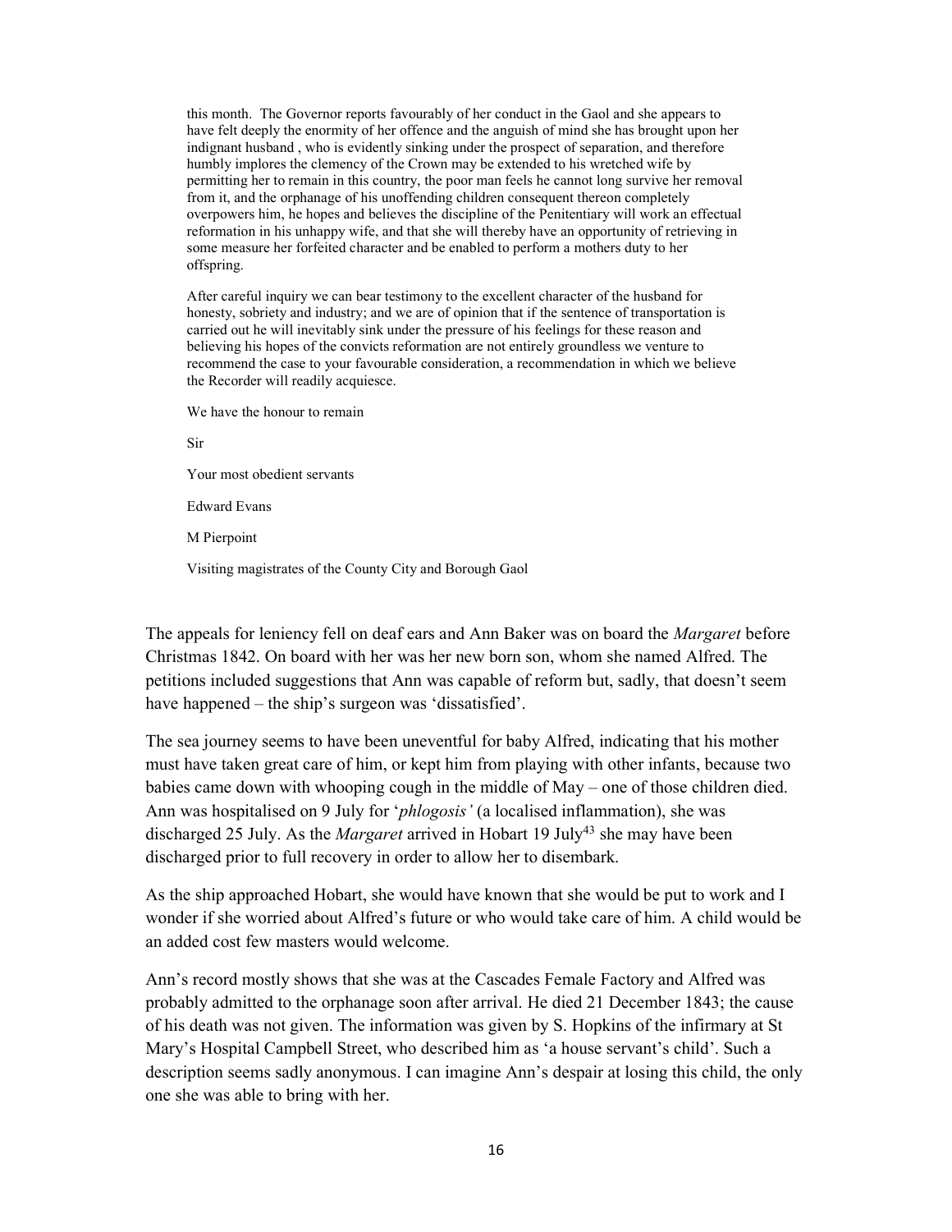> this month. The Governor reports favourably of her conduct in the Gaol and she appears to have felt deeply the enormity of her offence and the anguish of mind she has brought upon her indignant husband , who is evidently sinking under the prospect of separation, and therefore humbly implores the clemency of the Crown may be extended to his wretched wife by permitting her to remain in this country, the poor man feels he cannot long survive her removal from it, and the orphanage of his unoffending children consequent thereon completely overpowers him, he hopes and believes the discipline of the Penitentiary will work an effectual reformation in his unhappy wife, and that she will thereby have an opportunity of retrieving in some measure her forfeited character and be enabled to perform a mothers duty to her offspring.
>
> After careful inquiry we can bear testimony to the excellent character of the husband for honesty, sobriety and industry; and we are of opinion that if the sentence of transportation is carried out he will inevitably sink under the pressure of his feelings for these reason and believing his hopes of the convicts reformation are not entirely groundless we venture to recommend the case to your favourable consideration, a recommendation in which we believe the Recorder will readily acquiesce.
>
> We have the honour to remain
>
> Sir
>
> Your most obedient servants
>
> Edward Evans
>
> M Pierpoint
>
> Visiting magistrates of the County City and Borough Gaol

The appeals for leniency fell on deaf ears and Ann Baker was on board the *Margaret* before Christmas 1842. On board with her was her new born son, whom she named Alfred. The petitions included suggestions that Ann was capable of reform but, sadly, that doesn't seem have happened – the ship's surgeon was 'dissatisfied'.

The sea journey seems to have been uneventful for baby Alfred, indicating that his mother must have taken great care of him, or kept him from playing with other infants, because two babies came down with whooping cough in the middle of May – one of those children died. Ann was hospitalised on 9 July for '*phlogosis'* (a localised inflammation), she was discharged 25 July. As the *Margaret* arrived in Hobart 19 July[43] she may have been discharged prior to full recovery in order to allow her to disembark.

As the ship approached Hobart, she would have known that she would be put to work and I wonder if she worried about Alfred's future or who would take care of him. A child would be an added cost few masters would welcome.

Ann's record mostly shows that she was at the Cascades Female Factory and Alfred was probably admitted to the orphanage soon after arrival. He died 21 December 1843; the cause of his death was not given. The information was given by S. Hopkins of the infirmary at St Mary's Hospital Campbell Street, who described him as 'a house servant's child'. Such a description seems sadly anonymous. I can imagine Ann's despair at losing this child, the only one she was able to bring with her.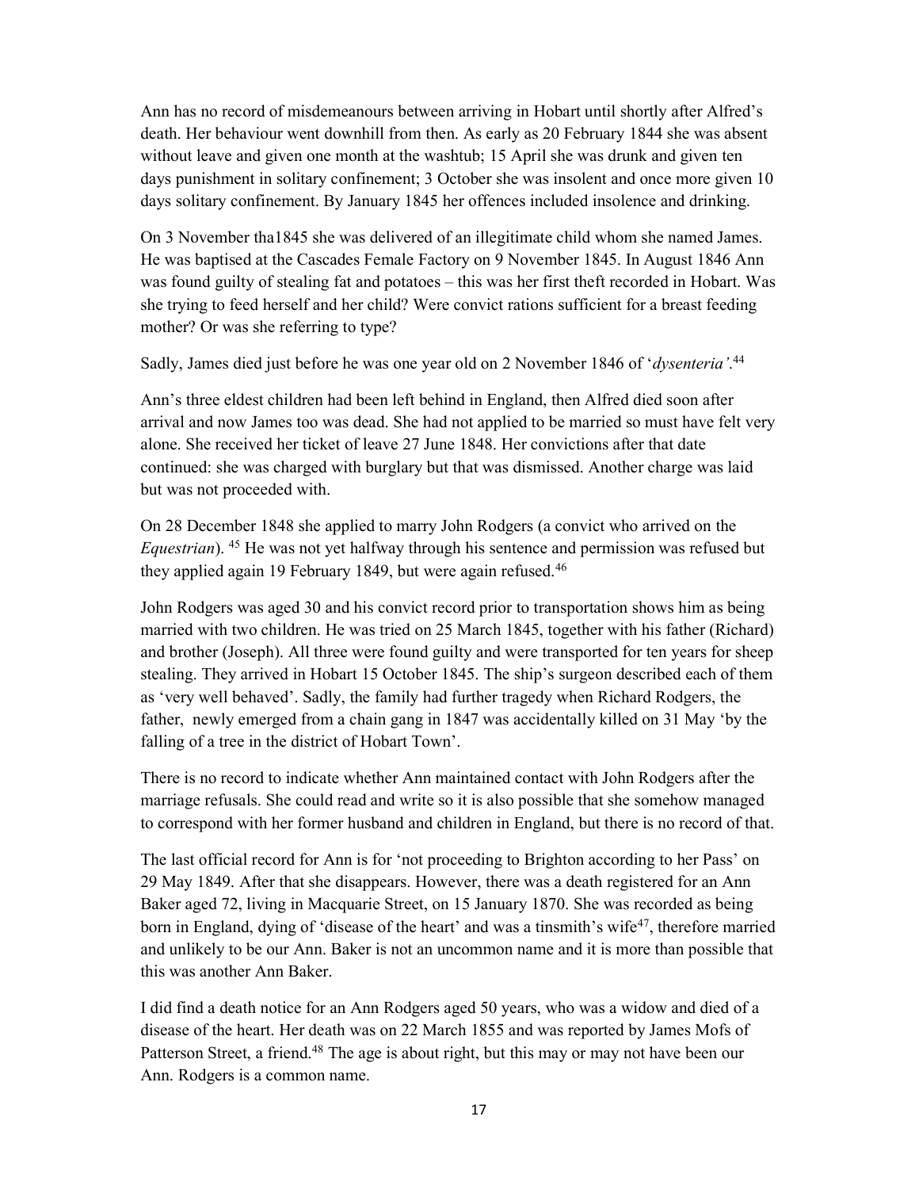Ann has no record of misdemeanours between arriving in Hobart until shortly after Alfred's death. Her behaviour went downhill from then. As early as 20 February 1844 she was absent without leave and given one month at the washtub; 15 April she was drunk and given ten days punishment in solitary confinement; 3 October she was insolent and once more given 10 days solitary confinement. By January 1845 her offences included insolence and drinking.

On 3 November tha1845 she was delivered of an illegitimate child whom she named James. He was baptised at the Cascades Female Factory on 9 November 1845. In August 1846 Ann was found guilty of stealing fat and potatoes – this was her first theft recorded in Hobart. Was she trying to feed herself and her child? Were convict rations sufficient for a breast feeding mother? Or was she referring to type?

Sadly, James died just before he was one year old on 2 November 1846 of '*dysenteria'*.[44]

Ann's three eldest children had been left behind in England, then Alfred died soon after arrival and now James too was dead. She had not applied to be married so must have felt very alone. She received her ticket of leave 27 June 1848. Her convictions after that date continued: she was charged with burglary but that was dismissed. Another charge was laid but was not proceeded with.

On 28 December 1848 she applied to marry John Rodgers (a convict who arrived on the *Equestrian*). [45] He was not yet halfway through his sentence and permission was refused but they applied again 19 February 1849, but were again refused.[46]

John Rodgers was aged 30 and his convict record prior to transportation shows him as being married with two children. He was tried on 25 March 1845, together with his father (Richard) and brother (Joseph). All three were found guilty and were transported for ten years for sheep stealing. They arrived in Hobart 15 October 1845. The ship's surgeon described each of them as 'very well behaved'. Sadly, the family had further tragedy when Richard Rodgers, the father, newly emerged from a chain gang in 1847 was accidentally killed on 31 May 'by the falling of a tree in the district of Hobart Town'.

There is no record to indicate whether Ann maintained contact with John Rodgers after the marriage refusals. She could read and write so it is also possible that she somehow managed to correspond with her former husband and children in England, but there is no record of that.

The last official record for Ann is for 'not proceeding to Brighton according to her Pass' on 29 May 1849. After that she disappears. However, there was a death registered for an Ann Baker aged 72, living in Macquarie Street, on 15 January 1870. She was recorded as being born in England, dying of 'disease of the heart' and was a tinsmith's wife[47], therefore married and unlikely to be our Ann. Baker is not an uncommon name and it is more than possible that this was another Ann Baker.

I did find a death notice for an Ann Rodgers aged 50 years, who was a widow and died of a disease of the heart. Her death was on 22 March 1855 and was reported by James Mofs of Patterson Street, a friend.[48] The age is about right, but this may or may not have been our Ann. Rodgers is a common name.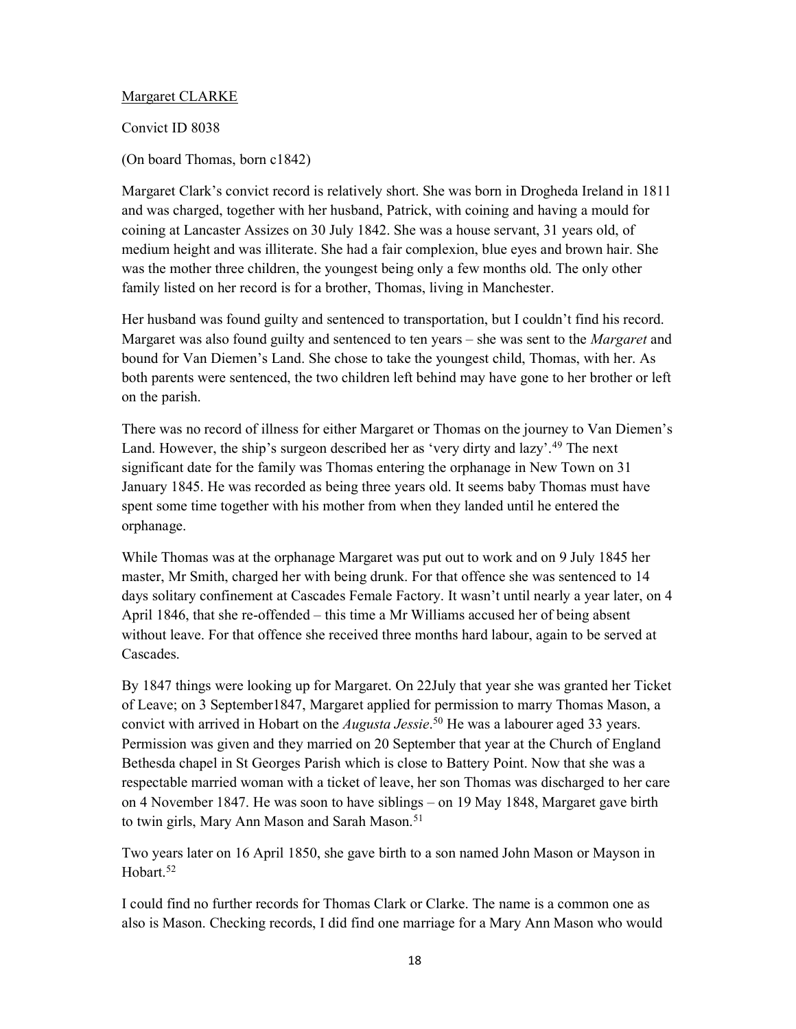Margaret CLARKE

Convict ID 8038

(On board Thomas, born c1842)

Margaret Clark's convict record is relatively short. She was born in Drogheda Ireland in 1811 and was charged, together with her husband, Patrick, with coining and having a mould for coining at Lancaster Assizes on 30 July 1842. She was a house servant, 31 years old, of medium height and was illiterate. She had a fair complexion, blue eyes and brown hair. She was the mother three children, the youngest being only a few months old. The only other family listed on her record is for a brother, Thomas, living in Manchester.

Her husband was found guilty and sentenced to transportation, but I couldn't find his record. Margaret was also found guilty and sentenced to ten years – she was sent to the *Margaret* and bound for Van Diemen's Land. She chose to take the youngest child, Thomas, with her. As both parents were sentenced, the two children left behind may have gone to her brother or left on the parish.

There was no record of illness for either Margaret or Thomas on the journey to Van Diemen's Land. However, the ship's surgeon described her as 'very dirty and lazy'.[49] The next significant date for the family was Thomas entering the orphanage in New Town on 31 January 1845. He was recorded as being three years old. It seems baby Thomas must have spent some time together with his mother from when they landed until he entered the orphanage.

While Thomas was at the orphanage Margaret was put out to work and on 9 July 1845 her master, Mr Smith, charged her with being drunk. For that offence she was sentenced to 14 days solitary confinement at Cascades Female Factory. It wasn't until nearly a year later, on 4 April 1846, that she re-offended – this time a Mr Williams accused her of being absent without leave. For that offence she received three months hard labour, again to be served at Cascades.

By 1847 things were looking up for Margaret. On 22July that year she was granted her Ticket of Leave; on 3 September1847, Margaret applied for permission to marry Thomas Mason, a convict with arrived in Hobart on the *Augusta Jessie*.[50] He was a labourer aged 33 years. Permission was given and they married on 20 September that year at the Church of England Bethesda chapel in St Georges Parish which is close to Battery Point. Now that she was a respectable married woman with a ticket of leave, her son Thomas was discharged to her care on 4 November 1847. He was soon to have siblings – on 19 May 1848, Margaret gave birth to twin girls, Mary Ann Mason and Sarah Mason.[51]

Two years later on 16 April 1850, she gave birth to a son named John Mason or Mayson in Hobart.[52]

I could find no further records for Thomas Clark or Clarke. The name is a common one as also is Mason. Checking records, I did find one marriage for a Mary Ann Mason who would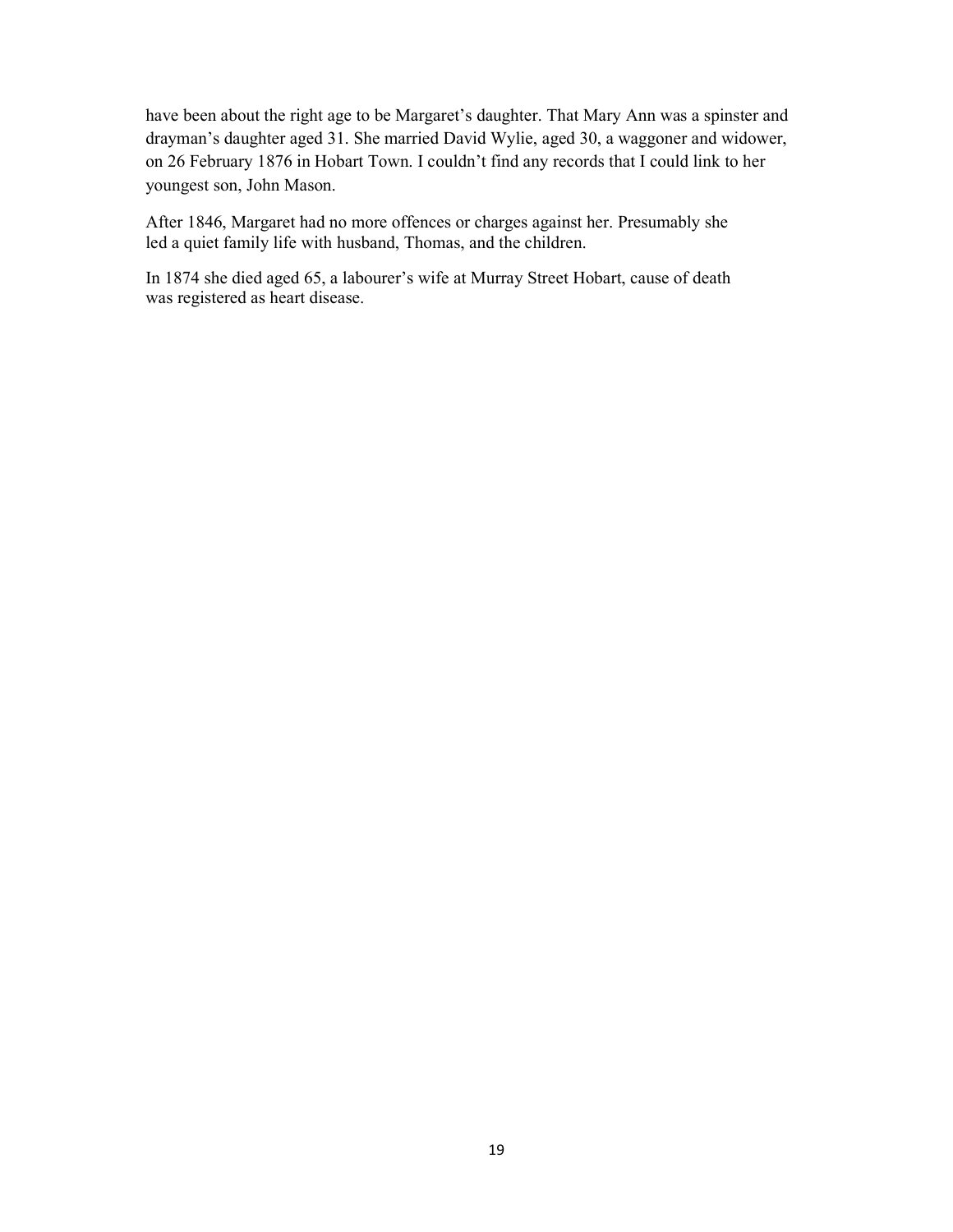have been about the right age to be Margaret's daughter. That Mary Ann was a spinster and drayman's daughter aged 31. She married David Wylie, aged 30, a waggoner and widower, on 26 February 1876 in Hobart Town. I couldn't find any records that I could link to her youngest son, John Mason.

After 1846, Margaret had no more offences or charges against her. Presumably she led a quiet family life with husband, Thomas, and the children.

In 1874 she died aged 65, a labourer's wife at Murray Street Hobart, cause of death was registered as heart disease.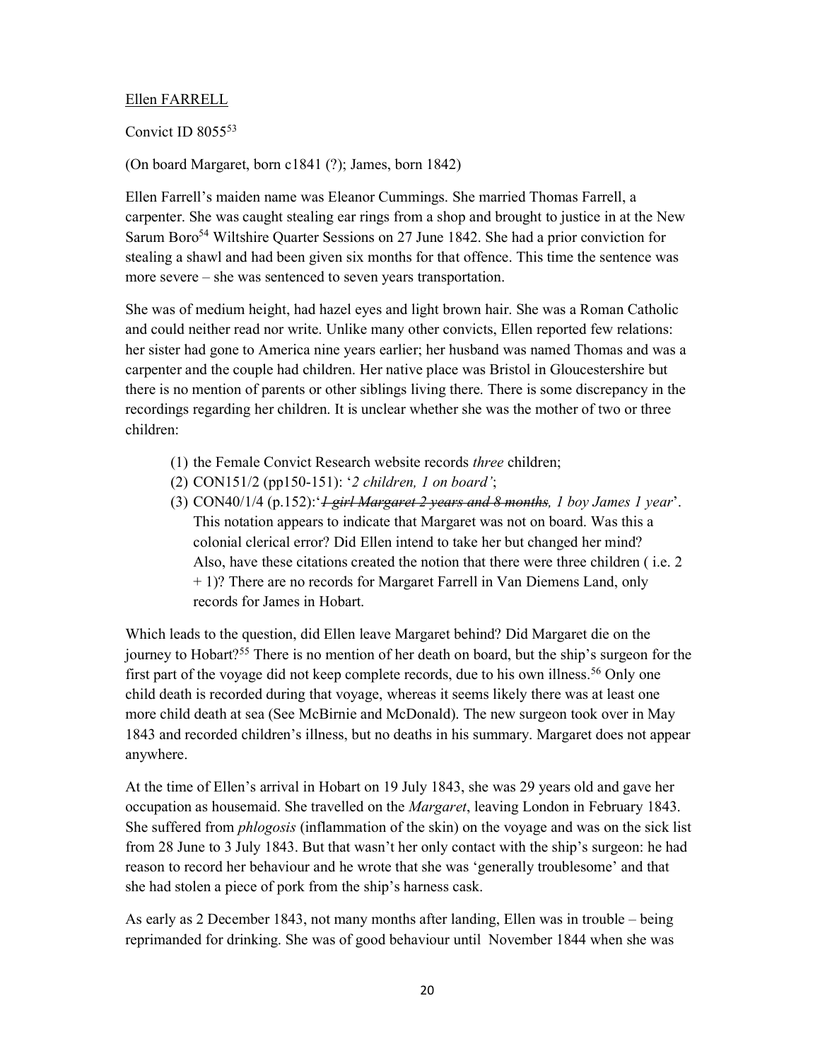<u>Ellen FARRELL</u>

Convict ID 8055[53]

(On board Margaret, born c1841 (?); James, born 1842)

Ellen Farrell's maiden name was Eleanor Cummings. She married Thomas Farrell, a carpenter. She was caught stealing ear rings from a shop and brought to justice in at the New Sarum Boro[54] Wiltshire Quarter Sessions on 27 June 1842. She had a prior conviction for stealing a shawl and had been given six months for that offence. This time the sentence was more severe – she was sentenced to seven years transportation.

She was of medium height, had hazel eyes and light brown hair. She was a Roman Catholic and could neither read nor write. Unlike many other convicts, Ellen reported few relations: her sister had gone to America nine years earlier; her husband was named Thomas and was a carpenter and the couple had children. Her native place was Bristol in Gloucestershire but there is no mention of parents or other siblings living there. There is some discrepancy in the recordings regarding her children. It is unclear whether she was the mother of two or three children:

1. the Female Convict Research website records *three* children;
2. CON151/2 (pp150-151): '*2 children, 1 on board'*;
3. CON40/1/4 (p.152):'*~~1 girl Margaret 2 years and 8 months~~, 1 boy James 1 year*'. This notation appears to indicate that Margaret was not on board. Was this a colonial clerical error? Did Ellen intend to take her but changed her mind? Also, have these citations created the notion that there were three children ( i.e. 2 + 1)? There are no records for Margaret Farrell in Van Diemens Land, only records for James in Hobart.

Which leads to the question, did Ellen leave Margaret behind? Did Margaret die on the journey to Hobart?[55] There is no mention of her death on board, but the ship's surgeon for the first part of the voyage did not keep complete records, due to his own illness.[56] Only one child death is recorded during that voyage, whereas it seems likely there was at least one more child death at sea (See McBirnie and McDonald). The new surgeon took over in May 1843 and recorded children's illness, but no deaths in his summary. Margaret does not appear anywhere.

At the time of Ellen's arrival in Hobart on 19 July 1843, she was 29 years old and gave her occupation as housemaid. She travelled on the *Margaret*, leaving London in February 1843. She suffered from *phlogosis* (inflammation of the skin) on the voyage and was on the sick list from 28 June to 3 July 1843. But that wasn't her only contact with the ship's surgeon: he had reason to record her behaviour and he wrote that she was 'generally troublesome' and that she had stolen a piece of pork from the ship's harness cask.

As early as 2 December 1843, not many months after landing, Ellen was in trouble – being reprimanded for drinking. She was of good behaviour until November 1844 when she was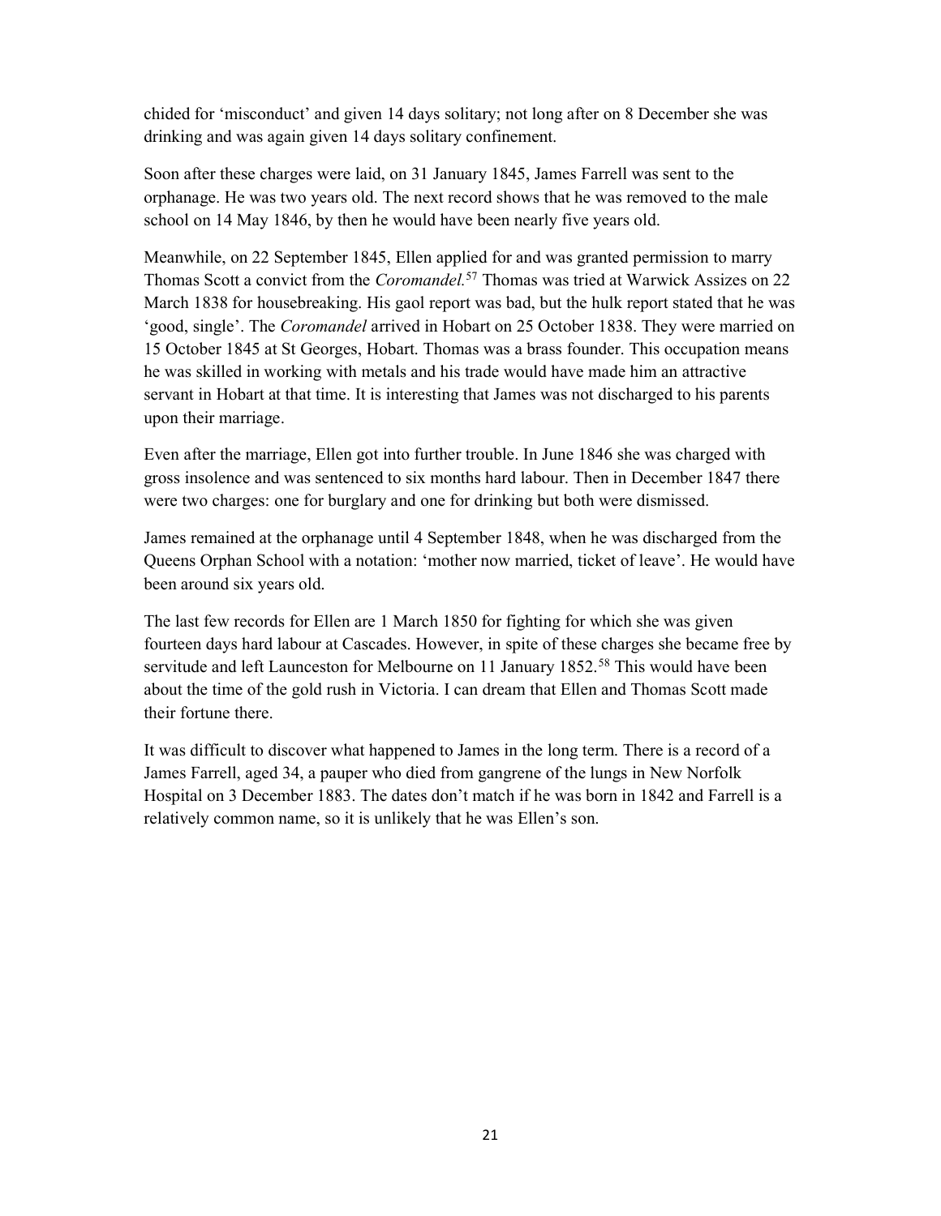chided for 'misconduct' and given 14 days solitary; not long after on 8 December she was drinking and was again given 14 days solitary confinement.

Soon after these charges were laid, on 31 January 1845, James Farrell was sent to the orphanage. He was two years old. The next record shows that he was removed to the male school on 14 May 1846, by then he would have been nearly five years old.

Meanwhile, on 22 September 1845, Ellen applied for and was granted permission to marry Thomas Scott a convict from the *Coromandel.*[57] Thomas was tried at Warwick Assizes on 22 March 1838 for housebreaking. His gaol report was bad, but the hulk report stated that he was 'good, single'. The *Coromandel* arrived in Hobart on 25 October 1838. They were married on 15 October 1845 at St Georges, Hobart. Thomas was a brass founder. This occupation means he was skilled in working with metals and his trade would have made him an attractive servant in Hobart at that time. It is interesting that James was not discharged to his parents upon their marriage.

Even after the marriage, Ellen got into further trouble. In June 1846 she was charged with gross insolence and was sentenced to six months hard labour. Then in December 1847 there were two charges: one for burglary and one for drinking but both were dismissed.

James remained at the orphanage until 4 September 1848, when he was discharged from the Queens Orphan School with a notation: 'mother now married, ticket of leave'. He would have been around six years old.

The last few records for Ellen are 1 March 1850 for fighting for which she was given fourteen days hard labour at Cascades. However, in spite of these charges she became free by servitude and left Launceston for Melbourne on 11 January 1852.[58] This would have been about the time of the gold rush in Victoria. I can dream that Ellen and Thomas Scott made their fortune there.

It was difficult to discover what happened to James in the long term. There is a record of a James Farrell, aged 34, a pauper who died from gangrene of the lungs in New Norfolk Hospital on 3 December 1883. The dates don't match if he was born in 1842 and Farrell is a relatively common name, so it is unlikely that he was Ellen's son.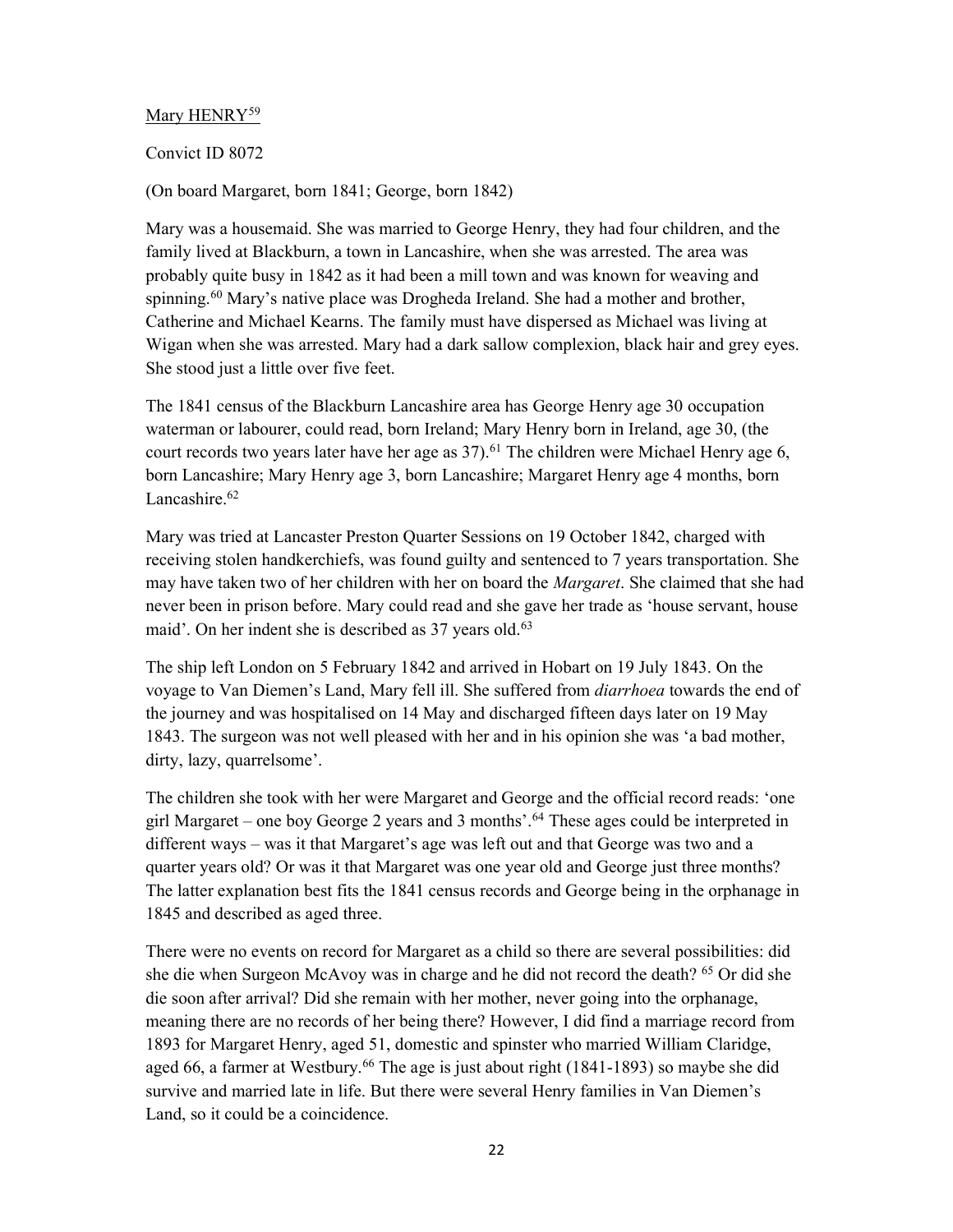Mary HENRY[59]

Convict ID 8072

(On board Margaret, born 1841; George, born 1842)

Mary was a housemaid. She was married to George Henry, they had four children, and the family lived at Blackburn, a town in Lancashire, when she was arrested. The area was probably quite busy in 1842 as it had been a mill town and was known for weaving and spinning.[60] Mary's native place was Drogheda Ireland. She had a mother and brother, Catherine and Michael Kearns. The family must have dispersed as Michael was living at Wigan when she was arrested. Mary had a dark sallow complexion, black hair and grey eyes. She stood just a little over five feet.

The 1841 census of the Blackburn Lancashire area has George Henry age 30 occupation waterman or labourer, could read, born Ireland; Mary Henry born in Ireland, age 30, (the court records two years later have her age as 37).[61] The children were Michael Henry age 6, born Lancashire; Mary Henry age 3, born Lancashire; Margaret Henry age 4 months, born Lancashire.[62]

Mary was tried at Lancaster Preston Quarter Sessions on 19 October 1842, charged with receiving stolen handkerchiefs, was found guilty and sentenced to 7 years transportation. She may have taken two of her children with her on board the *Margaret*. She claimed that she had never been in prison before. Mary could read and she gave her trade as 'house servant, house maid'. On her indent she is described as 37 years old.[63]

The ship left London on 5 February 1842 and arrived in Hobart on 19 July 1843. On the voyage to Van Diemen's Land, Mary fell ill. She suffered from *diarrhoea* towards the end of the journey and was hospitalised on 14 May and discharged fifteen days later on 19 May 1843. The surgeon was not well pleased with her and in his opinion she was 'a bad mother, dirty, lazy, quarrelsome'.

The children she took with her were Margaret and George and the official record reads: 'one girl Margaret – one boy George 2 years and 3 months'.[64] These ages could be interpreted in different ways – was it that Margaret's age was left out and that George was two and a quarter years old? Or was it that Margaret was one year old and George just three months? The latter explanation best fits the 1841 census records and George being in the orphanage in 1845 and described as aged three.

There were no events on record for Margaret as a child so there are several possibilities: did she die when Surgeon McAvoy was in charge and he did not record the death? [65] Or did she die soon after arrival? Did she remain with her mother, never going into the orphanage, meaning there are no records of her being there? However, I did find a marriage record from 1893 for Margaret Henry, aged 51, domestic and spinster who married William Claridge, aged 66, a farmer at Westbury.[66] The age is just about right (1841-1893) so maybe she did survive and married late in life. But there were several Henry families in Van Diemen's Land, so it could be a coincidence.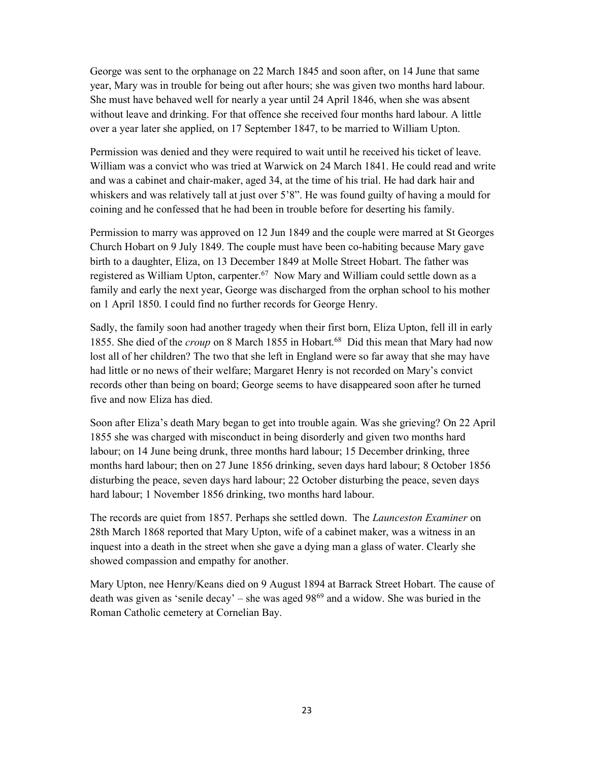George was sent to the orphanage on 22 March 1845 and soon after, on 14 June that same year, Mary was in trouble for being out after hours; she was given two months hard labour. She must have behaved well for nearly a year until 24 April 1846, when she was absent without leave and drinking. For that offence she received four months hard labour. A little over a year later she applied, on 17 September 1847, to be married to William Upton.

Permission was denied and they were required to wait until he received his ticket of leave. William was a convict who was tried at Warwick on 24 March 1841. He could read and write and was a cabinet and chair-maker, aged 34, at the time of his trial. He had dark hair and whiskers and was relatively tall at just over 5'8". He was found guilty of having a mould for coining and he confessed that he had been in trouble before for deserting his family.

Permission to marry was approved on 12 Jun 1849 and the couple were marred at St Georges Church Hobart on 9 July 1849. The couple must have been co-habiting because Mary gave birth to a daughter, Eliza, on 13 December 1849 at Molle Street Hobart. The father was registered as William Upton, carpenter.[67] Now Mary and William could settle down as a family and early the next year, George was discharged from the orphan school to his mother on 1 April 1850. I could find no further records for George Henry.

Sadly, the family soon had another tragedy when their first born, Eliza Upton, fell ill in early 1855. She died of the *croup* on 8 March 1855 in Hobart.[68] Did this mean that Mary had now lost all of her children? The two that she left in England were so far away that she may have had little or no news of their welfare; Margaret Henry is not recorded on Mary's convict records other than being on board; George seems to have disappeared soon after he turned five and now Eliza has died.

Soon after Eliza's death Mary began to get into trouble again. Was she grieving? On 22 April 1855 she was charged with misconduct in being disorderly and given two months hard labour; on 14 June being drunk, three months hard labour; 15 December drinking, three months hard labour; then on 27 June 1856 drinking, seven days hard labour; 8 October 1856 disturbing the peace, seven days hard labour; 22 October disturbing the peace, seven days hard labour; 1 November 1856 drinking, two months hard labour.

The records are quiet from 1857. Perhaps she settled down. The *Launceston Examiner* on 28th March 1868 reported that Mary Upton, wife of a cabinet maker, was a witness in an inquest into a death in the street when she gave a dying man a glass of water. Clearly she showed compassion and empathy for another.

Mary Upton, nee Henry/Keans died on 9 August 1894 at Barrack Street Hobart. The cause of death was given as 'senile decay' – she was aged 98[69] and a widow. She was buried in the Roman Catholic cemetery at Cornelian Bay.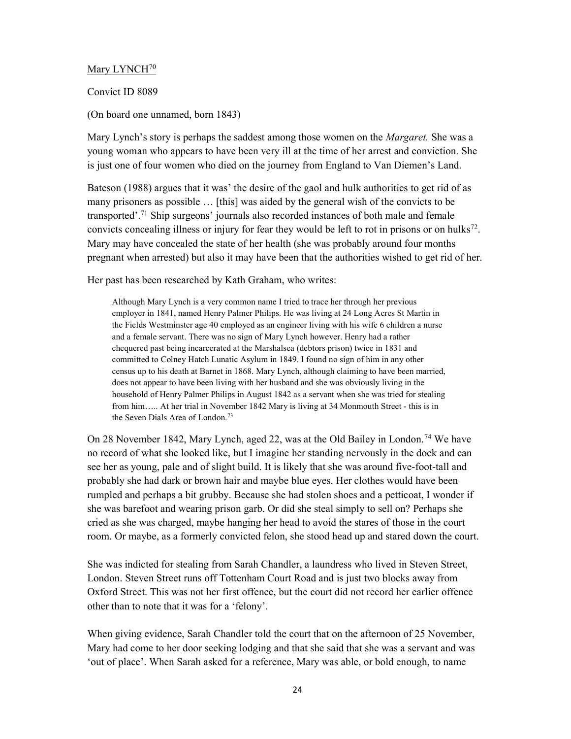Mary LYNCH[70]

Convict ID 8089

(On board one unnamed, born 1843)

Mary Lynch's story is perhaps the saddest among those women on the *Margaret.* She was a young woman who appears to have been very ill at the time of her arrest and conviction. She is just one of four women who died on the journey from England to Van Diemen's Land.

Bateson (1988) argues that it was' the desire of the gaol and hulk authorities to get rid of as many prisoners as possible … [this] was aided by the general wish of the convicts to be transported'.[71] Ship surgeons' journals also recorded instances of both male and female convicts concealing illness or injury for fear they would be left to rot in prisons or on hulks[72]. Mary may have concealed the state of her health (she was probably around four months pregnant when arrested) but also it may have been that the authorities wished to get rid of her.

Her past has been researched by Kath Graham, who writes:

> Although Mary Lynch is a very common name I tried to trace her through her previous employer in 1841, named Henry Palmer Philips. He was living at 24 Long Acres St Martin in the Fields Westminster age 40 employed as an engineer living with his wife 6 children a nurse and a female servant. There was no sign of Mary Lynch however. Henry had a rather chequered past being incarcerated at the Marshalsea (debtors prison) twice in 1831 and committed to Colney Hatch Lunatic Asylum in 1849. I found no sign of him in any other census up to his death at Barnet in 1868. Mary Lynch, although claiming to have been married, does not appear to have been living with her husband and she was obviously living in the household of Henry Palmer Philips in August 1842 as a servant when she was tried for stealing from him….. At her trial in November 1842 Mary is living at 34 Monmouth Street - this is in the Seven Dials Area of London.[73]

On 28 November 1842, Mary Lynch, aged 22, was at the Old Bailey in London.[74] We have no record of what she looked like, but I imagine her standing nervously in the dock and can see her as young, pale and of slight build. It is likely that she was around five-foot-tall and probably she had dark or brown hair and maybe blue eyes. Her clothes would have been rumpled and perhaps a bit grubby. Because she had stolen shoes and a petticoat, I wonder if she was barefoot and wearing prison garb. Or did she steal simply to sell on? Perhaps she cried as she was charged, maybe hanging her head to avoid the stares of those in the court room. Or maybe, as a formerly convicted felon, she stood head up and stared down the court.

She was indicted for stealing from Sarah Chandler, a laundress who lived in Steven Street, London. Steven Street runs off Tottenham Court Road and is just two blocks away from Oxford Street. This was not her first offence, but the court did not record her earlier offence other than to note that it was for a 'felony'.

When giving evidence, Sarah Chandler told the court that on the afternoon of 25 November, Mary had come to her door seeking lodging and that she said that she was a servant and was 'out of place'. When Sarah asked for a reference, Mary was able, or bold enough, to name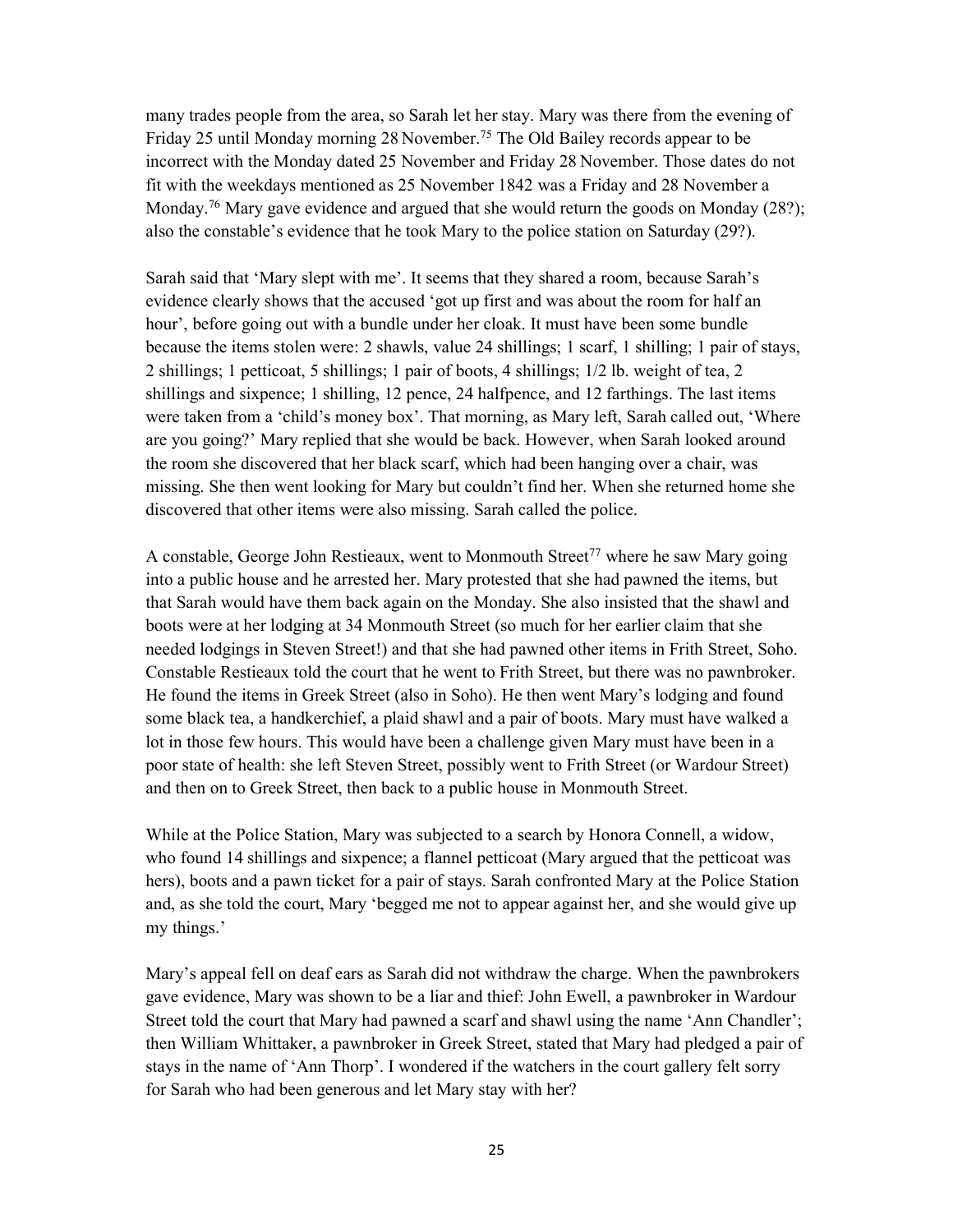many trades people from the area, so Sarah let her stay. Mary was there from the evening of Friday 25 until Monday morning 28 November.[75] The Old Bailey records appear to be incorrect with the Monday dated 25 November and Friday 28 November. Those dates do not fit with the weekdays mentioned as 25 November 1842 was a Friday and 28 November a Monday.[76] Mary gave evidence and argued that she would return the goods on Monday (28?); also the constable's evidence that he took Mary to the police station on Saturday (29?).

Sarah said that 'Mary slept with me'. It seems that they shared a room, because Sarah's evidence clearly shows that the accused 'got up first and was about the room for half an hour', before going out with a bundle under her cloak. It must have been some bundle because the items stolen were: 2 shawls, value 24 shillings; 1 scarf, 1 shilling; 1 pair of stays, 2 shillings; 1 petticoat, 5 shillings; 1 pair of boots, 4 shillings; 1/2 lb. weight of tea, 2 shillings and sixpence; 1 shilling, 12 pence, 24 halfpence, and 12 farthings. The last items were taken from a 'child's money box'. That morning, as Mary left, Sarah called out, 'Where are you going?' Mary replied that she would be back. However, when Sarah looked around the room she discovered that her black scarf, which had been hanging over a chair, was missing. She then went looking for Mary but couldn't find her. When she returned home she discovered that other items were also missing. Sarah called the police.

A constable, George John Restieaux, went to Monmouth Street[77] where he saw Mary going into a public house and he arrested her. Mary protested that she had pawned the items, but that Sarah would have them back again on the Monday. She also insisted that the shawl and boots were at her lodging at 34 Monmouth Street (so much for her earlier claim that she needed lodgings in Steven Street!) and that she had pawned other items in Frith Street, Soho. Constable Restieaux told the court that he went to Frith Street, but there was no pawnbroker. He found the items in Greek Street (also in Soho). He then went Mary's lodging and found some black tea, a handkerchief, a plaid shawl and a pair of boots. Mary must have walked a lot in those few hours. This would have been a challenge given Mary must have been in a poor state of health: she left Steven Street, possibly went to Frith Street (or Wardour Street) and then on to Greek Street, then back to a public house in Monmouth Street.

While at the Police Station, Mary was subjected to a search by Honora Connell, a widow, who found 14 shillings and sixpence; a flannel petticoat (Mary argued that the petticoat was hers), boots and a pawn ticket for a pair of stays. Sarah confronted Mary at the Police Station and, as she told the court, Mary 'begged me not to appear against her, and she would give up my things.'

Mary's appeal fell on deaf ears as Sarah did not withdraw the charge. When the pawnbrokers gave evidence, Mary was shown to be a liar and thief: John Ewell, a pawnbroker in Wardour Street told the court that Mary had pawned a scarf and shawl using the name 'Ann Chandler'; then William Whittaker, a pawnbroker in Greek Street, stated that Mary had pledged a pair of stays in the name of 'Ann Thorp'. I wondered if the watchers in the court gallery felt sorry for Sarah who had been generous and let Mary stay with her?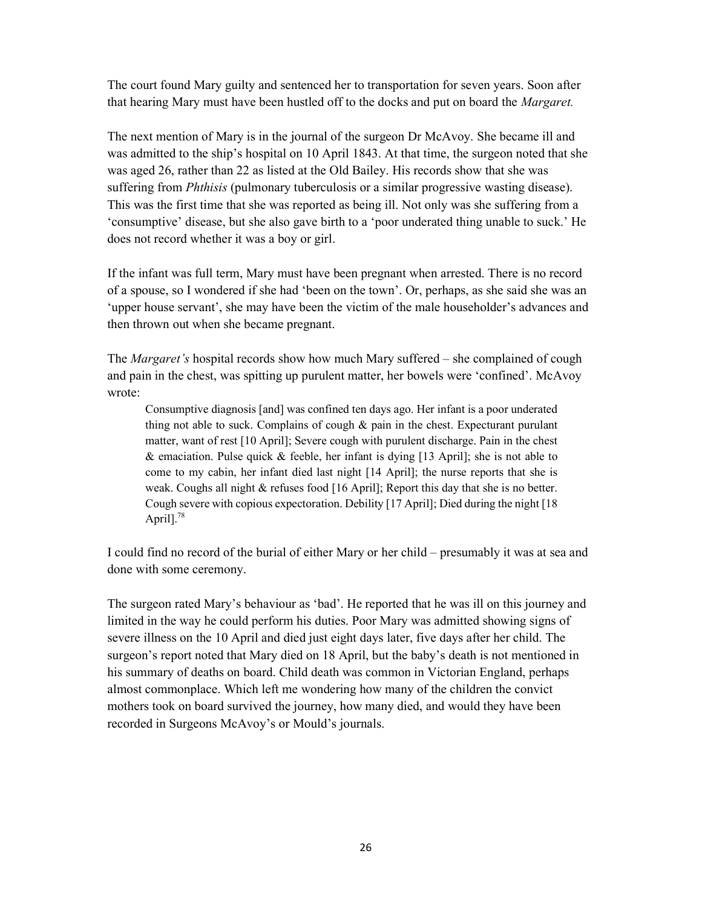The court found Mary guilty and sentenced her to transportation for seven years. Soon after that hearing Mary must have been hustled off to the docks and put on board the *Margaret.*

The next mention of Mary is in the journal of the surgeon Dr McAvoy. She became ill and was admitted to the ship's hospital on 10 April 1843. At that time, the surgeon noted that she was aged 26, rather than 22 as listed at the Old Bailey. His records show that she was suffering from *Phthisis* (pulmonary tuberculosis or a similar progressive wasting disease). This was the first time that she was reported as being ill. Not only was she suffering from a 'consumptive' disease, but she also gave birth to a 'poor underated thing unable to suck.' He does not record whether it was a boy or girl.

If the infant was full term, Mary must have been pregnant when arrested. There is no record of a spouse, so I wondered if she had 'been on the town'. Or, perhaps, as she said she was an 'upper house servant', she may have been the victim of the male householder's advances and then thrown out when she became pregnant.

The *Margaret's* hospital records show how much Mary suffered – she complained of cough and pain in the chest, was spitting up purulent matter, her bowels were 'confined'. McAvoy wrote:

> Consumptive diagnosis [and] was confined ten days ago. Her infant is a poor underated thing not able to suck. Complains of cough & pain in the chest. Expecturant purulant matter, want of rest [10 April]; Severe cough with purulent discharge. Pain in the chest & emaciation. Pulse quick & feeble, her infant is dying [13 April]; she is not able to come to my cabin, her infant died last night [14 April]; the nurse reports that she is weak. Coughs all night & refuses food [16 April]; Report this day that she is no better. Cough severe with copious expectoration. Debility [17 April]; Died during the night [18 April].[78]

I could find no record of the burial of either Mary or her child – presumably it was at sea and done with some ceremony.

The surgeon rated Mary's behaviour as 'bad'. He reported that he was ill on this journey and limited in the way he could perform his duties. Poor Mary was admitted showing signs of severe illness on the 10 April and died just eight days later, five days after her child. The surgeon's report noted that Mary died on 18 April, but the baby's death is not mentioned in his summary of deaths on board. Child death was common in Victorian England, perhaps almost commonplace. Which left me wondering how many of the children the convict mothers took on board survived the journey, how many died, and would they have been recorded in Surgeons McAvoy's or Mould's journals.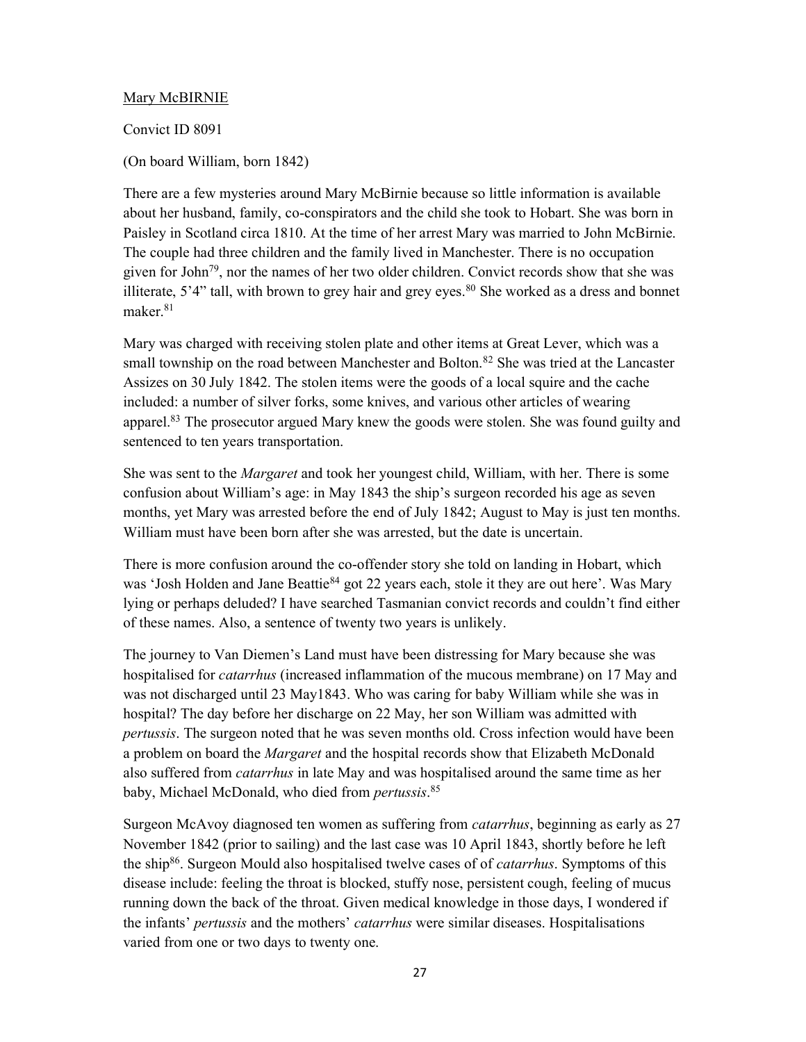Mary McBIRNIE

Convict ID 8091

(On board William, born 1842)

There are a few mysteries around Mary McBirnie because so little information is available about her husband, family, co-conspirators and the child she took to Hobart. She was born in Paisley in Scotland circa 1810. At the time of her arrest Mary was married to John McBirnie. The couple had three children and the family lived in Manchester. There is no occupation given for John[79], nor the names of her two older children. Convict records show that she was illiterate, 5'4" tall, with brown to grey hair and grey eyes.[80] She worked as a dress and bonnet maker.[81]

Mary was charged with receiving stolen plate and other items at Great Lever, which was a small township on the road between Manchester and Bolton.[82] She was tried at the Lancaster Assizes on 30 July 1842. The stolen items were the goods of a local squire and the cache included: a number of silver forks, some knives, and various other articles of wearing apparel.[83] The prosecutor argued Mary knew the goods were stolen. She was found guilty and sentenced to ten years transportation.

She was sent to the *Margaret* and took her youngest child, William, with her. There is some confusion about William's age: in May 1843 the ship's surgeon recorded his age as seven months, yet Mary was arrested before the end of July 1842; August to May is just ten months. William must have been born after she was arrested, but the date is uncertain.

There is more confusion around the co-offender story she told on landing in Hobart, which was 'Josh Holden and Jane Beattie[84] got 22 years each, stole it they are out here'. Was Mary lying or perhaps deluded? I have searched Tasmanian convict records and couldn't find either of these names. Also, a sentence of twenty two years is unlikely.

The journey to Van Diemen's Land must have been distressing for Mary because she was hospitalised for *catarrhus* (increased inflammation of the mucous membrane) on 17 May and was not discharged until 23 May1843. Who was caring for baby William while she was in hospital? The day before her discharge on 22 May, her son William was admitted with *pertussis*. The surgeon noted that he was seven months old. Cross infection would have been a problem on board the *Margaret* and the hospital records show that Elizabeth McDonald also suffered from *catarrhus* in late May and was hospitalised around the same time as her baby, Michael McDonald, who died from *pertussis*.[85]

Surgeon McAvoy diagnosed ten women as suffering from *catarrhus*, beginning as early as 27 November 1842 (prior to sailing) and the last case was 10 April 1843, shortly before he left the ship[86]. Surgeon Mould also hospitalised twelve cases of of *catarrhus*. Symptoms of this disease include: feeling the throat is blocked, stuffy nose, persistent cough, feeling of mucus running down the back of the throat. Given medical knowledge in those days, I wondered if the infants' *pertussis* and the mothers' *catarrhus* were similar diseases. Hospitalisations varied from one or two days to twenty one.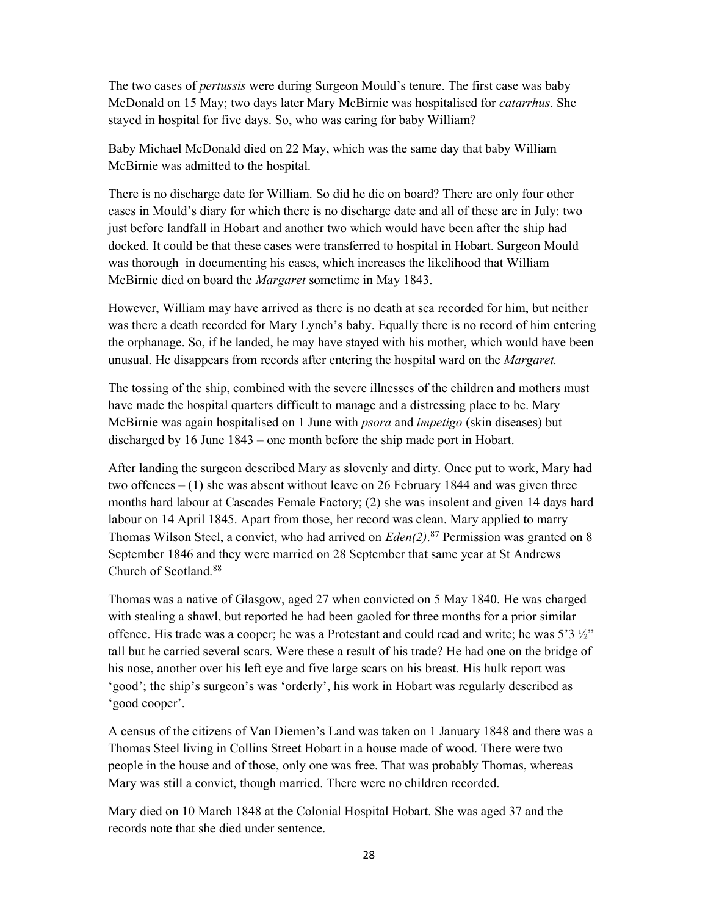The two cases of *pertussis* were during Surgeon Mould's tenure. The first case was baby McDonald on 15 May; two days later Mary McBirnie was hospitalised for *catarrhus*. She stayed in hospital for five days. So, who was caring for baby William?

Baby Michael McDonald died on 22 May, which was the same day that baby William McBirnie was admitted to the hospital.

There is no discharge date for William. So did he die on board? There are only four other cases in Mould's diary for which there is no discharge date and all of these are in July: two just before landfall in Hobart and another two which would have been after the ship had docked. It could be that these cases were transferred to hospital in Hobart. Surgeon Mould was thorough in documenting his cases, which increases the likelihood that William McBirnie died on board the *Margaret* sometime in May 1843.

However, William may have arrived as there is no death at sea recorded for him, but neither was there a death recorded for Mary Lynch's baby. Equally there is no record of him entering the orphanage. So, if he landed, he may have stayed with his mother, which would have been unusual. He disappears from records after entering the hospital ward on the *Margaret.*

The tossing of the ship, combined with the severe illnesses of the children and mothers must have made the hospital quarters difficult to manage and a distressing place to be. Mary McBirnie was again hospitalised on 1 June with *psora* and *impetigo* (skin diseases) but discharged by 16 June 1843 – one month before the ship made port in Hobart.

After landing the surgeon described Mary as slovenly and dirty. Once put to work, Mary had two offences – (1) she was absent without leave on 26 February 1844 and was given three months hard labour at Cascades Female Factory; (2) she was insolent and given 14 days hard labour on 14 April 1845. Apart from those, her record was clean. Mary applied to marry Thomas Wilson Steel, a convict, who had arrived on *Eden(2)*.[87] Permission was granted on 8 September 1846 and they were married on 28 September that same year at St Andrews Church of Scotland.[88]

Thomas was a native of Glasgow, aged 27 when convicted on 5 May 1840. He was charged with stealing a shawl, but reported he had been gaoled for three months for a prior similar offence. His trade was a cooper; he was a Protestant and could read and write; he was 5'3 ½" tall but he carried several scars. Were these a result of his trade? He had one on the bridge of his nose, another over his left eye and five large scars on his breast. His hulk report was 'good'; the ship's surgeon's was 'orderly', his work in Hobart was regularly described as 'good cooper'.

A census of the citizens of Van Diemen's Land was taken on 1 January 1848 and there was a Thomas Steel living in Collins Street Hobart in a house made of wood. There were two people in the house and of those, only one was free. That was probably Thomas, whereas Mary was still a convict, though married. There were no children recorded.

Mary died on 10 March 1848 at the Colonial Hospital Hobart. She was aged 37 and the records note that she died under sentence.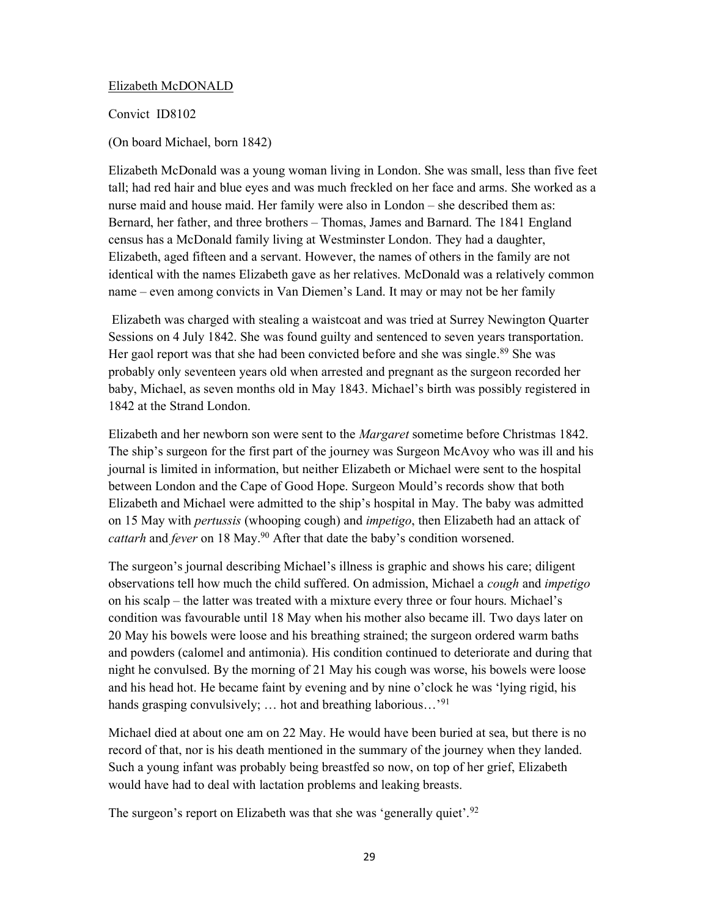Elizabeth McDONALD

Convict ID8102

(On board Michael, born 1842)

Elizabeth McDonald was a young woman living in London. She was small, less than five feet tall; had red hair and blue eyes and was much freckled on her face and arms. She worked as a nurse maid and house maid. Her family were also in London – she described them as: Bernard, her father, and three brothers – Thomas, James and Barnard. The 1841 England census has a McDonald family living at Westminster London. They had a daughter, Elizabeth, aged fifteen and a servant. However, the names of others in the family are not identical with the names Elizabeth gave as her relatives. McDonald was a relatively common name – even among convicts in Van Diemen's Land. It may or may not be her family

Elizabeth was charged with stealing a waistcoat and was tried at Surrey Newington Quarter Sessions on 4 July 1842. She was found guilty and sentenced to seven years transportation. Her gaol report was that she had been convicted before and she was single.[89] She was probably only seventeen years old when arrested and pregnant as the surgeon recorded her baby, Michael, as seven months old in May 1843. Michael's birth was possibly registered in 1842 at the Strand London.

Elizabeth and her newborn son were sent to the *Margaret* sometime before Christmas 1842. The ship's surgeon for the first part of the journey was Surgeon McAvoy who was ill and his journal is limited in information, but neither Elizabeth or Michael were sent to the hospital between London and the Cape of Good Hope. Surgeon Mould's records show that both Elizabeth and Michael were admitted to the ship's hospital in May. The baby was admitted on 15 May with *pertussis* (whooping cough) and *impetigo*, then Elizabeth had an attack of *cattarh* and *fever* on 18 May.[90] After that date the baby's condition worsened.

The surgeon's journal describing Michael's illness is graphic and shows his care; diligent observations tell how much the child suffered. On admission, Michael a *cough* and *impetigo* on his scalp – the latter was treated with a mixture every three or four hours. Michael's condition was favourable until 18 May when his mother also became ill. Two days later on 20 May his bowels were loose and his breathing strained; the surgeon ordered warm baths and powders (calomel and antimonia). His condition continued to deteriorate and during that night he convulsed. By the morning of 21 May his cough was worse, his bowels were loose and his head hot. He became faint by evening and by nine o'clock he was 'lying rigid, his hands grasping convulsively; … hot and breathing laborious…'[91]

Michael died at about one am on 22 May. He would have been buried at sea, but there is no record of that, nor is his death mentioned in the summary of the journey when they landed. Such a young infant was probably being breastfed so now, on top of her grief, Elizabeth would have had to deal with lactation problems and leaking breasts.

The surgeon's report on Elizabeth was that she was 'generally quiet'.[92]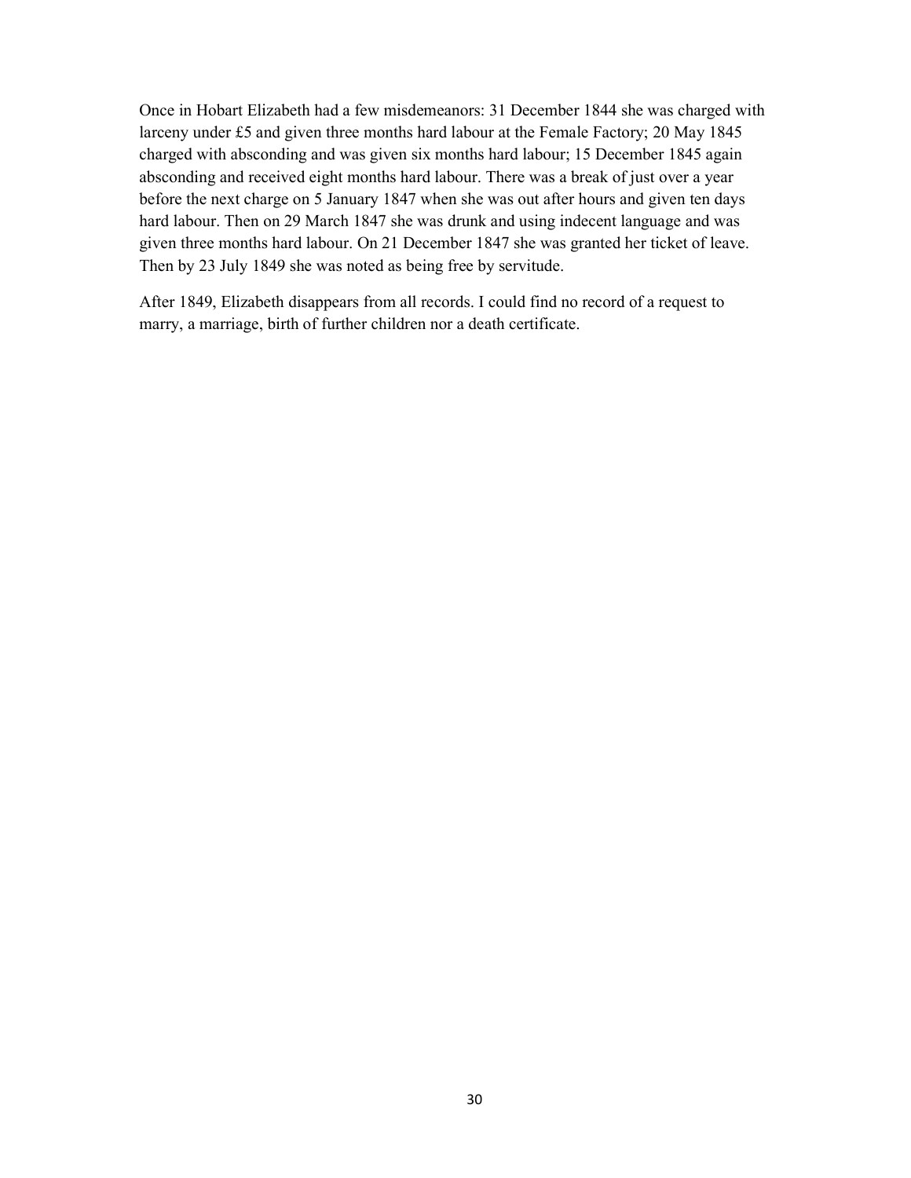Once in Hobart Elizabeth had a few misdemeanors: 31 December 1844 she was charged with larceny under £5 and given three months hard labour at the Female Factory; 20 May 1845 charged with absconding and was given six months hard labour; 15 December 1845 again absconding and received eight months hard labour. There was a break of just over a year before the next charge on 5 January 1847 when she was out after hours and given ten days hard labour. Then on 29 March 1847 she was drunk and using indecent language and was given three months hard labour. On 21 December 1847 she was granted her ticket of leave. Then by 23 July 1849 she was noted as being free by servitude.

After 1849, Elizabeth disappears from all records. I could find no record of a request to marry, a marriage, birth of further children nor a death certificate.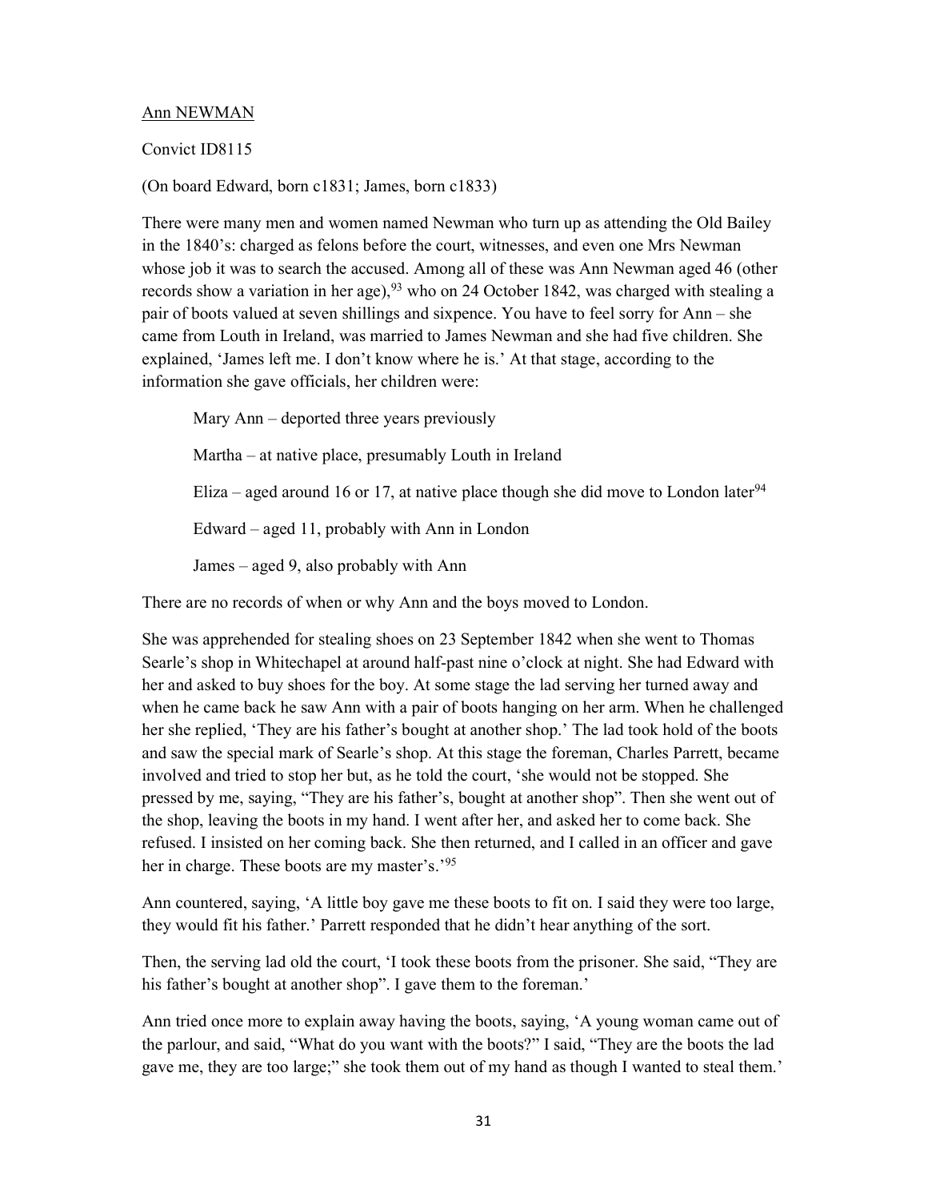<u>Ann NEWMAN</u>

Convict ID8115

(On board Edward, born c1831; James, born c1833)

There were many men and women named Newman who turn up as attending the Old Bailey in the 1840's: charged as felons before the court, witnesses, and even one Mrs Newman whose job it was to search the accused. Among all of these was Ann Newman aged 46 (other records show a variation in her age),[93] who on 24 October 1842, was charged with stealing a pair of boots valued at seven shillings and sixpence. You have to feel sorry for Ann – she came from Louth in Ireland, was married to James Newman and she had five children. She explained, 'James left me. I don't know where he is.' At that stage, according to the information she gave officials, her children were:

> Mary Ann – deported three years previously
>
> Martha – at native place, presumably Louth in Ireland
>
> Eliza – aged around 16 or 17, at native place though she did move to London later[94]
>
> Edward – aged 11, probably with Ann in London
>
> James – aged 9, also probably with Ann

There are no records of when or why Ann and the boys moved to London.

She was apprehended for stealing shoes on 23 September 1842 when she went to Thomas Searle's shop in Whitechapel at around half-past nine o'clock at night. She had Edward with her and asked to buy shoes for the boy. At some stage the lad serving her turned away and when he came back he saw Ann with a pair of boots hanging on her arm. When he challenged her she replied, 'They are his father's bought at another shop.' The lad took hold of the boots and saw the special mark of Searle's shop. At this stage the foreman, Charles Parrett, became involved and tried to stop her but, as he told the court, 'she would not be stopped. She pressed by me, saying, "They are his father's, bought at another shop". Then she went out of the shop, leaving the boots in my hand. I went after her, and asked her to come back. She refused. I insisted on her coming back. She then returned, and I called in an officer and gave her in charge. These boots are my master's.'[95]

Ann countered, saying, 'A little boy gave me these boots to fit on. I said they were too large, they would fit his father.' Parrett responded that he didn't hear anything of the sort.

Then, the serving lad old the court, 'I took these boots from the prisoner. She said, "They are his father's bought at another shop". I gave them to the foreman.'

Ann tried once more to explain away having the boots, saying, 'A young woman came out of the parlour, and said, "What do you want with the boots?" I said, "They are the boots the lad gave me, they are too large;" she took them out of my hand as though I wanted to steal them.'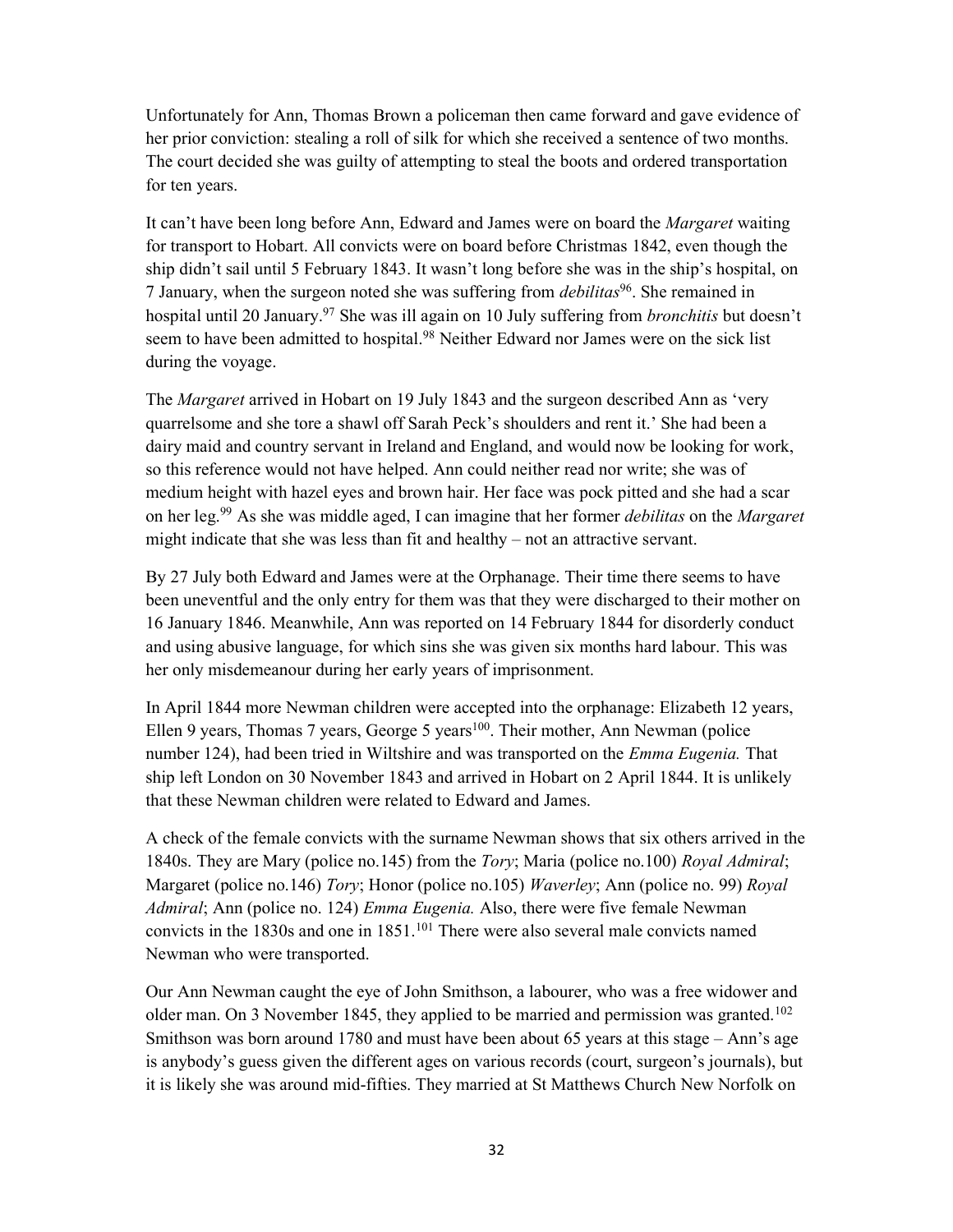Unfortunately for Ann, Thomas Brown a policeman then came forward and gave evidence of her prior conviction: stealing a roll of silk for which she received a sentence of two months. The court decided she was guilty of attempting to steal the boots and ordered transportation for ten years.

It can't have been long before Ann, Edward and James were on board the *Margaret* waiting for transport to Hobart. All convicts were on board before Christmas 1842, even though the ship didn't sail until 5 February 1843. It wasn't long before she was in the ship's hospital, on 7 January, when the surgeon noted she was suffering from *debilitas*[96]. She remained in hospital until 20 January.[97] She was ill again on 10 July suffering from *bronchitis* but doesn't seem to have been admitted to hospital.[98] Neither Edward nor James were on the sick list during the voyage.

The *Margaret* arrived in Hobart on 19 July 1843 and the surgeon described Ann as 'very quarrelsome and she tore a shawl off Sarah Peck's shoulders and rent it.' She had been a dairy maid and country servant in Ireland and England, and would now be looking for work, so this reference would not have helped. Ann could neither read nor write; she was of medium height with hazel eyes and brown hair. Her face was pock pitted and she had a scar on her leg.[99] As she was middle aged, I can imagine that her former *debilitas* on the *Margaret* might indicate that she was less than fit and healthy – not an attractive servant.

By 27 July both Edward and James were at the Orphanage. Their time there seems to have been uneventful and the only entry for them was that they were discharged to their mother on 16 January 1846. Meanwhile, Ann was reported on 14 February 1844 for disorderly conduct and using abusive language, for which sins she was given six months hard labour. This was her only misdemeanour during her early years of imprisonment.

In April 1844 more Newman children were accepted into the orphanage: Elizabeth 12 years, Ellen 9 years, Thomas 7 years, George 5 years[100]. Their mother, Ann Newman (police number 124), had been tried in Wiltshire and was transported on the *Emma Eugenia.* That ship left London on 30 November 1843 and arrived in Hobart on 2 April 1844. It is unlikely that these Newman children were related to Edward and James.

A check of the female convicts with the surname Newman shows that six others arrived in the 1840s. They are Mary (police no.145) from the *Tory*; Maria (police no.100) *Royal Admiral*; Margaret (police no.146) *Tory*; Honor (police no.105) *Waverley*; Ann (police no. 99) *Royal Admiral*; Ann (police no. 124) *Emma Eugenia.* Also, there were five female Newman convicts in the 1830s and one in 1851.[101] There were also several male convicts named Newman who were transported.

Our Ann Newman caught the eye of John Smithson, a labourer, who was a free widower and older man. On 3 November 1845, they applied to be married and permission was granted.[102] Smithson was born around 1780 and must have been about 65 years at this stage – Ann's age is anybody's guess given the different ages on various records (court, surgeon's journals), but it is likely she was around mid-fifties. They married at St Matthews Church New Norfolk on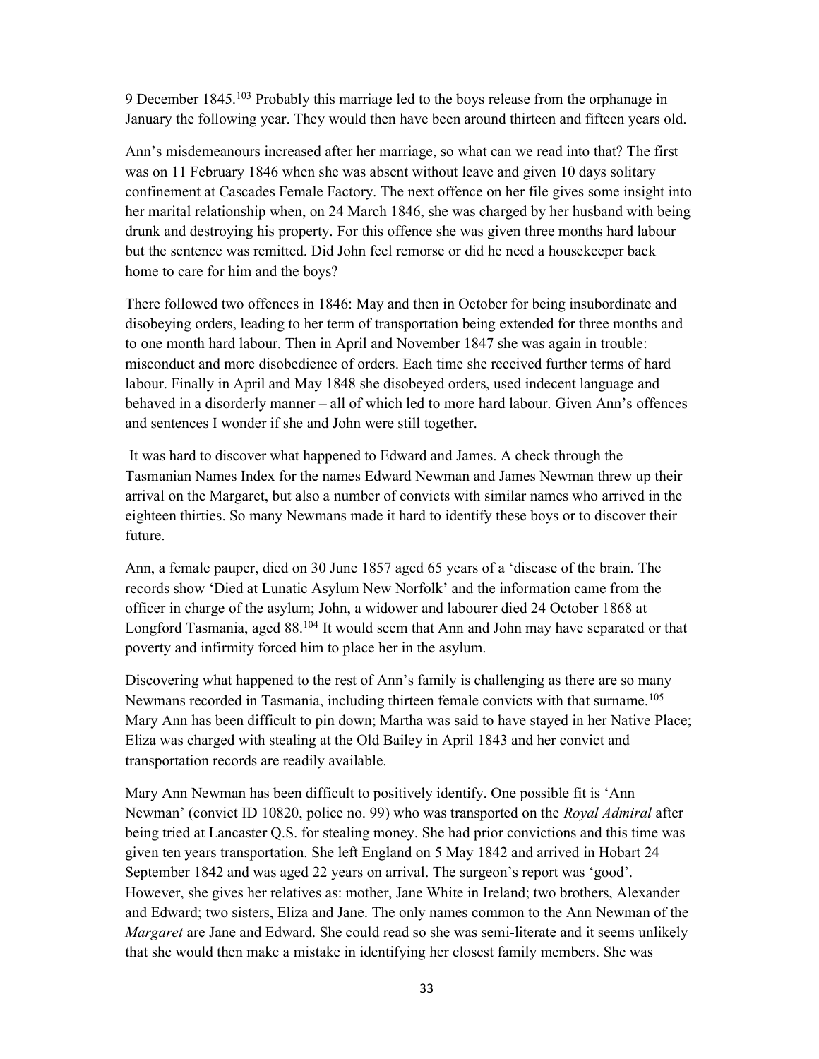9 December 1845.[103] Probably this marriage led to the boys release from the orphanage in January the following year. They would then have been around thirteen and fifteen years old.

Ann's misdemeanours increased after her marriage, so what can we read into that? The first was on 11 February 1846 when she was absent without leave and given 10 days solitary confinement at Cascades Female Factory. The next offence on her file gives some insight into her marital relationship when, on 24 March 1846, she was charged by her husband with being drunk and destroying his property. For this offence she was given three months hard labour but the sentence was remitted. Did John feel remorse or did he need a housekeeper back home to care for him and the boys?

There followed two offences in 1846: May and then in October for being insubordinate and disobeying orders, leading to her term of transportation being extended for three months and to one month hard labour. Then in April and November 1847 she was again in trouble: misconduct and more disobedience of orders. Each time she received further terms of hard labour. Finally in April and May 1848 she disobeyed orders, used indecent language and behaved in a disorderly manner – all of which led to more hard labour. Given Ann's offences and sentences I wonder if she and John were still together.

It was hard to discover what happened to Edward and James. A check through the Tasmanian Names Index for the names Edward Newman and James Newman threw up their arrival on the Margaret, but also a number of convicts with similar names who arrived in the eighteen thirties. So many Newmans made it hard to identify these boys or to discover their future.

Ann, a female pauper, died on 30 June 1857 aged 65 years of a 'disease of the brain. The records show 'Died at Lunatic Asylum New Norfolk' and the information came from the officer in charge of the asylum; John, a widower and labourer died 24 October 1868 at Longford Tasmania, aged 88.[104] It would seem that Ann and John may have separated or that poverty and infirmity forced him to place her in the asylum.

Discovering what happened to the rest of Ann's family is challenging as there are so many Newmans recorded in Tasmania, including thirteen female convicts with that surname.[105] Mary Ann has been difficult to pin down; Martha was said to have stayed in her Native Place; Eliza was charged with stealing at the Old Bailey in April 1843 and her convict and transportation records are readily available.

Mary Ann Newman has been difficult to positively identify. One possible fit is 'Ann Newman' (convict ID 10820, police no. 99) who was transported on the *Royal Admiral* after being tried at Lancaster Q.S. for stealing money. She had prior convictions and this time was given ten years transportation. She left England on 5 May 1842 and arrived in Hobart 24 September 1842 and was aged 22 years on arrival. The surgeon's report was 'good'. However, she gives her relatives as: mother, Jane White in Ireland; two brothers, Alexander and Edward; two sisters, Eliza and Jane. The only names common to the Ann Newman of the *Margaret* are Jane and Edward. She could read so she was semi-literate and it seems unlikely that she would then make a mistake in identifying her closest family members. She was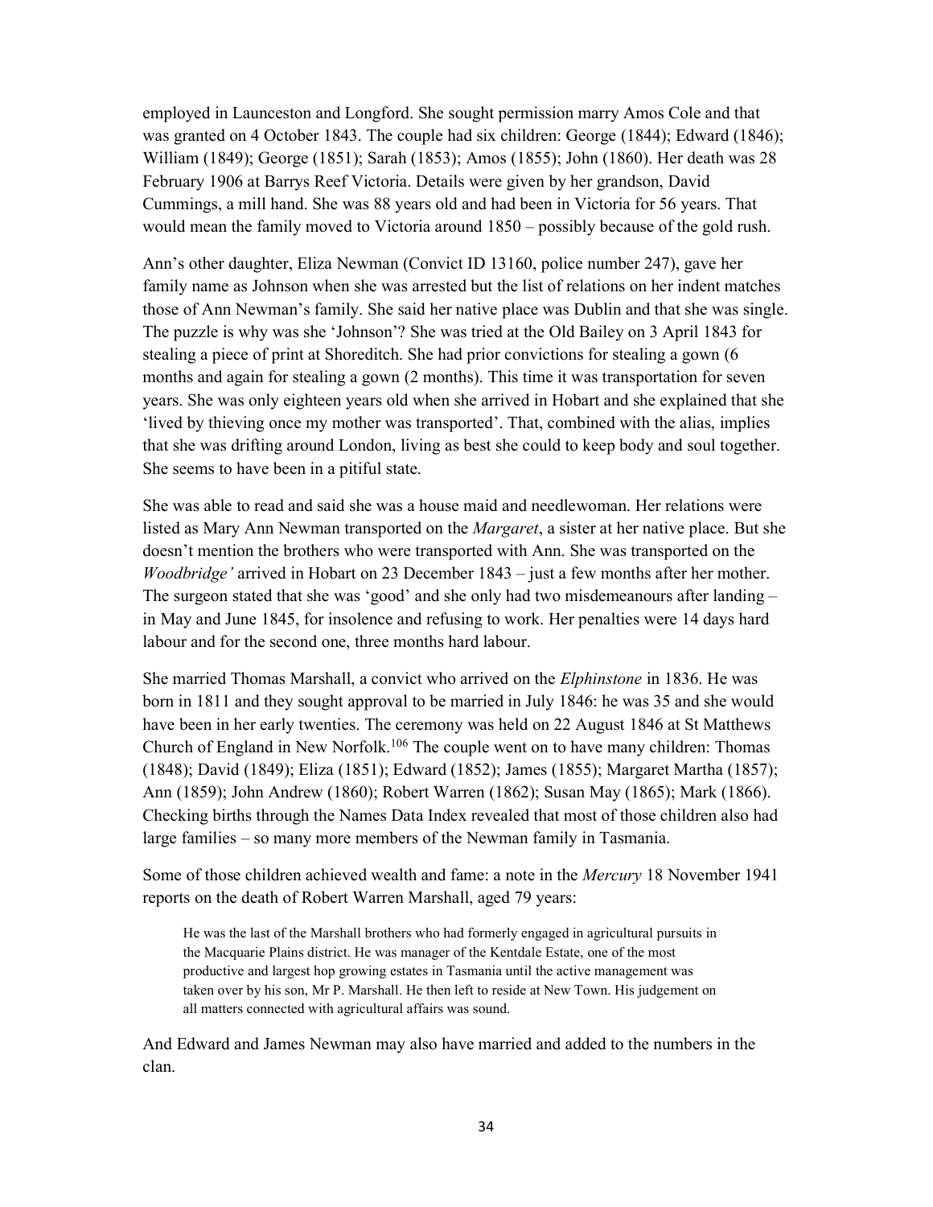employed in Launceston and Longford. She sought permission marry Amos Cole and that was granted on 4 October 1843. The couple had six children: George (1844); Edward (1846); William (1849); George (1851); Sarah (1853); Amos (1855); John (1860). Her death was 28 February 1906 at Barrys Reef Victoria. Details were given by her grandson, David Cummings, a mill hand. She was 88 years old and had been in Victoria for 56 years. That would mean the family moved to Victoria around 1850 – possibly because of the gold rush.

Ann's other daughter, Eliza Newman (Convict ID 13160, police number 247), gave her family name as Johnson when she was arrested but the list of relations on her indent matches those of Ann Newman's family. She said her native place was Dublin and that she was single. The puzzle is why was she 'Johnson'? She was tried at the Old Bailey on 3 April 1843 for stealing a piece of print at Shoreditch. She had prior convictions for stealing a gown (6 months and again for stealing a gown (2 months). This time it was transportation for seven years. She was only eighteen years old when she arrived in Hobart and she explained that she 'lived by thieving once my mother was transported'. That, combined with the alias, implies that she was drifting around London, living as best she could to keep body and soul together. She seems to have been in a pitiful state.

She was able to read and said she was a house maid and needlewoman. Her relations were listed as Mary Ann Newman transported on the *Margaret*, a sister at her native place. But she doesn't mention the brothers who were transported with Ann. She was transported on the *Woodbridge'* arrived in Hobart on 23 December 1843 – just a few months after her mother. The surgeon stated that she was 'good' and she only had two misdemeanours after landing – in May and June 1845, for insolence and refusing to work. Her penalties were 14 days hard labour and for the second one, three months hard labour.

She married Thomas Marshall, a convict who arrived on the *Elphinstone* in 1836. He was born in 1811 and they sought approval to be married in July 1846: he was 35 and she would have been in her early twenties. The ceremony was held on 22 August 1846 at St Matthews Church of England in New Norfolk.[106] The couple went on to have many children: Thomas (1848); David (1849); Eliza (1851); Edward (1852); James (1855); Margaret Martha (1857); Ann (1859); John Andrew (1860); Robert Warren (1862); Susan May (1865); Mark (1866). Checking births through the Names Data Index revealed that most of those children also had large families – so many more members of the Newman family in Tasmania.

Some of those children achieved wealth and fame: a note in the *Mercury* 18 November 1941 reports on the death of Robert Warren Marshall, aged 79 years:

> He was the last of the Marshall brothers who had formerly engaged in agricultural pursuits in the Macquarie Plains district. He was manager of the Kentdale Estate, one of the most productive and largest hop growing estates in Tasmania until the active management was taken over by his son, Mr P. Marshall. He then left to reside at New Town. His judgement on all matters connected with agricultural affairs was sound.

And Edward and James Newman may also have married and added to the numbers in the clan.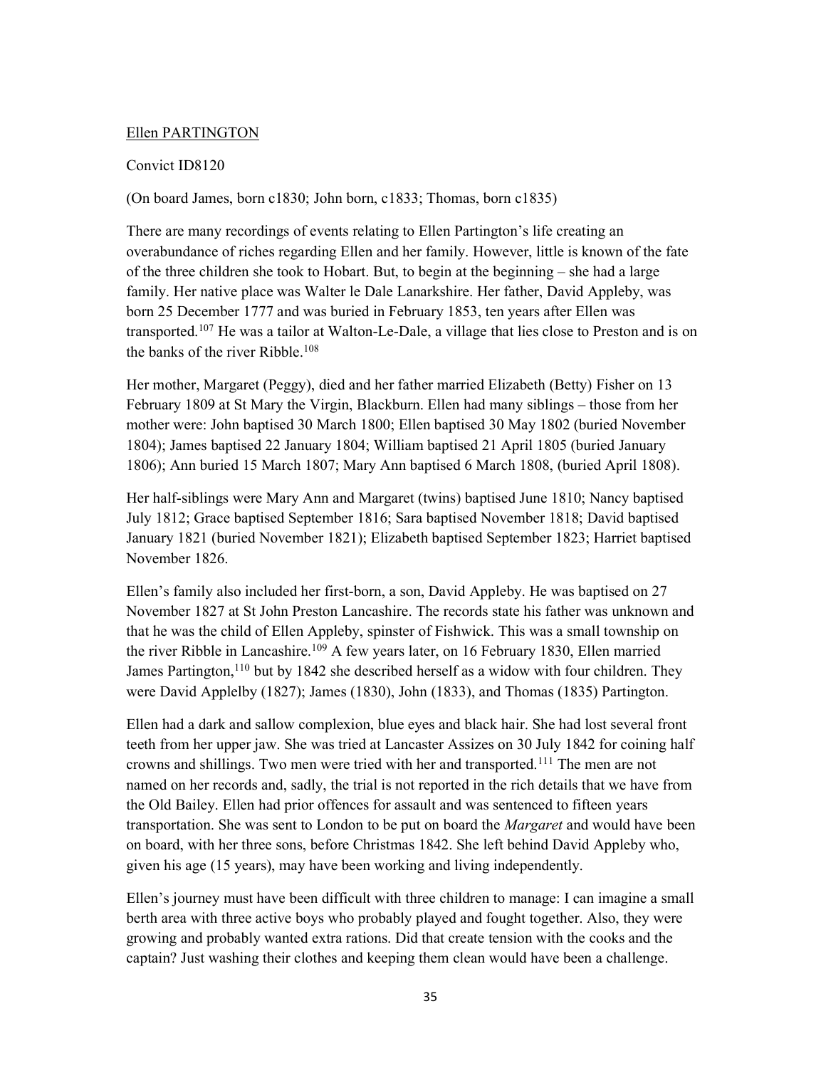Ellen PARTINGTON

Convict ID8120

(On board James, born c1830; John born, c1833; Thomas, born c1835)

There are many recordings of events relating to Ellen Partington's life creating an overabundance of riches regarding Ellen and her family. However, little is known of the fate of the three children she took to Hobart. But, to begin at the beginning – she had a large family. Her native place was Walter le Dale Lanarkshire. Her father, David Appleby, was born 25 December 1777 and was buried in February 1853, ten years after Ellen was transported.[107] He was a tailor at Walton-Le-Dale, a village that lies close to Preston and is on the banks of the river Ribble.[108]

Her mother, Margaret (Peggy), died and her father married Elizabeth (Betty) Fisher on 13 February 1809 at St Mary the Virgin, Blackburn. Ellen had many siblings – those from her mother were: John baptised 30 March 1800; Ellen baptised 30 May 1802 (buried November 1804); James baptised 22 January 1804; William baptised 21 April 1805 (buried January 1806); Ann buried 15 March 1807; Mary Ann baptised 6 March 1808, (buried April 1808).

Her half-siblings were Mary Ann and Margaret (twins) baptised June 1810; Nancy baptised July 1812; Grace baptised September 1816; Sara baptised November 1818; David baptised January 1821 (buried November 1821); Elizabeth baptised September 1823; Harriet baptised November 1826.

Ellen's family also included her first-born, a son, David Appleby. He was baptised on 27 November 1827 at St John Preston Lancashire. The records state his father was unknown and that he was the child of Ellen Appleby, spinster of Fishwick. This was a small township on the river Ribble in Lancashire.[109] A few years later, on 16 February 1830, Ellen married James Partington,[110] but by 1842 she described herself as a widow with four children. They were David Applelby (1827); James (1830), John (1833), and Thomas (1835) Partington.

Ellen had a dark and sallow complexion, blue eyes and black hair. She had lost several front teeth from her upper jaw. She was tried at Lancaster Assizes on 30 July 1842 for coining half crowns and shillings. Two men were tried with her and transported.[111] The men are not named on her records and, sadly, the trial is not reported in the rich details that we have from the Old Bailey. Ellen had prior offences for assault and was sentenced to fifteen years transportation. She was sent to London to be put on board the *Margaret* and would have been on board, with her three sons, before Christmas 1842. She left behind David Appleby who, given his age (15 years), may have been working and living independently.

Ellen's journey must have been difficult with three children to manage: I can imagine a small berth area with three active boys who probably played and fought together. Also, they were growing and probably wanted extra rations. Did that create tension with the cooks and the captain? Just washing their clothes and keeping them clean would have been a challenge.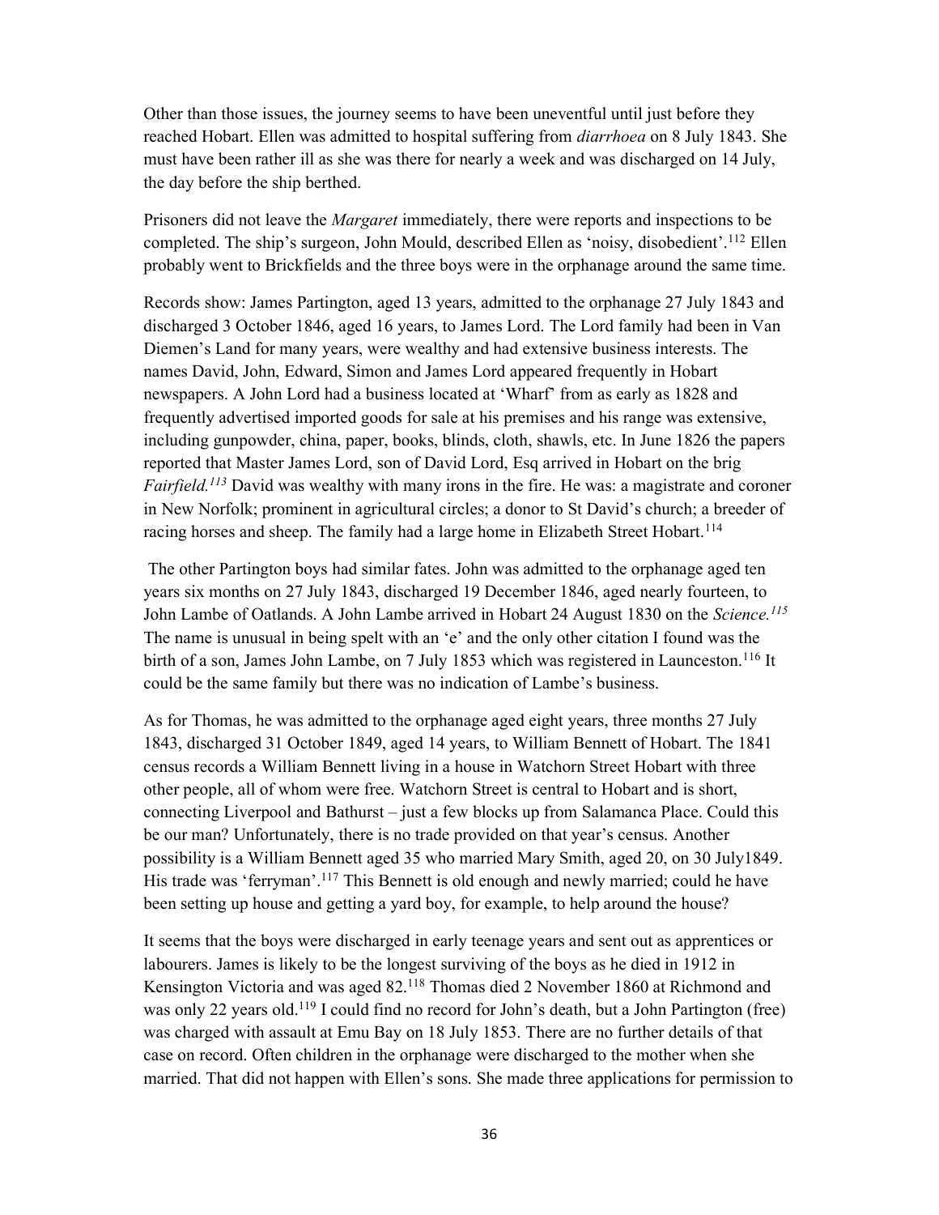Other than those issues, the journey seems to have been uneventful until just before they reached Hobart. Ellen was admitted to hospital suffering from *diarrhoea* on 8 July 1843. She must have been rather ill as she was there for nearly a week and was discharged on 14 July, the day before the ship berthed.

Prisoners did not leave the *Margaret* immediately, there were reports and inspections to be completed. The ship's surgeon, John Mould, described Ellen as 'noisy, disobedient'.[112] Ellen probably went to Brickfields and the three boys were in the orphanage around the same time.

Records show: James Partington, aged 13 years, admitted to the orphanage 27 July 1843 and discharged 3 October 1846, aged 16 years, to James Lord. The Lord family had been in Van Diemen's Land for many years, were wealthy and had extensive business interests. The names David, John, Edward, Simon and James Lord appeared frequently in Hobart newspapers. A John Lord had a business located at 'Wharf' from as early as 1828 and frequently advertised imported goods for sale at his premises and his range was extensive, including gunpowder, china, paper, books, blinds, cloth, shawls, etc. In June 1826 the papers reported that Master James Lord, son of David Lord, Esq arrived in Hobart on the brig *Fairfield.*[113] David was wealthy with many irons in the fire. He was: a magistrate and coroner in New Norfolk; prominent in agricultural circles; a donor to St David's church; a breeder of racing horses and sheep. The family had a large home in Elizabeth Street Hobart.[114]

The other Partington boys had similar fates. John was admitted to the orphanage aged ten years six months on 27 July 1843, discharged 19 December 1846, aged nearly fourteen, to John Lambe of Oatlands. A John Lambe arrived in Hobart 24 August 1830 on the *Science.*[115] The name is unusual in being spelt with an 'e' and the only other citation I found was the birth of a son, James John Lambe, on 7 July 1853 which was registered in Launceston.[116] It could be the same family but there was no indication of Lambe's business.

As for Thomas, he was admitted to the orphanage aged eight years, three months 27 July 1843, discharged 31 October 1849, aged 14 years, to William Bennett of Hobart. The 1841 census records a William Bennett living in a house in Watchorn Street Hobart with three other people, all of whom were free. Watchorn Street is central to Hobart and is short, connecting Liverpool and Bathurst – just a few blocks up from Salamanca Place. Could this be our man? Unfortunately, there is no trade provided on that year's census. Another possibility is a William Bennett aged 35 who married Mary Smith, aged 20, on 30 July1849. His trade was 'ferryman'.[117] This Bennett is old enough and newly married; could he have been setting up house and getting a yard boy, for example, to help around the house?

It seems that the boys were discharged in early teenage years and sent out as apprentices or labourers. James is likely to be the longest surviving of the boys as he died in 1912 in Kensington Victoria and was aged 82.[118] Thomas died 2 November 1860 at Richmond and was only 22 years old.[119] I could find no record for John's death, but a John Partington (free) was charged with assault at Emu Bay on 18 July 1853. There are no further details of that case on record. Often children in the orphanage were discharged to the mother when she married. That did not happen with Ellen's sons. She made three applications for permission to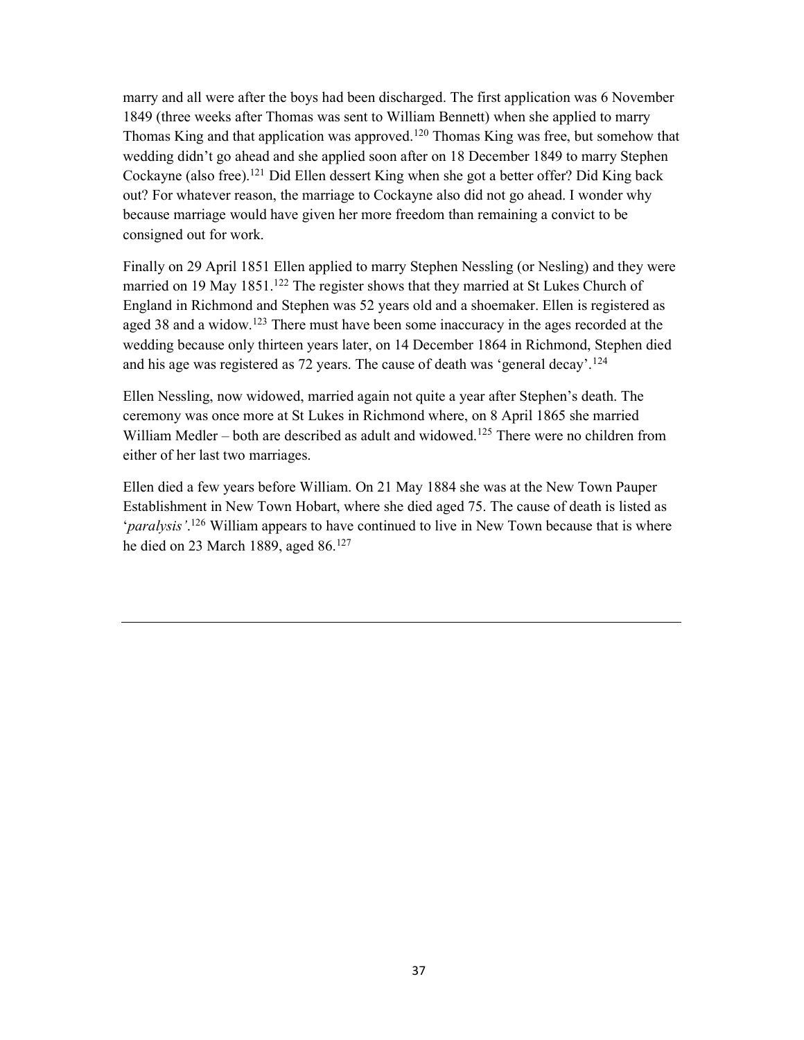marry and all were after the boys had been discharged. The first application was 6 November 1849 (three weeks after Thomas was sent to William Bennett) when she applied to marry Thomas King and that application was approved.[120] Thomas King was free, but somehow that wedding didn't go ahead and she applied soon after on 18 December 1849 to marry Stephen Cockayne (also free).[121] Did Ellen dessert King when she got a better offer? Did King back out? For whatever reason, the marriage to Cockayne also did not go ahead. I wonder why because marriage would have given her more freedom than remaining a convict to be consigned out for work.

Finally on 29 April 1851 Ellen applied to marry Stephen Nessling (or Nesling) and they were married on 19 May 1851.[122] The register shows that they married at St Lukes Church of England in Richmond and Stephen was 52 years old and a shoemaker. Ellen is registered as aged 38 and a widow.[123] There must have been some inaccuracy in the ages recorded at the wedding because only thirteen years later, on 14 December 1864 in Richmond, Stephen died and his age was registered as 72 years. The cause of death was 'general decay'.[124]

Ellen Nessling, now widowed, married again not quite a year after Stephen's death. The ceremony was once more at St Lukes in Richmond where, on 8 April 1865 she married William Medler – both are described as adult and widowed.[125] There were no children from either of her last two marriages.

Ellen died a few years before William. On 21 May 1884 she was at the New Town Pauper Establishment in New Town Hobart, where she died aged 75. The cause of death is listed as '*paralysis'*.[126] William appears to have continued to live in New Town because that is where he died on 23 March 1889, aged 86.[127]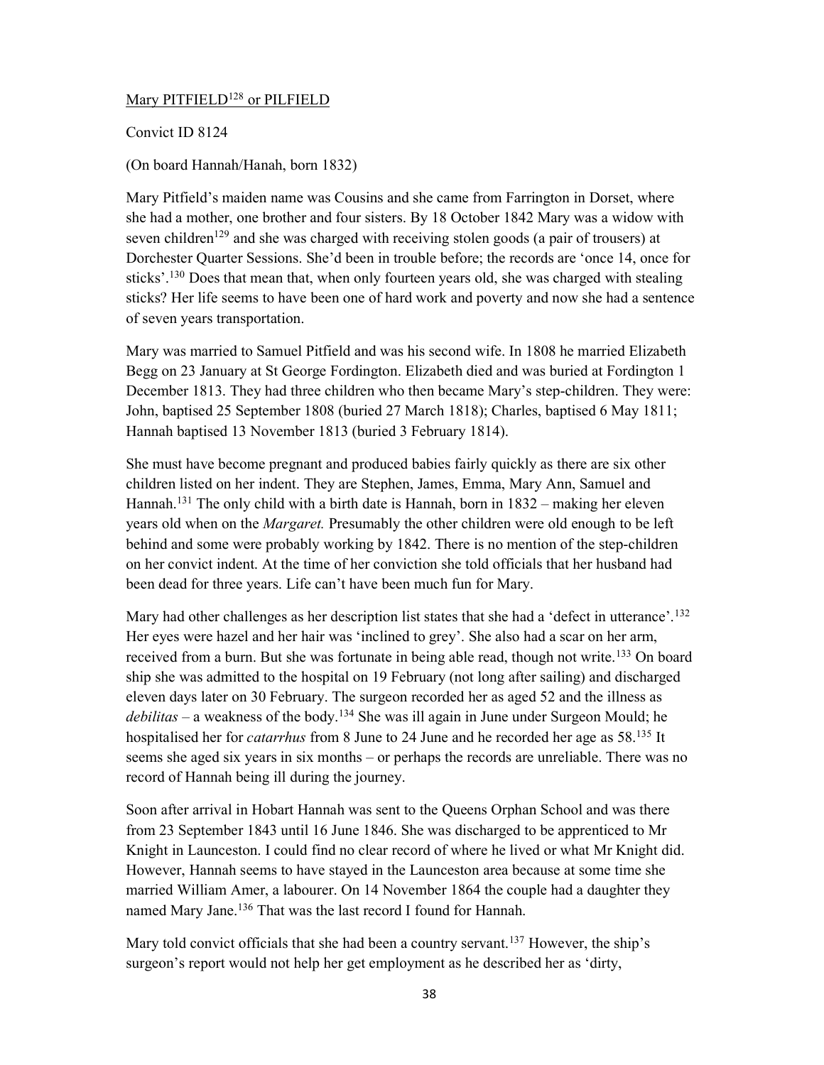Mary PITFIELD[128] or PILFIELD

Convict ID 8124

(On board Hannah/Hanah, born 1832)

Mary Pitfield's maiden name was Cousins and she came from Farrington in Dorset, where she had a mother, one brother and four sisters. By 18 October 1842 Mary was a widow with seven children[129] and she was charged with receiving stolen goods (a pair of trousers) at Dorchester Quarter Sessions. She'd been in trouble before; the records are 'once 14, once for sticks'.[130] Does that mean that, when only fourteen years old, she was charged with stealing sticks? Her life seems to have been one of hard work and poverty and now she had a sentence of seven years transportation.

Mary was married to Samuel Pitfield and was his second wife. In 1808 he married Elizabeth Begg on 23 January at St George Fordington. Elizabeth died and was buried at Fordington 1 December 1813. They had three children who then became Mary's step-children. They were: John, baptised 25 September 1808 (buried 27 March 1818); Charles, baptised 6 May 1811; Hannah baptised 13 November 1813 (buried 3 February 1814).

She must have become pregnant and produced babies fairly quickly as there are six other children listed on her indent. They are Stephen, James, Emma, Mary Ann, Samuel and Hannah.[131] The only child with a birth date is Hannah, born in 1832 – making her eleven years old when on the *Margaret.* Presumably the other children were old enough to be left behind and some were probably working by 1842. There is no mention of the step-children on her convict indent. At the time of her conviction she told officials that her husband had been dead for three years. Life can't have been much fun for Mary.

Mary had other challenges as her description list states that she had a 'defect in utterance'.[132] Her eyes were hazel and her hair was 'inclined to grey'. She also had a scar on her arm, received from a burn. But she was fortunate in being able read, though not write.[133] On board ship she was admitted to the hospital on 19 February (not long after sailing) and discharged eleven days later on 30 February. The surgeon recorded her as aged 52 and the illness as *debilitas* – a weakness of the body.[134] She was ill again in June under Surgeon Mould; he hospitalised her for *catarrhus* from 8 June to 24 June and he recorded her age as 58.[135] It seems she aged six years in six months – or perhaps the records are unreliable. There was no record of Hannah being ill during the journey.

Soon after arrival in Hobart Hannah was sent to the Queens Orphan School and was there from 23 September 1843 until 16 June 1846. She was discharged to be apprenticed to Mr Knight in Launceston. I could find no clear record of where he lived or what Mr Knight did. However, Hannah seems to have stayed in the Launceston area because at some time she married William Amer, a labourer. On 14 November 1864 the couple had a daughter they named Mary Jane.[136] That was the last record I found for Hannah.

Mary told convict officials that she had been a country servant.[137] However, the ship's surgeon's report would not help her get employment as he described her as 'dirty,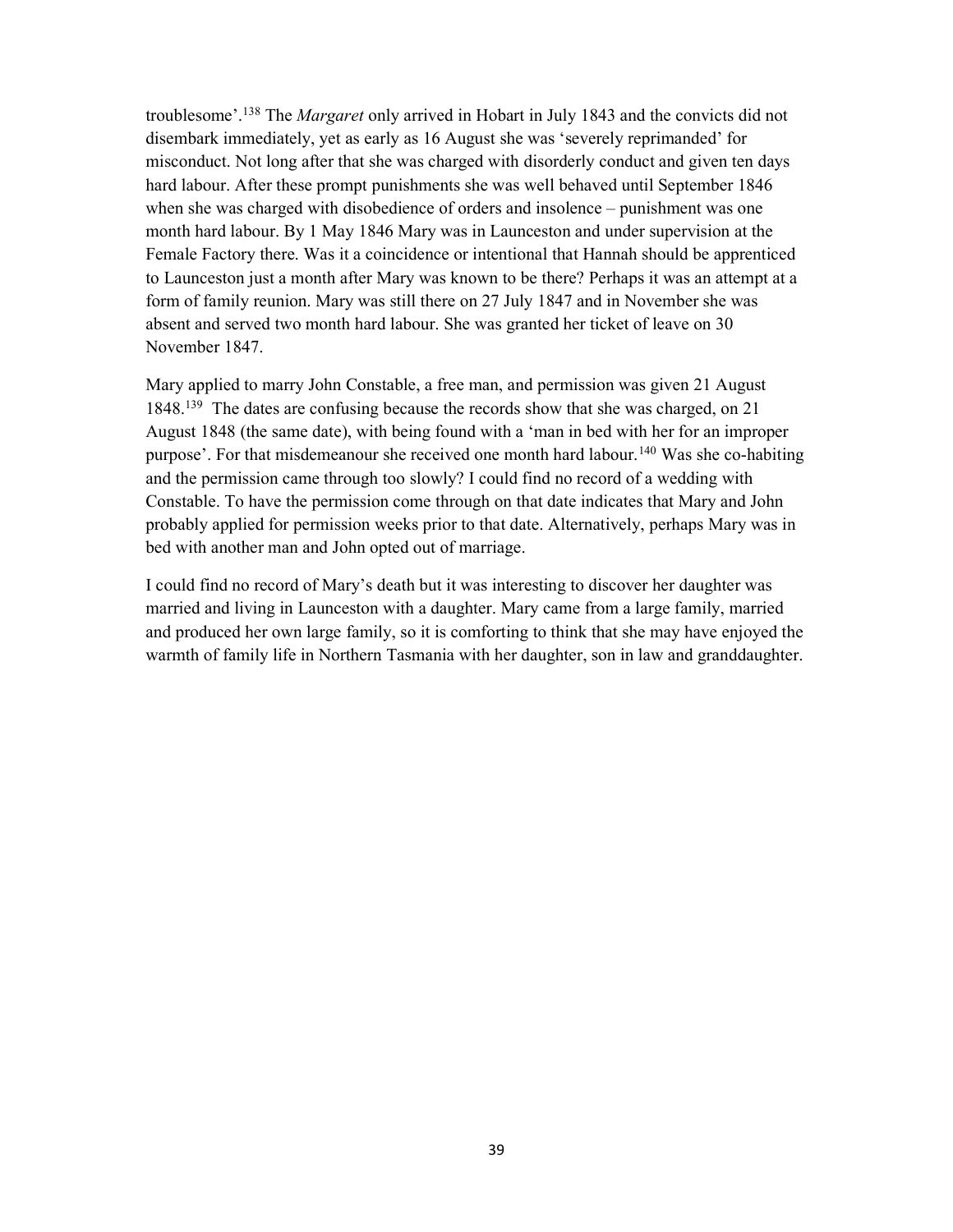troublesome'.[138] The *Margaret* only arrived in Hobart in July 1843 and the convicts did not disembark immediately, yet as early as 16 August she was 'severely reprimanded' for misconduct. Not long after that she was charged with disorderly conduct and given ten days hard labour. After these prompt punishments she was well behaved until September 1846 when she was charged with disobedience of orders and insolence – punishment was one month hard labour. By 1 May 1846 Mary was in Launceston and under supervision at the Female Factory there. Was it a coincidence or intentional that Hannah should be apprenticed to Launceston just a month after Mary was known to be there? Perhaps it was an attempt at a form of family reunion. Mary was still there on 27 July 1847 and in November she was absent and served two month hard labour. She was granted her ticket of leave on 30 November 1847.

Mary applied to marry John Constable, a free man, and permission was given 21 August 1848.[139] The dates are confusing because the records show that she was charged, on 21 August 1848 (the same date), with being found with a 'man in bed with her for an improper purpose'. For that misdemeanour she received one month hard labour.[140] Was she co-habiting and the permission came through too slowly? I could find no record of a wedding with Constable. To have the permission come through on that date indicates that Mary and John probably applied for permission weeks prior to that date. Alternatively, perhaps Mary was in bed with another man and John opted out of marriage.

I could find no record of Mary's death but it was interesting to discover her daughter was married and living in Launceston with a daughter. Mary came from a large family, married and produced her own large family, so it is comforting to think that she may have enjoyed the warmth of family life in Northern Tasmania with her daughter, son in law and granddaughter.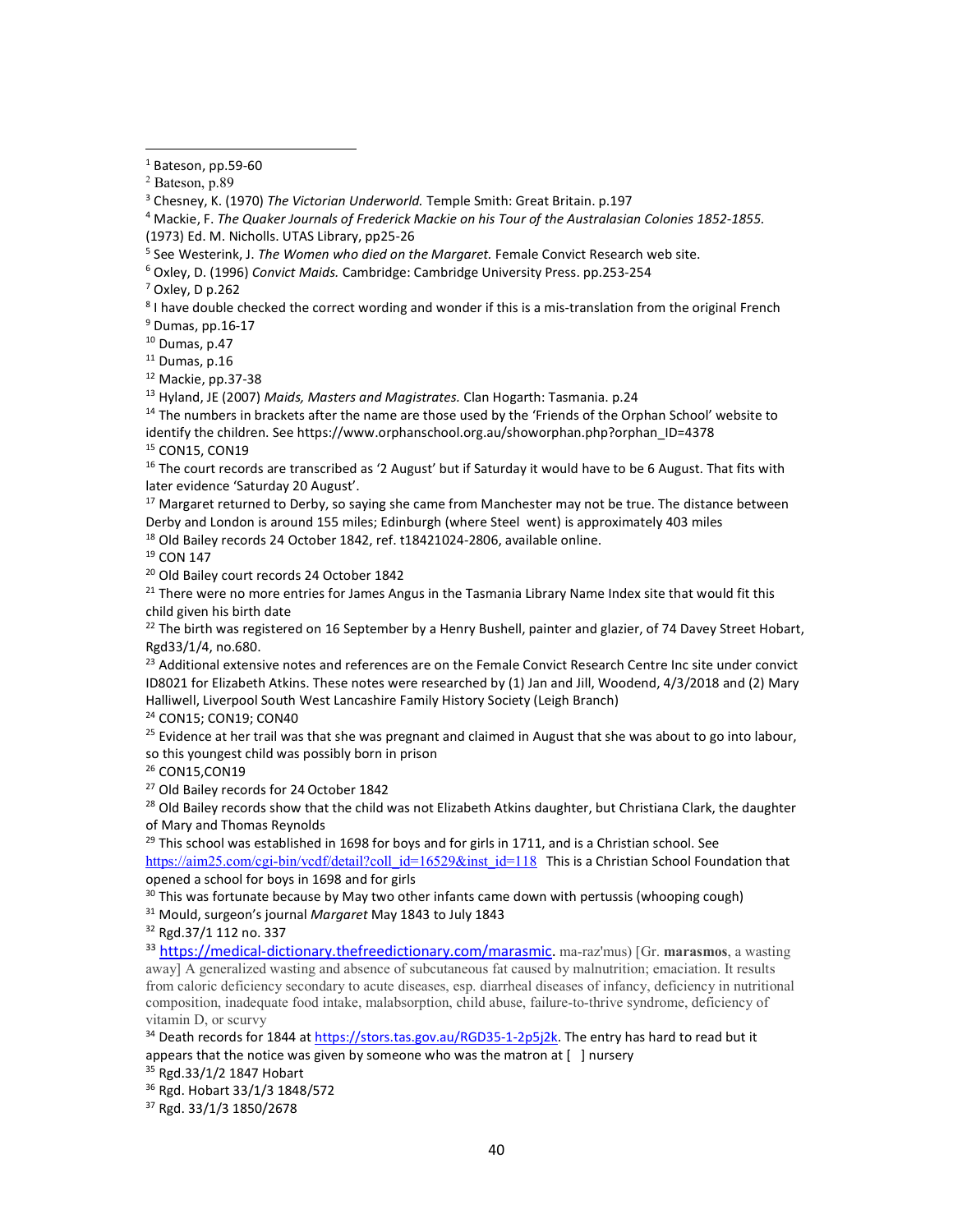[1] Bateson, pp.59-60

[2] Bateson, p.89

[3] Chesney, K. (1970) *The Victorian Underworld.* Temple Smith: Great Britain. p.197

[4] Mackie, F. *The Quaker Journals of Frederick Mackie on his Tour of the Australasian Colonies 1852-1855.* (1973) Ed. M. Nicholls. UTAS Library, pp25-26

[5] See Westerink, J. *The Women who died on the Margaret.* Female Convict Research web site.

[6] Oxley, D. (1996) *Convict Maids.* Cambridge: Cambridge University Press. pp.253-254

[7] Oxley, D p.262

[8] I have double checked the correct wording and wonder if this is a mis-translation from the original French

[9] Dumas, pp.16-17

[10] Dumas, p.47

[11] Dumas, p.16

[12] Mackie, pp.37-38

[13] Hyland, JE (2007) *Maids, Masters and Magistrates.* Clan Hogarth: Tasmania. p.24

[14] The numbers in brackets after the name are those used by the 'Friends of the Orphan School' website to identify the children. See https://www.orphanschool.org.au/showorphan.php?orphan_ID=4378

[15] CON15, CON19

[16] The court records are transcribed as '2 August' but if Saturday it would have to be 6 August. That fits with later evidence 'Saturday 20 August'.

[17] Margaret returned to Derby, so saying she came from Manchester may not be true. The distance between Derby and London is around 155 miles; Edinburgh (where Steel went) is approximately 403 miles

[18] Old Bailey records 24 October 1842, ref. t18421024-2806, available online.

[19] CON 147

[20] Old Bailey court records 24 October 1842

[21] There were no more entries for James Angus in the Tasmania Library Name Index site that would fit this child given his birth date

[22] The birth was registered on 16 September by a Henry Bushell, painter and glazier, of 74 Davey Street Hobart, Rgd33/1/4, no.680.

[23] Additional extensive notes and references are on the Female Convict Research Centre Inc site under convict ID8021 for Elizabeth Atkins. These notes were researched by (1) Jan and Jill, Woodend, 4/3/2018 and (2) Mary Halliwell, Liverpool South West Lancashire Family History Society (Leigh Branch)

[24] CON15; CON19; CON40

[25] Evidence at her trail was that she was pregnant and claimed in August that she was about to go into labour, so this youngest child was possibly born in prison

[26] CON15,CON19

[27] Old Bailey records for 24 October 1842

[28] Old Bailey records show that the child was not Elizabeth Atkins daughter, but Christiana Clark, the daughter of Mary and Thomas Reynolds

[29] This school was established in 1698 for boys and for girls in 1711, and is a Christian school. See https://aim25.com/cgi-bin/vcdf/detail?coll_id=16529&inst_id=118 This is a Christian School Foundation that opened a school for boys in 1698 and for girls

[30] This was fortunate because by May two other infants came down with pertussis (whooping cough)

[31] Mould, surgeon's journal *Margaret* May 1843 to July 1843

[32] Rgd.37/1 112 no. 337

[33] https://medical-dictionary.thefreedictionary.com/marasmic. ma-raz'mus) [Gr. **marasmos**, a wasting away] A generalized wasting and absence of subcutaneous fat caused by malnutrition; emaciation. It results from caloric deficiency secondary to acute diseases, esp. diarrheal diseases of infancy, deficiency in nutritional composition, inadequate food intake, malabsorption, child abuse, failure-to-thrive syndrome, deficiency of vitamin D, or scurvy

[34] Death records for 1844 at https://stors.tas.gov.au/RGD35-1-2p5j2k. The entry has hard to read but it appears that the notice was given by someone who was the matron at [ ] nursery

[35] Rgd.33/1/2 1847 Hobart

[36] Rgd. Hobart 33/1/3 1848/572

[37] Rgd. 33/1/3 1850/2678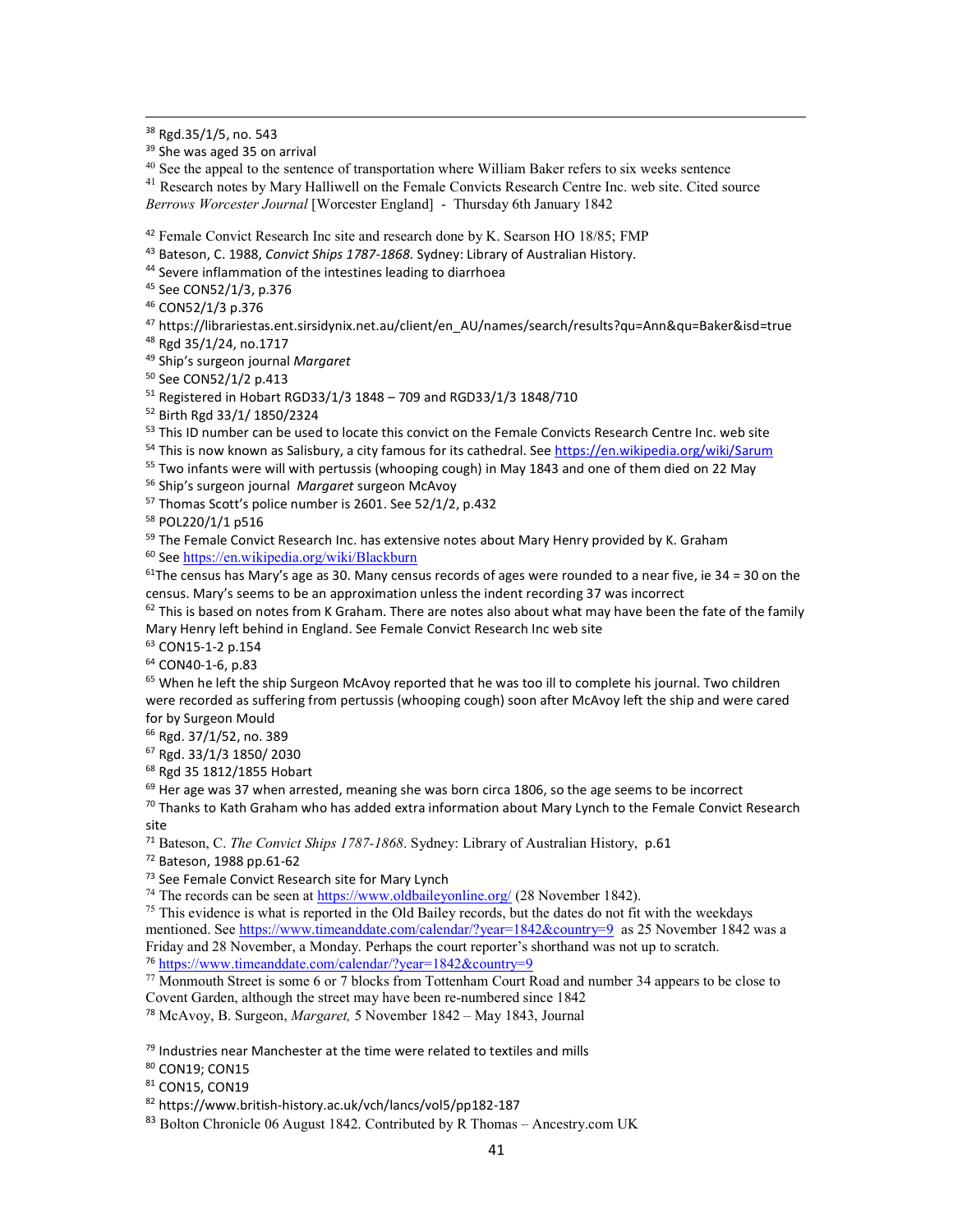[38] Rgd.35/1/5, no. 543

[39] She was aged 35 on arrival

[40] See the appeal to the sentence of transportation where William Baker refers to six weeks sentence

[41] Research notes by Mary Halliwell on the Female Convicts Research Centre Inc. web site. Cited source *Berrows Worcester Journal* [Worcester England] - Thursday 6th January 1842

[42] Female Convict Research Inc site and research done by K. Searson HO 18/85; FMP

[43] Bateson, C. 1988, *Convict Ships 1787-1868*. Sydney: Library of Australian History.

[44] Severe inflammation of the intestines leading to diarrhoea

[45] See CON52/1/3, p.376

[46] CON52/1/3 p.376

[47] https://librariestas.ent.sirsidynix.net.au/client/en_AU/names/search/results?qu=Ann&qu=Baker&isd=true

[48] Rgd 35/1/24, no.1717

[49] Ship's surgeon journal *Margaret*

[50] See CON52/1/2 p.413

[51] Registered in Hobart RGD33/1/3 1848 – 709 and RGD33/1/3 1848/710

[52] Birth Rgd 33/1/ 1850/2324

[53] This ID number can be used to locate this convict on the Female Convicts Research Centre Inc. web site

[54] This is now known as Salisbury, a city famous for its cathedral. See https://en.wikipedia.org/wiki/Sarum

[55] Two infants were will with pertussis (whooping cough) in May 1843 and one of them died on 22 May

[56] Ship's surgeon journal *Margaret* surgeon McAvoy

[57] Thomas Scott's police number is 2601. See 52/1/2, p.432

[58] POL220/1/1 p516

[59] The Female Convict Research Inc. has extensive notes about Mary Henry provided by K. Graham

[60] See https://en.wikipedia.org/wiki/Blackburn

[61] The census has Mary's age as 30. Many census records of ages were rounded to a near five, ie 34 = 30 on the census. Mary's seems to be an approximation unless the indent recording 37 was incorrect

[62] This is based on notes from K Graham. There are notes also about what may have been the fate of the family Mary Henry left behind in England. See Female Convict Research Inc web site

[63] CON15-1-2 p.154

[64] CON40-1-6, p.83

[65] When he left the ship Surgeon McAvoy reported that he was too ill to complete his journal. Two children were recorded as suffering from pertussis (whooping cough) soon after McAvoy left the ship and were cared for by Surgeon Mould

[66] Rgd. 37/1/52, no. 389

[67] Rgd. 33/1/3 1850/ 2030

[68] Rgd 35 1812/1855 Hobart

[69] Her age was 37 when arrested, meaning she was born circa 1806, so the age seems to be incorrect

[70] Thanks to Kath Graham who has added extra information about Mary Lynch to the Female Convict Research site

[71] Bateson, C. *The Convict Ships 1787-1868*. Sydney: Library of Australian History, p.61

[72] Bateson, 1988 pp.61-62

[73] See Female Convict Research site for Mary Lynch

[74] The records can be seen at https://www.oldbaileyonline.org/ (28 November 1842).

[75] This evidence is what is reported in the Old Bailey records, but the dates do not fit with the weekdays mentioned. See https://www.timeanddate.com/calendar/?year=1842&country=9 as 25 November 1842 was a Friday and 28 November, a Monday. Perhaps the court reporter's shorthand was not up to scratch.

[76] https://www.timeanddate.com/calendar/?year=1842&country=9

[77] Monmouth Street is some 6 or 7 blocks from Tottenham Court Road and number 34 appears to be close to Covent Garden, although the street may have been re-numbered since 1842

[78] McAvoy, B. Surgeon, *Margaret*, 5 November 1842 – May 1843, Journal

[79] Industries near Manchester at the time were related to textiles and mills

[80] CON19; CON15

[81] CON15, CON19

[82] https://www.british-history.ac.uk/vch/lancs/vol5/pp182-187

[83] Bolton Chronicle 06 August 1842. Contributed by R Thomas – Ancestry.com UK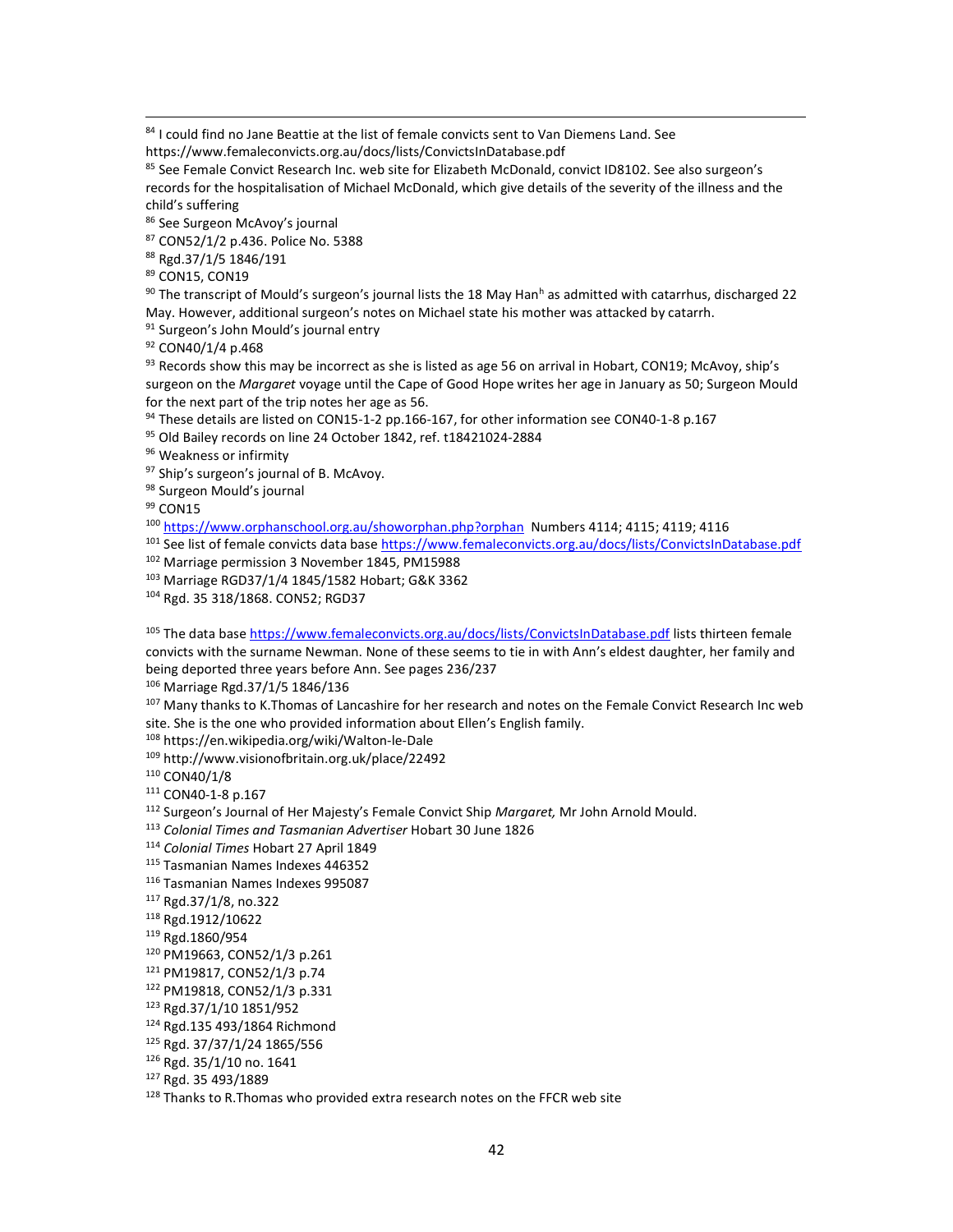[84] I could find no Jane Beattie at the list of female convicts sent to Van Diemens Land. See https://www.femaleconvicts.org.au/docs/lists/ConvictsInDatabase.pdf

[85] See Female Convict Research Inc. web site for Elizabeth McDonald, convict ID8102. See also surgeon's records for the hospitalisation of Michael McDonald, which give details of the severity of the illness and the child's suffering

[86] See Surgeon McAvoy's journal

[87] CON52/1/2 p.436. Police No. 5388

[88] Rgd.37/1/5 1846/191

[89] CON15, CON19

[90] The transcript of Mould's surgeon's journal lists the 18 May Han[h] as admitted with catarrhus, discharged 22 May. However, additional surgeon's notes on Michael state his mother was attacked by catarrh.

[91] Surgeon's John Mould's journal entry

[92] CON40/1/4 p.468

[93] Records show this may be incorrect as she is listed as age 56 on arrival in Hobart, CON19; McAvoy, ship's surgeon on the *Margaret* voyage until the Cape of Good Hope writes her age in January as 50; Surgeon Mould for the next part of the trip notes her age as 56.

[94] These details are listed on CON15-1-2 pp.166-167, for other information see CON40-1-8 p.167

[95] Old Bailey records on line 24 October 1842, ref. t18421024-2884

[96] Weakness or infirmity

[97] Ship's surgeon's journal of B. McAvoy.

[98] Surgeon Mould's journal

[99] CON15

[100] https://www.orphanschool.org.au/showorphan.php?orphan Numbers 4114; 4115; 4119; 4116

[101] See list of female convicts data base https://www.femaleconvicts.org.au/docs/lists/ConvictsInDatabase.pdf

[102] Marriage permission 3 November 1845, PM15988

[103] Marriage RGD37/1/4 1845/1582 Hobart; G&K 3362

[104] Rgd. 35 318/1868. CON52; RGD37

[105] The data base https://www.femaleconvicts.org.au/docs/lists/ConvictsInDatabase.pdf lists thirteen female convicts with the surname Newman. None of these seems to tie in with Ann's eldest daughter, her family and being deported three years before Ann. See pages 236/237

[106] Marriage Rgd.37/1/5 1846/136

[107] Many thanks to K.Thomas of Lancashire for her research and notes on the Female Convict Research Inc web site. She is the one who provided information about Ellen's English family.

[108] https://en.wikipedia.org/wiki/Walton-le-Dale

[109] http://www.visionofbritain.org.uk/place/22492

[110] CON40/1/8

[111] CON40-1-8 p.167

[112] Surgeon's Journal of Her Majesty's Female Convict Ship *Margaret,* Mr John Arnold Mould.

[113] *Colonial Times and Tasmanian Advertiser* Hobart 30 June 1826

[114] *Colonial Times* Hobart 27 April 1849

[115] Tasmanian Names Indexes 446352

[116] Tasmanian Names Indexes 995087

[117] Rgd.37/1/8, no.322

[118] Rgd.1912/10622

[119] Rgd.1860/954

[120] PM19663, CON52/1/3 p.261

[121] PM19817, CON52/1/3 p.74

[122] PM19818, CON52/1/3 p.331

[123] Rgd.37/1/10 1851/952

[124] Rgd.135 493/1864 Richmond

[125] Rgd. 37/37/1/24 1865/556

[126] Rgd. 35/1/10 no. 1641

[127] Rgd. 35 493/1889

[128] Thanks to R.Thomas who provided extra research notes on the FFCR web site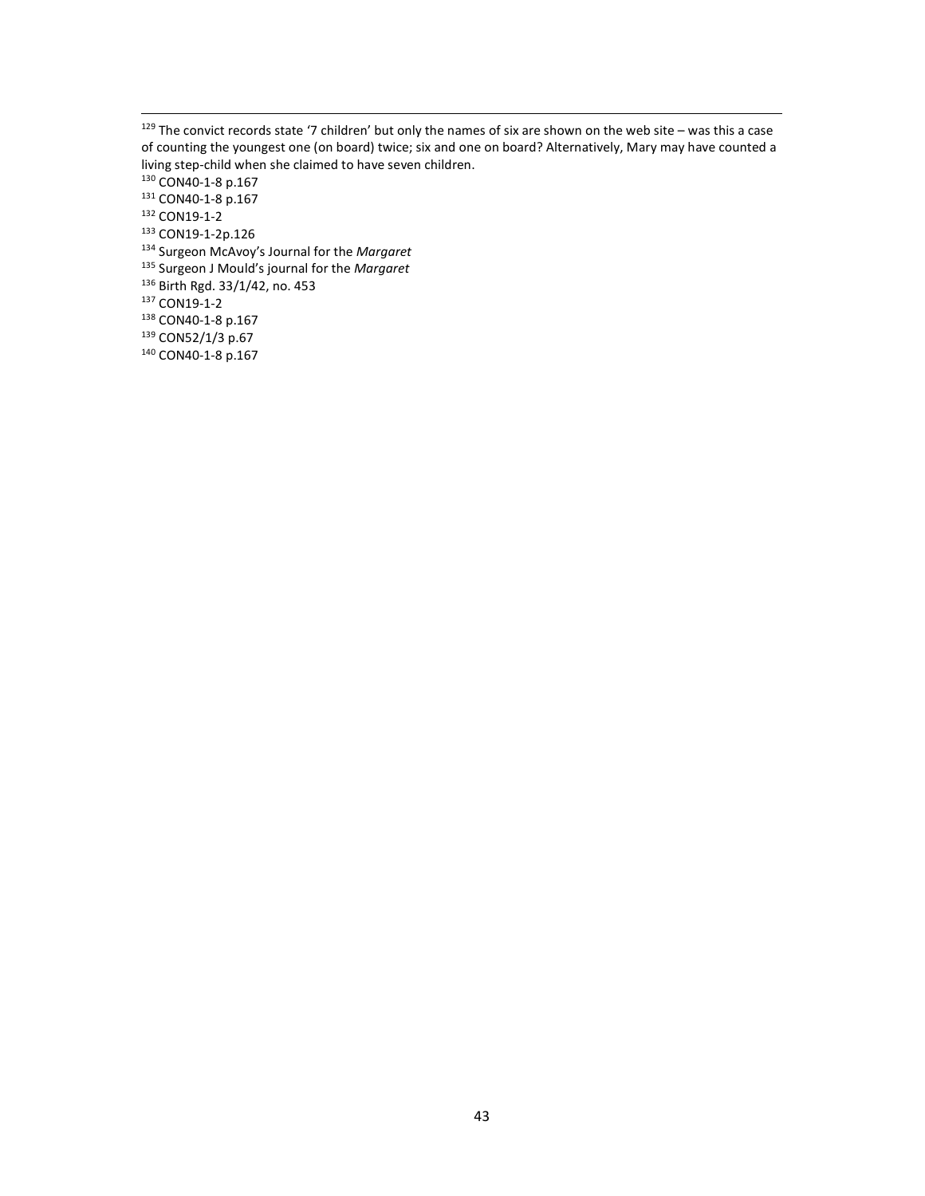[129] The convict records state '7 children' but only the names of six are shown on the web site – was this a case of counting the youngest one (on board) twice; six and one on board? Alternatively, Mary may have counted a living step-child when she claimed to have seven children.

[130] CON40-1-8 p.167

[131] CON40-1-8 p.167

[132] CON19-1-2

[133] CON19-1-2p.126

[134] Surgeon McAvoy's Journal for the *Margaret*

[135] Surgeon J Mould's journal for the *Margaret*

[136] Birth Rgd. 33/1/42, no. 453

[137] CON19-1-2

[138] CON40-1-8 p.167

[139] CON52/1/3 p.67

[140] CON40-1-8 p.167